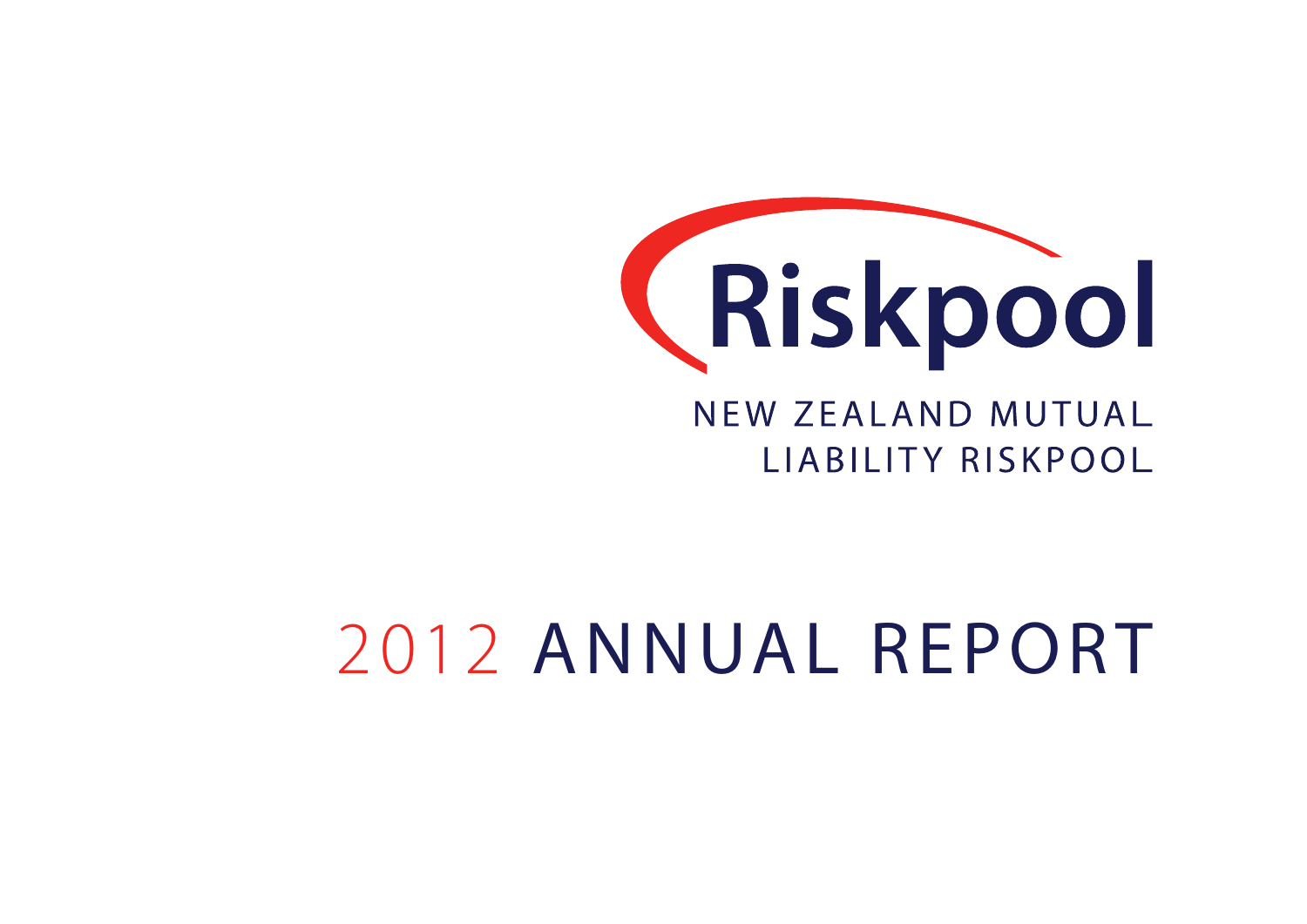# Riskpool

NEW ZEALAND MUTUAL LIABILITY RISKPOOL

# 2012 ANNUAL REPORT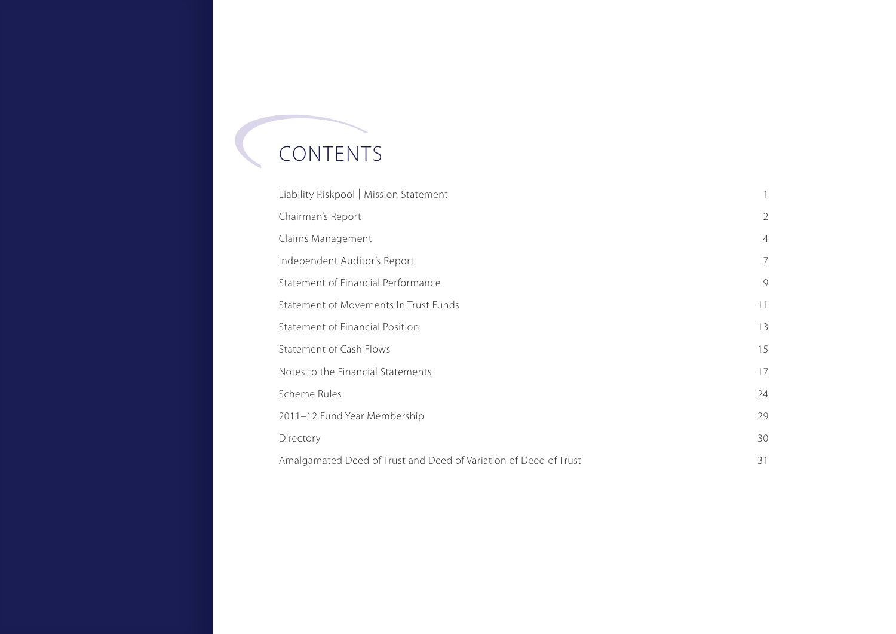# CONTENTS

| | |
|---|---|
| Liability Riskpool \| Mission Statement | 1 |
| Chairman's Report | 2 |
| Claims Management | 4 |
| Independent Auditor's Report | 7 |
| Statement of Financial Performance | 9 |
| Statement of Movements In Trust Funds | 11 |
| Statement of Financial Position | 13 |
| Statement of Cash Flows | 15 |
| Notes to the Financial Statements | 17 |
| Scheme Rules | 24 |
| 2011–12 Fund Year Membership | 29 |
| Directory | 30 |
| Amalgamated Deed of Trust and Deed of Variation of Deed of Trust | 31 |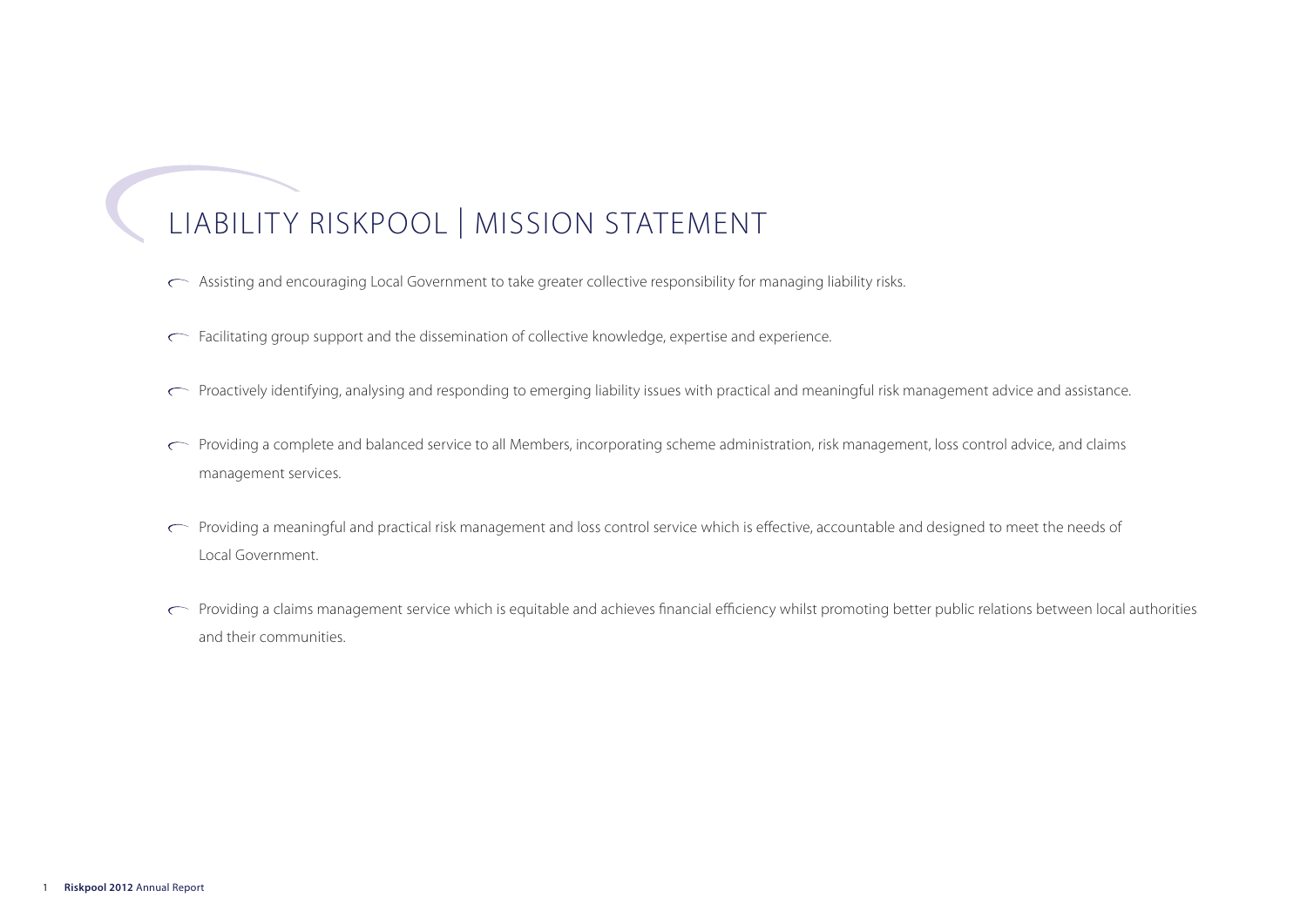# LIABILITY RISKPOOL | MISSION STATEMENT

- Assisting and encouraging Local Government to take greater collective responsibility for managing liability risks.
- Facilitating group support and the dissemination of collective knowledge, expertise and experience.
- Proactively identifying, analysing and responding to emerging liability issues with practical and meaningful risk management advice and assistance.
- Providing a complete and balanced service to all Members, incorporating scheme administration, risk management, loss control advice, and claims management services.
- Providing a meaningful and practical risk management and loss control service which is effective, accountable and designed to meet the needs of Local Government.
- Providing a claims management service which is equitable and achieves financial efficiency whilst promoting better public relations between local authorities and their communities.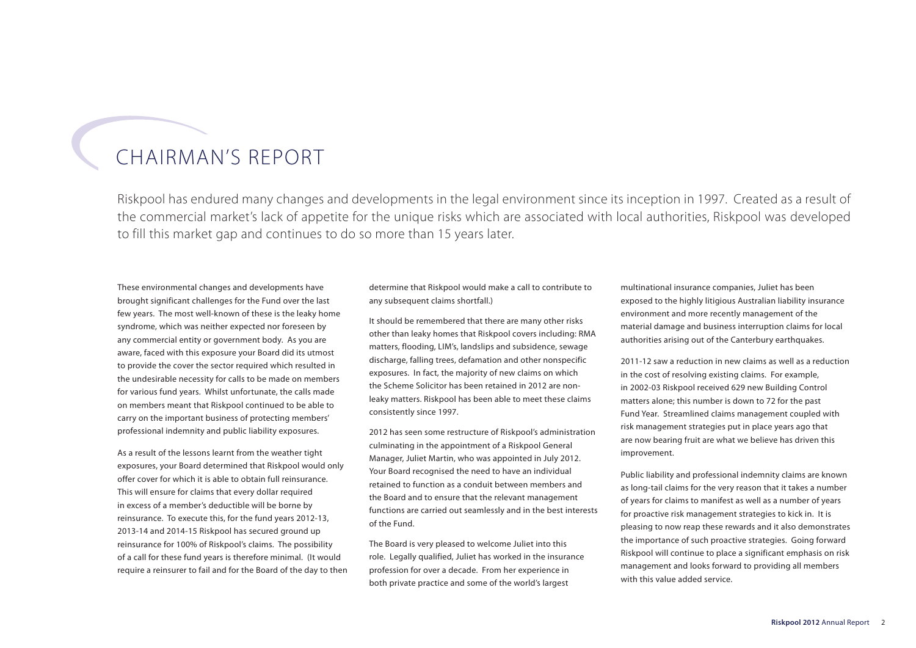# CHAIRMAN'S REPORT

Riskpool has endured many changes and developments in the legal environment since its inception in 1997. Created as a result of the commercial market's lack of appetite for the unique risks which are associated with local authorities, Riskpool was developed to fill this market gap and continues to do so more than 15 years later.

These environmental changes and developments have brought significant challenges for the Fund over the last few years. The most well-known of these is the leaky home syndrome, which was neither expected nor foreseen by any commercial entity or government body. As you are aware, faced with this exposure your Board did its utmost to provide the cover the sector required which resulted in the undesirable necessity for calls to be made on members for various fund years. Whilst unfortunate, the calls made on members meant that Riskpool continued to be able to carry on the important business of protecting members' professional indemnity and public liability exposures.

As a result of the lessons learnt from the weather tight exposures, your Board determined that Riskpool would only offer cover for which it is able to obtain full reinsurance. This will ensure for claims that every dollar required in excess of a member's deductible will be borne by reinsurance. To execute this, for the fund years 2012-13, 2013-14 and 2014-15 Riskpool has secured ground up reinsurance for 100% of Riskpool's claims. The possibility of a call for these fund years is therefore minimal. (It would require a reinsurer to fail and for the Board of the day to then determine that Riskpool would make a call to contribute to any subsequent claims shortfall.)

It should be remembered that there are many other risks other than leaky homes that Riskpool covers including: RMA matters, flooding, LIM's, landslips and subsidence, sewage discharge, falling trees, defamation and other nonspecific exposures. In fact, the majority of new claims on which the Scheme Solicitor has been retained in 2012 are non-leaky matters. Riskpool has been able to meet these claims consistently since 1997.

2012 has seen some restructure of Riskpool's administration culminating in the appointment of a Riskpool General Manager, Juliet Martin, who was appointed in July 2012. Your Board recognised the need to have an individual retained to function as a conduit between members and the Board and to ensure that the relevant management functions are carried out seamlessly and in the best interests of the Fund.

The Board is very pleased to welcome Juliet into this role. Legally qualified, Juliet has worked in the insurance profession for over a decade. From her experience in both private practice and some of the world's largest multinational insurance companies, Juliet has been exposed to the highly litigious Australian liability insurance environment and more recently management of the material damage and business interruption claims for local authorities arising out of the Canterbury earthquakes.

2011-12 saw a reduction in new claims as well as a reduction in the cost of resolving existing claims. For example, in 2002-03 Riskpool received 629 new Building Control matters alone; this number is down to 72 for the past Fund Year. Streamlined claims management coupled with risk management strategies put in place years ago that are now bearing fruit are what we believe has driven this improvement.

Public liability and professional indemnity claims are known as long-tail claims for the very reason that it takes a number of years for claims to manifest as well as a number of years for proactive risk management strategies to kick in. It is pleasing to now reap these rewards and it also demonstrates the importance of such proactive strategies. Going forward Riskpool will continue to place a significant emphasis on risk management and looks forward to providing all members with this value added service.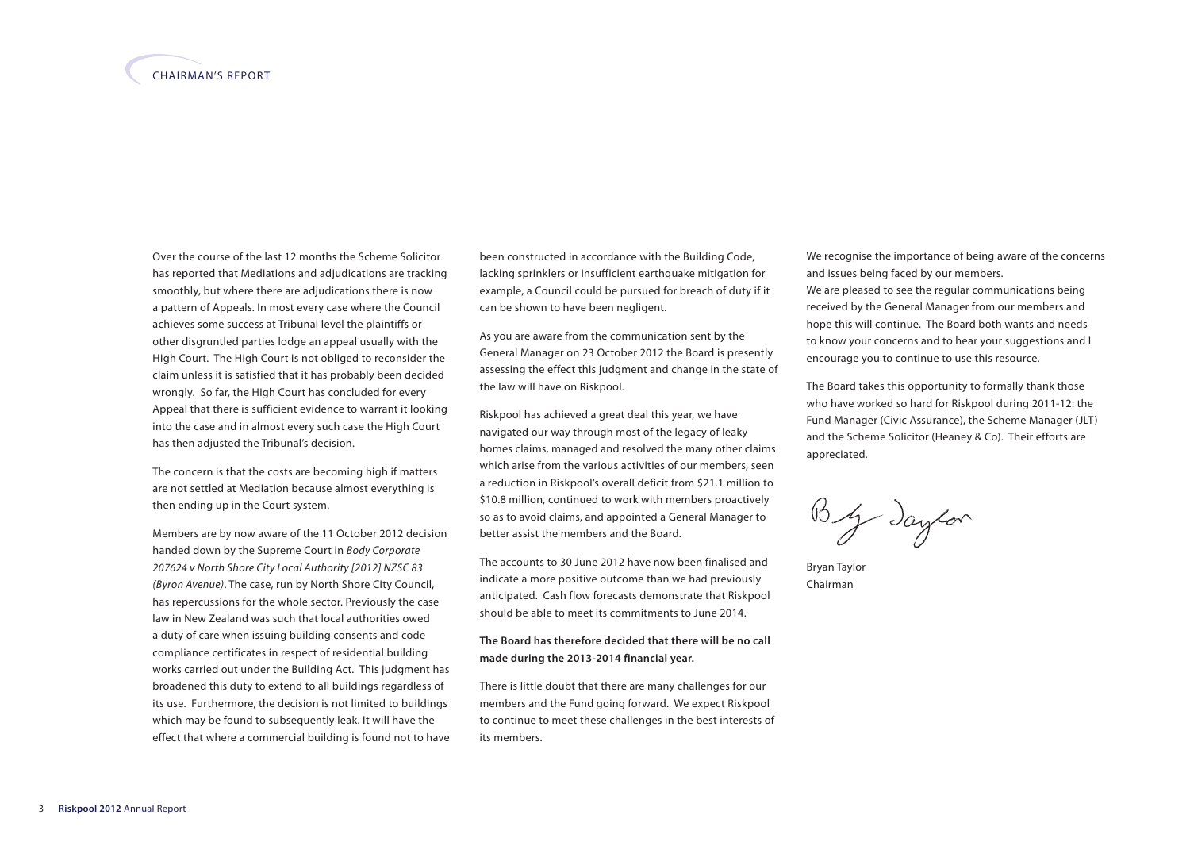# CHAIRMAN'S REPORT

Over the course of the last 12 months the Scheme Solicitor has reported that Mediations and adjudications are tracking smoothly, but where there are adjudications there is now a pattern of Appeals. In most every case where the Council achieves some success at Tribunal level the plaintiffs or other disgruntled parties lodge an appeal usually with the High Court. The High Court is not obliged to reconsider the claim unless it is satisfied that it has probably been decided wrongly. So far, the High Court has concluded for every Appeal that there is sufficient evidence to warrant it looking into the case and in almost every such case the High Court has then adjusted the Tribunal's decision.

The concern is that the costs are becoming high if matters are not settled at Mediation because almost everything is then ending up in the Court system.

Members are by now aware of the 11 October 2012 decision handed down by the Supreme Court in *Body Corporate 207624 v North Shore City Local Authority [2012] NZSC 83 (Byron Avenue)*. The case, run by North Shore City Council, has repercussions for the whole sector. Previously the case law in New Zealand was such that local authorities owed a duty of care when issuing building consents and code compliance certificates in respect of residential building works carried out under the Building Act. This judgment has broadened this duty to extend to all buildings regardless of its use. Furthermore, the decision is not limited to buildings which may be found to subsequently leak. It will have the effect that where a commercial building is found not to have been constructed in accordance with the Building Code, lacking sprinklers or insufficient earthquake mitigation for example, a Council could be pursued for breach of duty if it can be shown to have been negligent.

As you are aware from the communication sent by the General Manager on 23 October 2012 the Board is presently assessing the effect this judgment and change in the state of the law will have on Riskpool.

Riskpool has achieved a great deal this year, we have navigated our way through most of the legacy of leaky homes claims, managed and resolved the many other claims which arise from the various activities of our members, seen a reduction in Riskpool's overall deficit from $21.1 million to $10.8 million, continued to work with members proactively so as to avoid claims, and appointed a General Manager to better assist the members and the Board.

The accounts to 30 June 2012 have now been finalised and indicate a more positive outcome than we had previously anticipated. Cash flow forecasts demonstrate that Riskpool should be able to meet its commitments to June 2014.

**The Board has therefore decided that there will be no call made during the 2013-2014 financial year.**

There is little doubt that there are many challenges for our members and the Fund going forward. We expect Riskpool to continue to meet these challenges in the best interests of its members.

We recognise the importance of being aware of the concerns and issues being faced by our members.
We are pleased to see the regular communications being received by the General Manager from our members and hope this will continue. The Board both wants and needs to know your concerns and to hear your suggestions and I encourage you to continue to use this resource.

The Board takes this opportunity to formally thank those who have worked so hard for Riskpool during 2011-12: the Fund Manager (Civic Assurance), the Scheme Manager (JLT) and the Scheme Solicitor (Heaney & Co). Their efforts are appreciated.

Bryan Taylor
Chairman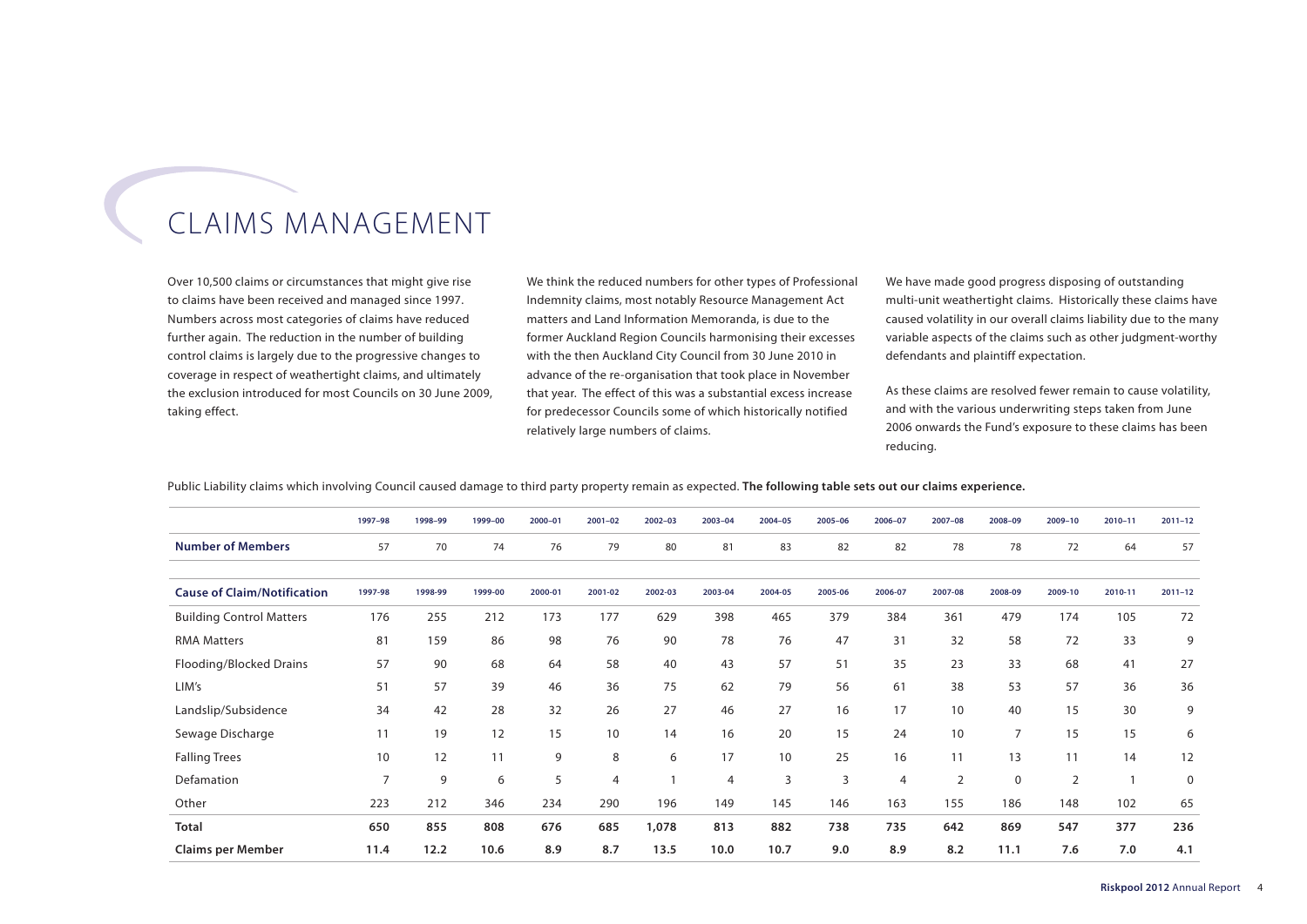# CLAIMS MANAGEMENT

Over 10,500 claims or circumstances that might give rise to claims have been received and managed since 1997. Numbers across most categories of claims have reduced further again. The reduction in the number of building control claims is largely due to the progressive changes to coverage in respect of weathertight claims, and ultimately the exclusion introduced for most Councils on 30 June 2009, taking effect.

We think the reduced numbers for other types of Professional Indemnity claims, most notably Resource Management Act matters and Land Information Memoranda, is due to the former Auckland Region Councils harmonising their excesses with the then Auckland City Council from 30 June 2010 in advance of the re-organisation that took place in November that year. The effect of this was a substantial excess increase for predecessor Councils some of which historically notified relatively large numbers of claims.

We have made good progress disposing of outstanding multi-unit weathertight claims. Historically these claims have caused volatility in our overall claims liability due to the many variable aspects of the claims such as other judgment-worthy defendants and plaintiff expectation.

As these claims are resolved fewer remain to cause volatility, and with the various underwriting steps taken from June 2006 onwards the Fund's exposure to these claims has been reducing.

Public Liability claims which involving Council caused damage to third party property remain as expected. **The following table sets out our claims experience.**

| | 1997–98 | 1998–99 | 1999–00 | 2000–01 | 2001–02 | 2002–03 | 2003–04 | 2004–05 | 2005–06 | 2006–07 | 2007–08 | 2008–09 | 2009–10 | 2010–11 | 2011–12 |
|---|---|---|---|---|---|---|---|---|---|---|---|---|---|---|---|
| **Number of Members** | 57 | 70 | 74 | 76 | 79 | 80 | 81 | 83 | 82 | 82 | 78 | 78 | 72 | 64 | 57 |

| **Cause of Claim/Notification** | 1997-98 | 1998-99 | 1999-00 | 2000-01 | 2001-02 | 2002-03 | 2003-04 | 2004-05 | 2005-06 | 2006-07 | 2007-08 | 2008-09 | 2009-10 | 2010-11 | 2011–12 |
|---|---|---|---|---|---|---|---|---|---|---|---|---|---|---|---|
| Building Control Matters | 176 | 255 | 212 | 173 | 177 | 629 | 398 | 465 | 379 | 384 | 361 | 479 | 174 | 105 | 72 |
| RMA Matters | 81 | 159 | 86 | 98 | 76 | 90 | 78 | 76 | 47 | 31 | 32 | 58 | 72 | 33 | 9 |
| Flooding/Blocked Drains | 57 | 90 | 68 | 64 | 58 | 40 | 43 | 57 | 51 | 35 | 23 | 33 | 68 | 41 | 27 |
| LIM's | 51 | 57 | 39 | 46 | 36 | 75 | 62 | 79 | 56 | 61 | 38 | 53 | 57 | 36 | 36 |
| Landslip/Subsidence | 34 | 42 | 28 | 32 | 26 | 27 | 46 | 27 | 16 | 17 | 10 | 40 | 15 | 30 | 9 |
| Sewage Discharge | 11 | 19 | 12 | 15 | 10 | 14 | 16 | 20 | 15 | 24 | 10 | 7 | 15 | 15 | 6 |
| Falling Trees | 10 | 12 | 11 | 9 | 8 | 6 | 17 | 10 | 25 | 16 | 11 | 13 | 11 | 14 | 12 |
| Defamation | 7 | 9 | 6 | 5 | 4 | 1 | 4 | 3 | 3 | 4 | 2 | 0 | 2 | 1 | 0 |
| Other | 223 | 212 | 346 | 234 | 290 | 196 | 149 | 145 | 146 | 163 | 155 | 186 | 148 | 102 | 65 |
| **Total** | **650** | **855** | **808** | **676** | **685** | **1,078** | **813** | **882** | **738** | **735** | **642** | **869** | **547** | **377** | **236** |
| **Claims per Member** | **11.4** | **12.2** | **10.6** | **8.9** | **8.7** | **13.5** | **10.0** | **10.7** | **9.0** | **8.9** | **8.2** | **11.1** | **7.6** | **7.0** | **4.1** |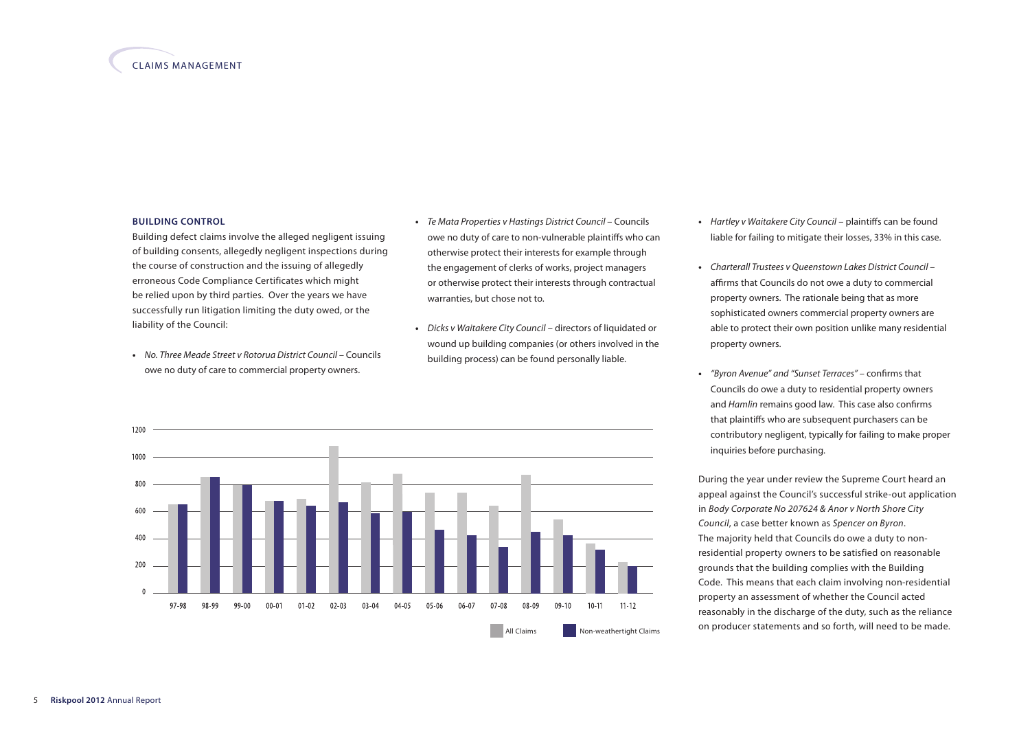## BUILDING CONTROL

Building defect claims involve the alleged negligent issuing of building consents, allegedly negligent inspections during the course of construction and the issuing of allegedly erroneous Code Compliance Certificates which might be relied upon by third parties. Over the years we have successfully run litigation limiting the duty owed, or the liability of the Council:

- *No. Three Meade Street v Rotorua District Council* – Councils owe no duty of care to commercial property owners.
- *Te Mata Properties v Hastings District Council* – Councils owe no duty of care to non-vulnerable plaintiffs who can otherwise protect their interests for example through the engagement of clerks of works, project managers or otherwise protect their interests through contractual warranties, but chose not to.
- *Dicks v Waitakere City Council* – directors of liquidated or wound up building companies (or others involved in the building process) can be found personally liable.
- *Hartley v Waitakere City Council* – plaintiffs can be found liable for failing to mitigate their losses, 33% in this case.
- *Charterall Trustees v Queenstown Lakes District Council* – affirms that Councils do not owe a duty to commercial property owners. The rationale being that as more sophisticated owners commercial property owners are able to protect their own position unlike many residential property owners.
- *"Byron Avenue" and "Sunset Terraces"* – confirms that Councils do owe a duty to residential property owners and *Hamlin* remains good law. This case also confirms that plaintiffs who are subsequent purchasers can be contributory negligent, typically for failing to make proper inquiries before purchasing.

During the year under review the Supreme Court heard an appeal against the Council's successful strike-out application in *Body Corporate No 207624 & Anor v North Shore City Council*, a case better known as *Spencer on Byron*. The majority held that Councils do owe a duty to non-residential property owners to be satisfied on reasonable grounds that the building complies with the Building Code. This means that each claim involving non-residential property an assessment of whether the Council acted reasonably in the discharge of the duty, such as the reliance on producer statements and so forth, will need to be made.

| Year | All Claims | Non-weathertight Claims |
|---|---|---|
| 97-98 | ~650 | ~650 |
| 98-99 | ~850 | ~850 |
| 99-00 | ~790 | ~790 |
| 00-01 | ~675 | ~675 |
| 01-02 | ~690 | ~640 |
| 02-03 | ~1080 | ~665 |
| 03-04 | ~810 | ~580 |
| 04-05 | ~875 | ~595 |
| 05-06 | ~735 | ~460 |
| 06-07 | ~735 | ~420 |
| 07-08 | ~640 | ~335 |
| 08-09 | ~865 | ~445 |
| 09-10 | ~535 | ~420 |
| 10-11 | ~360 | ~315 |
| 11-12 | ~225 | ~195 |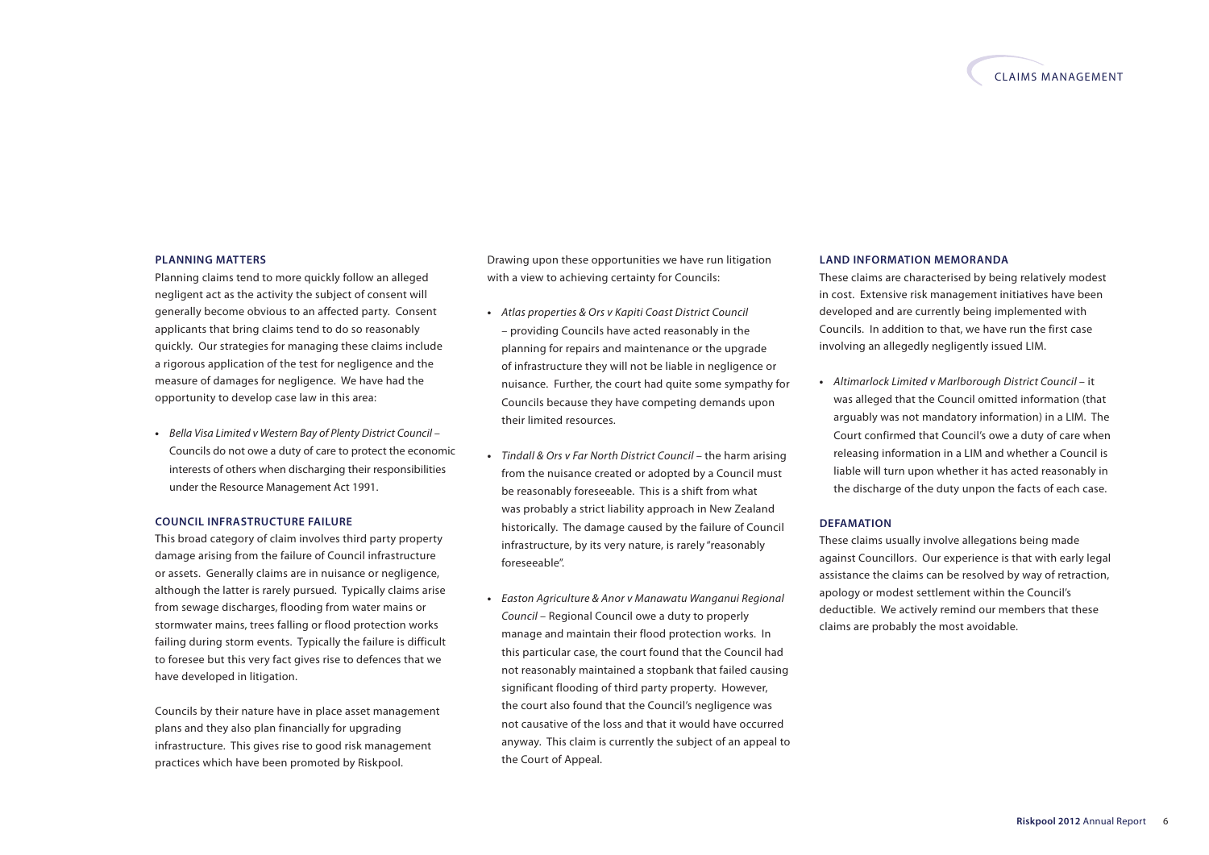## PLANNING MATTERS

Planning claims tend to more quickly follow an alleged negligent act as the activity the subject of consent will generally become obvious to an affected party. Consent applicants that bring claims tend to do so reasonably quickly. Our strategies for managing these claims include a rigorous application of the test for negligence and the measure of damages for negligence. We have had the opportunity to develop case law in this area:

- *Bella Visa Limited v Western Bay of Plenty District Council* – Councils do not owe a duty of care to protect the economic interests of others when discharging their responsibilities under the Resource Management Act 1991.

## COUNCIL INFRASTRUCTURE FAILURE

This broad category of claim involves third party property damage arising from the failure of Council infrastructure or assets. Generally claims are in nuisance or negligence, although the latter is rarely pursued. Typically claims arise from sewage discharges, flooding from water mains or stormwater mains, trees falling or flood protection works failing during storm events. Typically the failure is difficult to foresee but this very fact gives rise to defences that we have developed in litigation.

Councils by their nature have in place asset management plans and they also plan financially for upgrading infrastructure. This gives rise to good risk management practices which have been promoted by Riskpool.

Drawing upon these opportunities we have run litigation with a view to achieving certainty for Councils:

- *Atlas properties & Ors v Kapiti Coast District Council* – providing Councils have acted reasonably in the planning for repairs and maintenance or the upgrade of infrastructure they will not be liable in negligence or nuisance. Further, the court had quite some sympathy for Councils because they have competing demands upon their limited resources.
- *Tindall & Ors v Far North District Council* – the harm arising from the nuisance created or adopted by a Council must be reasonably foreseeable. This is a shift from what was probably a strict liability approach in New Zealand historically. The damage caused by the failure of Council infrastructure, by its very nature, is rarely "reasonably foreseeable".
- *Easton Agriculture & Anor v Manawatu Wanganui Regional Council* – Regional Council owe a duty to properly manage and maintain their flood protection works. In this particular case, the court found that the Council had not reasonably maintained a stopbank that failed causing significant flooding of third party property. However, the court also found that the Council's negligence was not causative of the loss and that it would have occurred anyway. This claim is currently the subject of an appeal to the Court of Appeal.

## LAND INFORMATION MEMORANDA

These claims are characterised by being relatively modest in cost. Extensive risk management initiatives have been developed and are currently being implemented with Councils. In addition to that, we have run the first case involving an allegedly negligently issued LIM.

- *Altimarlock Limited v Marlborough District Council* – it was alleged that the Council omitted information (that arguably was not mandatory information) in a LIM. The Court confirmed that Council's owe a duty of care when releasing information in a LIM and whether a Council is liable will turn upon whether it has acted reasonably in the discharge of the duty unpon the facts of each case.

## DEFAMATION

These claims usually involve allegations being made against Councillors. Our experience is that with early legal assistance the claims can be resolved by way of retraction, apology or modest settlement within the Council's deductible. We actively remind our members that these claims are probably the most avoidable.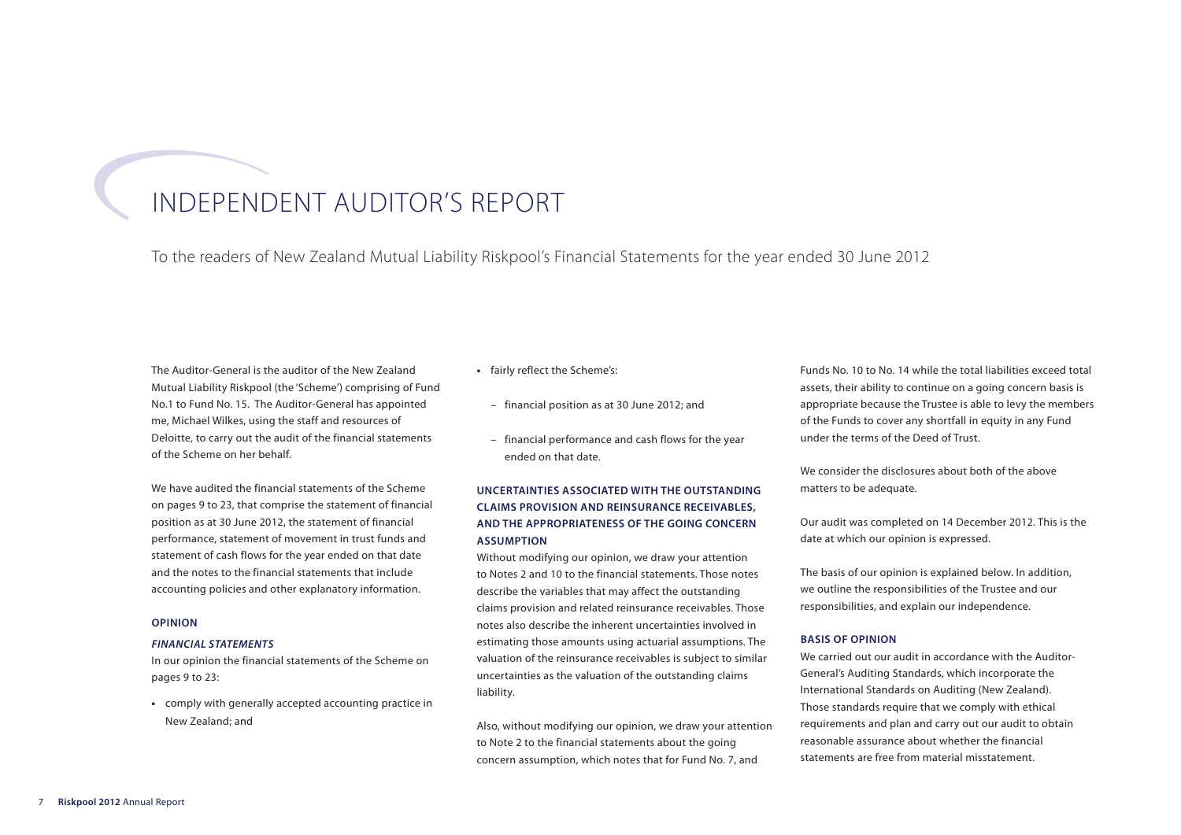# INDEPENDENT AUDITOR'S REPORT

To the readers of New Zealand Mutual Liability Riskpool's Financial Statements for the year ended 30 June 2012

The Auditor-General is the auditor of the New Zealand Mutual Liability Riskpool (the 'Scheme') comprising of Fund No.1 to Fund No. 15. The Auditor-General has appointed me, Michael Wilkes, using the staff and resources of Deloitte, to carry out the audit of the financial statements of the Scheme on her behalf.

We have audited the financial statements of the Scheme on pages 9 to 23, that comprise the statement of financial position as at 30 June 2012, the statement of financial performance, statement of movement in trust funds and statement of cash flows for the year ended on that date and the notes to the financial statements that include accounting policies and other explanatory information.

## OPINION

### *FINANCIAL STATEMENTS*

In our opinion the financial statements of the Scheme on pages 9 to 23:

- comply with generally accepted accounting practice in New Zealand; and
- fairly reflect the Scheme's:
  - financial position as at 30 June 2012; and
  - financial performance and cash flows for the year ended on that date.

### UNCERTAINTIES ASSOCIATED WITH THE OUTSTANDING CLAIMS PROVISION AND REINSURANCE RECEIVABLES, AND THE APPROPRIATENESS OF THE GOING CONCERN ASSUMPTION

Without modifying our opinion, we draw your attention to Notes 2 and 10 to the financial statements. Those notes describe the variables that may affect the outstanding claims provision and related reinsurance receivables. Those notes also describe the inherent uncertainties involved in estimating those amounts using actuarial assumptions. The valuation of the reinsurance receivables is subject to similar uncertainties as the valuation of the outstanding claims liability.

Also, without modifying our opinion, we draw your attention to Note 2 to the financial statements about the going concern assumption, which notes that for Fund No. 7, and Funds No. 10 to No. 14 while the total liabilities exceed total assets, their ability to continue on a going concern basis is appropriate because the Trustee is able to levy the members of the Funds to cover any shortfall in equity in any Fund under the terms of the Deed of Trust.

We consider the disclosures about both of the above matters to be adequate.

Our audit was completed on 14 December 2012. This is the date at which our opinion is expressed.

The basis of our opinion is explained below. In addition, we outline the responsibilities of the Trustee and our responsibilities, and explain our independence.

## BASIS OF OPINION

We carried out our audit in accordance with the Auditor-General's Auditing Standards, which incorporate the International Standards on Auditing (New Zealand). Those standards require that we comply with ethical requirements and plan and carry out our audit to obtain reasonable assurance about whether the financial statements are free from material misstatement.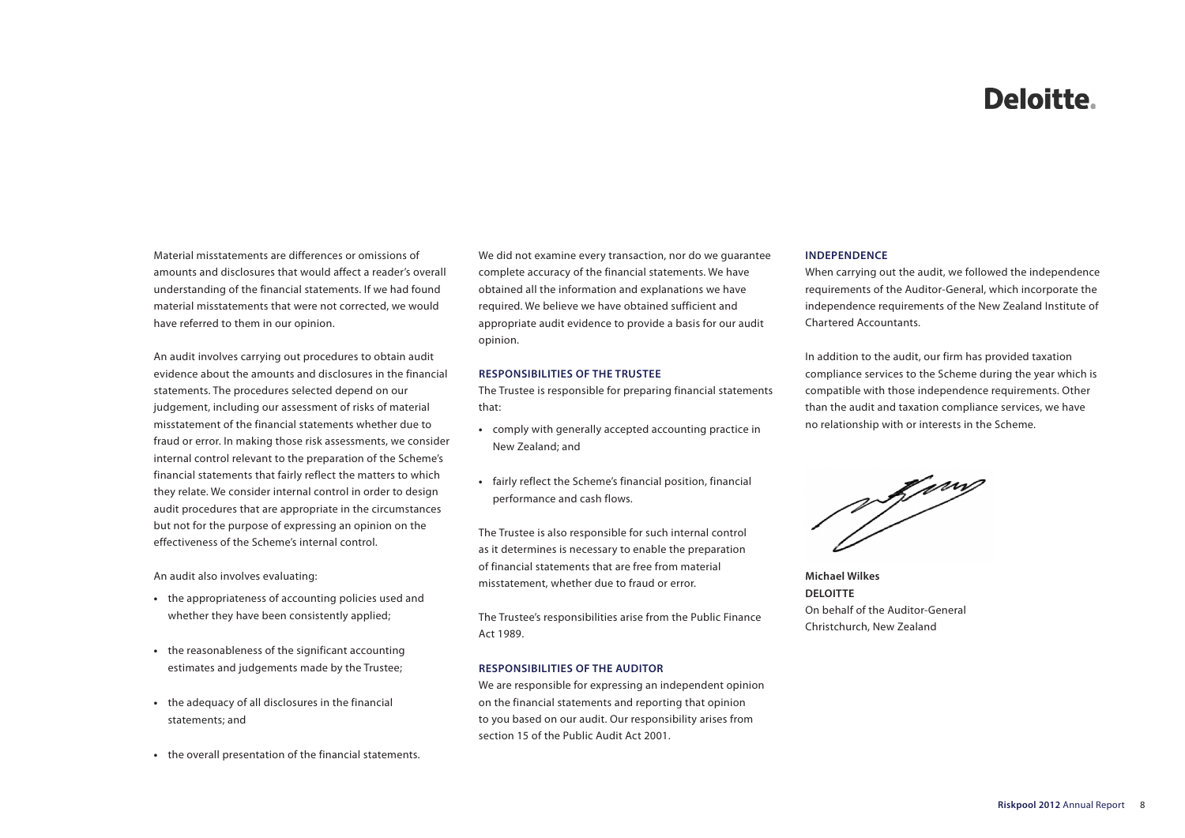Deloitte.

Material misstatements are differences or omissions of amounts and disclosures that would affect a reader's overall understanding of the financial statements. If we had found material misstatements that were not corrected, we would have referred to them in our opinion.

An audit involves carrying out procedures to obtain audit evidence about the amounts and disclosures in the financial statements. The procedures selected depend on our judgement, including our assessment of risks of material misstatement of the financial statements whether due to fraud or error. In making those risk assessments, we consider internal control relevant to the preparation of the Scheme's financial statements that fairly reflect the matters to which they relate. We consider internal control in order to design audit procedures that are appropriate in the circumstances but not for the purpose of expressing an opinion on the effectiveness of the Scheme's internal control.

An audit also involves evaluating:

- the appropriateness of accounting policies used and whether they have been consistently applied;
- the reasonableness of the significant accounting estimates and judgements made by the Trustee;
- the adequacy of all disclosures in the financial statements; and
- the overall presentation of the financial statements.

We did not examine every transaction, nor do we guarantee complete accuracy of the financial statements. We have obtained all the information and explanations we have required. We believe we have obtained sufficient and appropriate audit evidence to provide a basis for our audit opinion.

### RESPONSIBILITIES OF THE TRUSTEE

The Trustee is responsible for preparing financial statements that:

- comply with generally accepted accounting practice in New Zealand; and
- fairly reflect the Scheme's financial position, financial performance and cash flows.

The Trustee is also responsible for such internal control as it determines is necessary to enable the preparation of financial statements that are free from material misstatement, whether due to fraud or error.

The Trustee's responsibilities arise from the Public Finance Act 1989.

### RESPONSIBILITIES OF THE AUDITOR

We are responsible for expressing an independent opinion on the financial statements and reporting that opinion to you based on our audit. Our responsibility arises from section 15 of the Public Audit Act 2001.

### INDEPENDENCE

When carrying out the audit, we followed the independence requirements of the Auditor-General, which incorporate the independence requirements of the New Zealand Institute of Chartered Accountants.

In addition to the audit, our firm has provided taxation compliance services to the Scheme during the year which is compatible with those independence requirements. Other than the audit and taxation compliance services, we have no relationship with or interests in the Scheme.

**Michael Wilkes**
**DELOITTE**
On behalf of the Auditor-General
Christchurch, New Zealand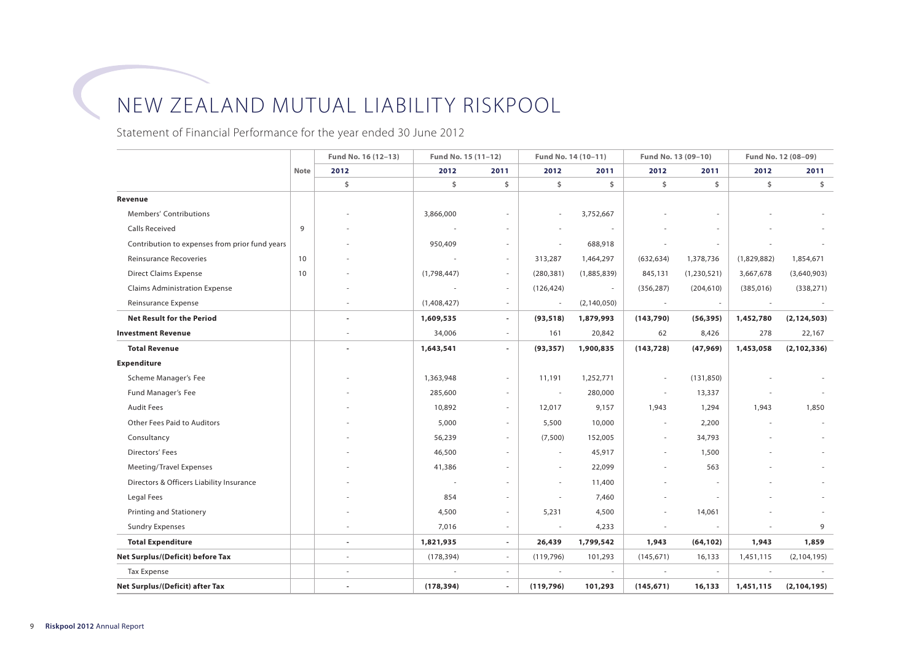# NEW ZEALAND MUTUAL LIABILITY RISKPOOL

Statement of Financial Performance for the year ended 30 June 2012

| | Note | Fund No. 16 (12–13) | Fund No. 15 (11–12) | | Fund No. 14 (10–11) | | Fund No. 13 (09–10) | | Fund No. 12 (08–09) | |
|---|---|---|---|---|---|---|---|---|---|---|
| | | 2012 | 2012 | 2011 | 2012 | 2011 | 2012 | 2011 | 2012 | 2011 |
| | | $ | $ | $ | $ | $ | $ | $ | $ | $ |
| **Revenue** | | | | | | | | | | |
| Members' Contributions | | - | 3,866,000 | - | - | 3,752,667 | - | - | - | - |
| Calls Received | 9 | - | - | - | - | - | - | - | - | - |
| Contribution to expenses from prior fund years | | - | 950,409 | - | - | 688,918 | - | - | - | - |
| Reinsurance Recoveries | 10 | - | - | - | 313,287 | 1,464,297 | (632,634) | 1,378,736 | (1,829,882) | 1,854,671 |
| Direct Claims Expense | 10 | - | (1,798,447) | - | (280,381) | (1,885,839) | 845,131 | (1,230,521) | 3,667,678 | (3,640,903) |
| Claims Administration Expense | | - | - | - | (126,424) | - | (356,287) | (204,610) | (385,016) | (338,271) |
| Reinsurance Expense | | - | (1,408,427) | - | - | (2,140,050) | - | - | - | - |
| **Net Result for the Period** | | **-** | **1,609,535** | **-** | **(93,518)** | **1,879,993** | **(143,790)** | **(56,395)** | **1,452,780** | **(2,124,503)** |
| **Investment Revenue** | | - | 34,006 | - | 161 | 20,842 | 62 | 8,426 | 278 | 22,167 |
| **Total Revenue** | | **-** | **1,643,541** | **-** | **(93,357)** | **1,900,835** | **(143,728)** | **(47,969)** | **1,453,058** | **(2,102,336)** |
| **Expenditure** | | | | | | | | | | |
| Scheme Manager's Fee | | - | 1,363,948 | - | 11,191 | 1,252,771 | - | (131,850) | - | - |
| Fund Manager's Fee | | - | 285,600 | - | - | 280,000 | - | 13,337 | - | - |
| Audit Fees | | - | 10,892 | - | 12,017 | 9,157 | 1,943 | 1,294 | 1,943 | 1,850 |
| Other Fees Paid to Auditors | | - | 5,000 | - | 5,500 | 10,000 | - | 2,200 | - | - |
| Consultancy | | - | 56,239 | - | (7,500) | 152,005 | - | 34,793 | - | - |
| Directors' Fees | | - | 46,500 | - | - | 45,917 | - | 1,500 | - | - |
| Meeting/Travel Expenses | | - | 41,386 | - | - | 22,099 | - | 563 | - | - |
| Directors & Officers Liability Insurance | | - | - | - | - | 11,400 | - | - | - | - |
| Legal Fees | | - | 854 | - | - | 7,460 | - | - | - | - |
| Printing and Stationery | | - | 4,500 | - | 5,231 | 4,500 | - | 14,061 | - | - |
| Sundry Expenses | | - | 7,016 | - | - | 4,233 | - | - | - | 9 |
| **Total Expenditure** | | **-** | **1,821,935** | **-** | **26,439** | **1,799,542** | **1,943** | **(64,102)** | **1,943** | **1,859** |
| **Net Surplus/(Deficit) before Tax** | | - | (178,394) | - | (119,796) | 101,293 | (145,671) | 16,133 | 1,451,115 | (2,104,195) |
| Tax Expense | | - | - | - | - | - | - | - | - | - |
| **Net Surplus/(Deficit) after Tax** | | **-** | **(178,394)** | **-** | **(119,796)** | **101,293** | **(145,671)** | **16,133** | **1,451,115** | **(2,104,195)** |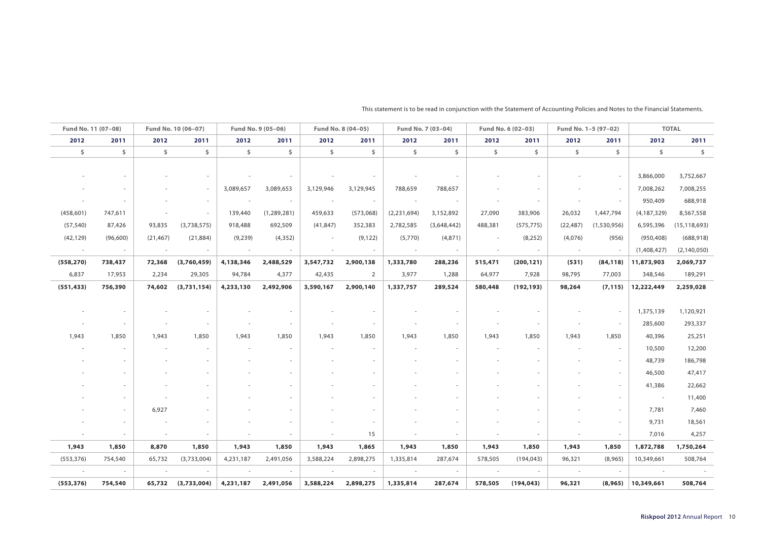This statement is to be read in conjunction with the Statement of Accounting Policies and Notes to the Financial Statements.

| Fund No. 11 (07–08) | | Fund No. 10 (06–07) | | Fund No. 9 (05–06) | | Fund No. 8 (04–05) | | Fund No. 7 (03–04) | | Fund No. 6 (02–03) | | Fund No. 1–5 (97–02) | | TOTAL | |
|---|---|---|---|---|---|---|---|---|---|---|---|---|---|---|---|
| 2012 | 2011 | 2012 | 2011 | 2012 | 2011 | 2012 | 2011 | 2012 | 2011 | 2012 | 2011 | 2012 | 2011 | 2012 | 2011 |
| $ | $ | $ | $ | $ | $ | $ | $ | $ | $ | $ | $ | $ | $ | $ | $ |
| - | - | - | - | - | - | - | - | - | - | - | - | - | - | 3,866,000 | 3,752,667 |
| - | - | - | - | 3,089,657 | 3,089,653 | 3,129,946 | 3,129,945 | 788,659 | 788,657 | - | - | - | - | 7,008,262 | 7,008,255 |
| - | - | - | - | - | - | - | - | - | - | - | - | - | - | 950,409 | 688,918 |
| (458,601) | 747,611 | - | - | 139,440 | (1,289,281) | 459,633 | (573,068) | (2,231,694) | 3,152,892 | 27,090 | 383,906 | 26,032 | 1,447,794 | (4,187,329) | 8,567,558 |
| (57,540) | 87,426 | 93,835 | (3,738,575) | 918,488 | 692,509 | (41,847) | 352,383 | 2,782,585 | (3,648,442) | 488,381 | (575,775) | (22,487) | (1,530,956) | 6,595,396 | (15,118,693) |
| (42,129) | (96,600) | (21,467) | (21,884) | (9,239) | (4,352) | - | (9,122) | (5,770) | (4,871) | - | (8,252) | (4,076) | (956) | (950,408) | (688,918) |
| - | - | - | - | - | - | - | - | - | - | - | - | - | - | (1,408,427) | (2,140,050) |
| **(558,270)** | **738,437** | **72,368** | **(3,760,459)** | **4,138,346** | **2,488,529** | **3,547,732** | **2,900,138** | **1,333,780** | **288,236** | **515,471** | **(200,121)** | **(531)** | **(84,118)** | **11,873,903** | **2,069,737** |
| 6,837 | 17,953 | 2,234 | 29,305 | 94,784 | 4,377 | 42,435 | 2 | 3,977 | 1,288 | 64,977 | 7,928 | 98,795 | 77,003 | 348,546 | 189,291 |
| **(551,433)** | **756,390** | **74,602** | **(3,731,154)** | **4,233,130** | **2,492,906** | **3,590,167** | **2,900,140** | **1,337,757** | **289,524** | **580,448** | **(192,193)** | **98,264** | **(7,115)** | **12,222,449** | **2,259,028** |
| - | - | - | - | - | - | - | - | - | - | - | - | - | - | 1,375,139 | 1,120,921 |
| - | - | - | - | - | - | - | - | - | - | - | - | - | - | 285,600 | 293,337 |
| 1,943 | 1,850 | 1,943 | 1,850 | 1,943 | 1,850 | 1,943 | 1,850 | 1,943 | 1,850 | 1,943 | 1,850 | 1,943 | 1,850 | 40,396 | 25,251 |
| - | - | - | - | - | - | - | - | - | - | - | - | - | - | 10,500 | 12,200 |
| - | - | - | - | - | - | - | - | - | - | - | - | - | - | 48,739 | 186,798 |
| - | - | - | - | - | - | - | - | - | - | - | - | - | - | 46,500 | 47,417 |
| - | - | - | - | - | - | - | - | - | - | - | - | - | - | 41,386 | 22,662 |
| - | - | - | - | - | - | - | - | - | - | - | - | - | - | - | 11,400 |
| - | - | 6,927 | - | - | - | - | - | - | - | - | - | - | - | 7,781 | 7,460 |
| - | - | - | - | - | - | - | - | - | - | - | - | - | - | 9,731 | 18,561 |
| - | - | - | - | - | - | - | 15 | - | - | - | - | - | - | 7,016 | 4,257 |
| **1,943** | **1,850** | **8,870** | **1,850** | **1,943** | **1,850** | **1,943** | **1,865** | **1,943** | **1,850** | **1,943** | **1,850** | **1,943** | **1,850** | **1,872,788** | **1,750,264** |
| (553,376) | 754,540 | 65,732 | (3,733,004) | 4,231,187 | 2,491,056 | 3,588,224 | 2,898,275 | 1,335,814 | 287,674 | 578,505 | (194,043) | 96,321 | (8,965) | 10,349,661 | 508,764 |
| - | - | - | - | - | - | - | - | - | - | - | - | - | - | - | - |
| **(553,376)** | **754,540** | **65,732** | **(3,733,004)** | **4,231,187** | **2,491,056** | **3,588,224** | **2,898,275** | **1,335,814** | **287,674** | **578,505** | **(194,043)** | **96,321** | **(8,965)** | **10,349,661** | **508,764** |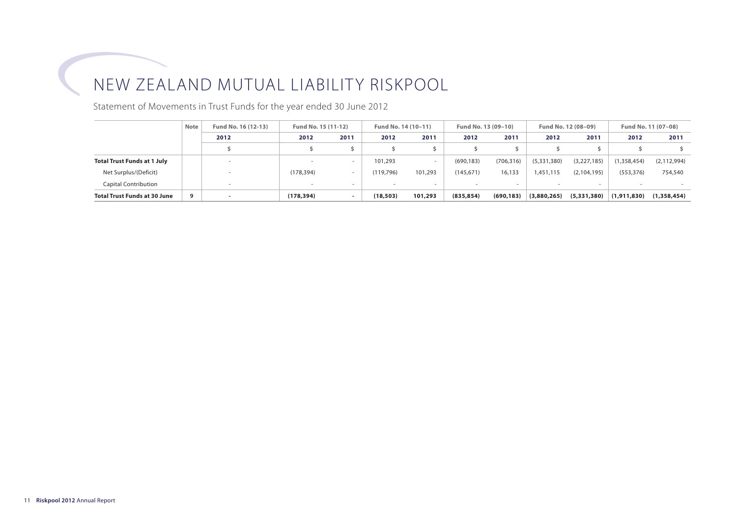# NEW ZEALAND MUTUAL LIABILITY RISKPOOL

Statement of Movements in Trust Funds for the year ended 30 June 2012

| | Note | Fund No. 16 (12-13) | Fund No. 15 (11-12) | | Fund No. 14 (10–11) | | Fund No. 13 (09–10) | | Fund No. 12 (08–09) | | Fund No. 11 (07–08) | |
|---|---|---|---|---|---|---|---|---|---|---|---|---|
| | | 2012 | 2012 | 2011 | 2012 | 2011 | 2012 | 2011 | 2012 | 2011 | 2012 | 2011 |
| | | $ | $ | $ | $ | $ | $ | $ | $ | $ | $ | $ |
| **Total Trust Funds at 1 July** | | - | - | - | 101,293 | - | (690,183) | (706,316) | (5,331,380) | (3,227,185) | (1,358,454) | (2,112,994) |
| Net Surplus/(Deficit) | | - | (178,394) | - | (119,796) | 101,293 | (145,671) | 16,133 | 1,451,115 | (2,104,195) | (553,376) | 754,540 |
| Capital Contribution | | - | - | - | - | - | - | - | - | - | - | - |
| **Total Trust Funds at 30 June** | **9** | **-** | **(178,394)** | **-** | **(18,503)** | **101,293** | **(835,854)** | **(690,183)** | **(3,880,265)** | **(5,331,380)** | **(1,911,830)** | **(1,358,454)** |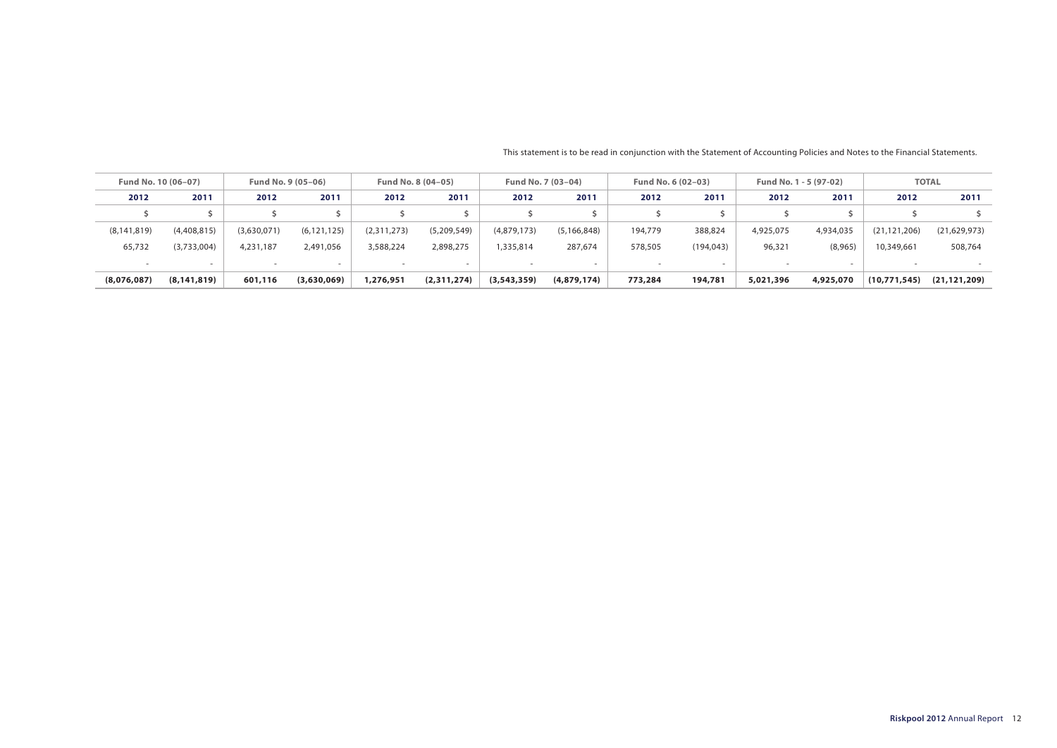This statement is to be read in conjunction with the Statement of Accounting Policies and Notes to the Financial Statements.

| Fund No. 10 (06–07) | | Fund No. 9 (05–06) | | Fund No. 8 (04–05) | | Fund No. 7 (03–04) | | Fund No. 6 (02–03) | | Fund No. 1 - 5 (97-02) | | TOTAL | |
|---|---|---|---|---|---|---|---|---|---|---|---|---|---|
| **2012** | **2011** | **2012** | **2011** | **2012** | **2011** | **2012** | **2011** | **2012** | **2011** | **2012** | **2011** | **2012** | **2011** |
| $ | $ | $ | $ | $ | $ | $ | $ | $ | $ | $ | $ | $ | $ |
| (8,141,819) | (4,408,815) | (3,630,071) | (6,121,125) | (2,311,273) | (5,209,549) | (4,879,173) | (5,166,848) | 194,779 | 388,824 | 4,925,075 | 4,934,035 | (21,121,206) | (21,629,973) |
| 65,732 | (3,733,004) | 4,231,187 | 2,491,056 | 3,588,224 | 2,898,275 | 1,335,814 | 287,674 | 578,505 | (194,043) | 96,321 | (8,965) | 10,349,661 | 508,764 |
| - | - | - | - | - | - | - | - | - | - | - | - | - | - |
| **(8,076,087)** | **(8,141,819)** | **601,116** | **(3,630,069)** | **1,276,951** | **(2,311,274)** | **(3,543,359)** | **(4,879,174)** | **773,284** | **194,781** | **5,021,396** | **4,925,070** | **(10,771,545)** | **(21,121,209)** |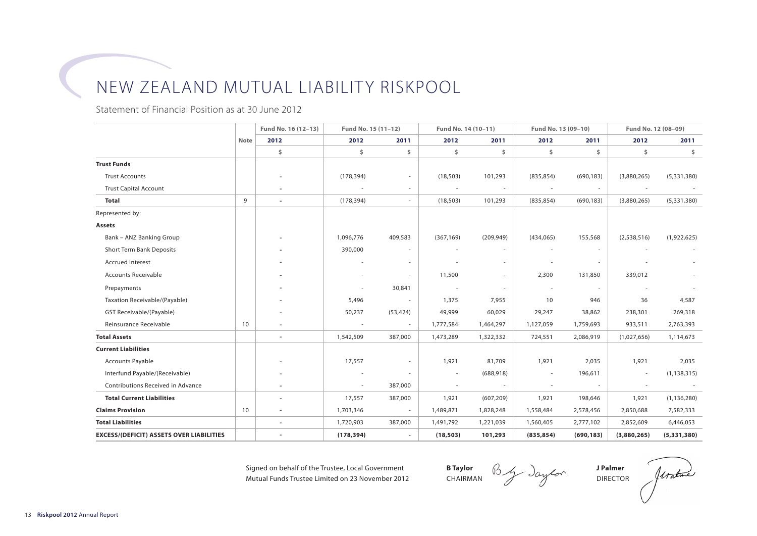# NEW ZEALAND MUTUAL LIABILITY RISKPOOL

Statement of Financial Position as at 30 June 2012

| | Note | Fund No. 16 (12–13) | Fund No. 15 (11–12) | | Fund No. 14 (10–11) | | Fund No. 13 (09–10) | | Fund No. 12 (08–09) | |
|---|---|---|---|---|---|---|---|---|---|---|
| | | 2012 | 2012 | 2011 | 2012 | 2011 | 2012 | 2011 | 2012 | 2011 |
| | | $ | $ | $ | $ | $ | $ | $ | $ | $ |
| **Trust Funds** | | | | | | | | | | |
| Trust Accounts | | - | (178,394) | - | (18,503) | 101,293 | (835,854) | (690,183) | (3,880,265) | (5,331,380) |
| Trust Capital Account | | - | - | - | - | - | - | - | - | - |
| **Total** | 9 | - | (178,394) | - | (18,503) | 101,293 | (835,854) | (690,183) | (3,880,265) | (5,331,380) |
| Represented by: | | | | | | | | | | |
| **Assets** | | | | | | | | | | |
| Bank – ANZ Banking Group | | - | 1,096,776 | 409,583 | (367,169) | (209,949) | (434,065) | 155,568 | (2,538,516) | (1,922,625) |
| Short Term Bank Deposits | | - | 390,000 | - | - | - | - | - | - | - |
| Accrued Interest | | - | - | - | - | - | - | - | - | - |
| Accounts Receivable | | - | - | - | 11,500 | - | 2,300 | 131,850 | 339,012 | - |
| Prepayments | | - | - | 30,841 | - | - | - | - | - | - |
| Taxation Receivable/(Payable) | | - | 5,496 | - | 1,375 | 7,955 | 10 | 946 | 36 | 4,587 |
| GST Receivable/(Payable) | | - | 50,237 | (53,424) | 49,999 | 60,029 | 29,247 | 38,862 | 238,301 | 269,318 |
| Reinsurance Receivable | 10 | - | - | - | 1,777,584 | 1,464,297 | 1,127,059 | 1,759,693 | 933,511 | 2,763,393 |
| **Total Assets** | | - | 1,542,509 | 387,000 | 1,473,289 | 1,322,332 | 724,551 | 2,086,919 | (1,027,656) | 1,114,673 |
| **Current Liabilities** | | | | | | | | | | |
| Accounts Payable | | - | 17,557 | - | 1,921 | 81,709 | 1,921 | 2,035 | 1,921 | 2,035 |
| Interfund Payable/(Receivable) | | - | - | - | - | (688,918) | - | 196,611 | - | (1,138,315) |
| Contributions Received in Advance | | - | - | 387,000 | - | - | - | - | - | - |
| **Total Current Liabilities** | | - | 17,557 | 387,000 | 1,921 | (607,209) | 1,921 | 198,646 | 1,921 | (1,136,280) |
| **Claims Provision** | 10 | - | 1,703,346 | - | 1,489,871 | 1,828,248 | 1,558,484 | 2,578,456 | 2,850,688 | 7,582,333 |
| **Total Liabilities** | | - | 1,720,903 | 387,000 | 1,491,792 | 1,221,039 | 1,560,405 | 2,777,102 | 2,852,609 | 6,446,053 |
| **EXCESS/(DEFICIT) ASSETS OVER LIABILITIES** | | - | **(178,394)** | - | **(18,503)** | **101,293** | **(835,854)** | **(690,183)** | **(3,880,265)** | **(5,331,380)** |

Signed on behalf of the Trustee, Local Government Mutual Funds Trustee Limited on 23 November 2012

**B Taylor**
CHAIRMAN

**J Palmer**
DIRECTOR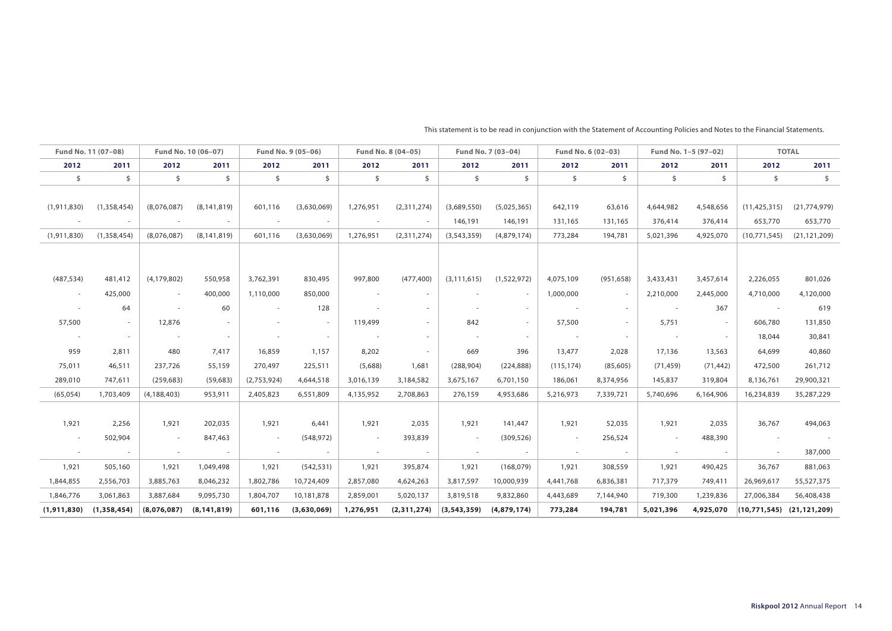This statement is to be read in conjunction with the Statement of Accounting Policies and Notes to the Financial Statements.

| Fund No. 11 (07–08) | | Fund No. 10 (06–07) | | Fund No. 9 (05–06) | | Fund No. 8 (04–05) | | Fund No. 7 (03–04) | | Fund No. 6 (02–03) | | Fund No. 1–5 (97–02) | | TOTAL | |
|---|---|---|---|---|---|---|---|---|---|---|---|---|---|---|---|
| **2012** | **2011** | **2012** | **2011** | **2012** | **2011** | **2012** | **2011** | **2012** | **2011** | **2012** | **2011** | **2012** | **2011** | **2012** | **2011** |
| $ | $ | $ | $ | $ | $ | $ | $ | $ | $ | $ | $ | $ | $ | $ | $ |
| (1,911,830) | (1,358,454) | (8,076,087) | (8,141,819) | 601,116 | (3,630,069) | 1,276,951 | (2,311,274) | (3,689,550) | (5,025,365) | 642,119 | 63,616 | 4,644,982 | 4,548,656 | (11,425,315) | (21,774,979) |
| - | - | - | - | - | - | - | - | 146,191 | 146,191 | 131,165 | 131,165 | 376,414 | 376,414 | 653,770 | 653,770 |
| (1,911,830) | (1,358,454) | (8,076,087) | (8,141,819) | 601,116 | (3,630,069) | 1,276,951 | (2,311,274) | (3,543,359) | (4,879,174) | 773,284 | 194,781 | 5,021,396 | 4,925,070 | (10,771,545) | (21,121,209) |
| | | | | | | | | | | | | | | | |
| (487,534) | 481,412 | (4,179,802) | 550,958 | 3,762,391 | 830,495 | 997,800 | (477,400) | (3,111,615) | (1,522,972) | 4,075,109 | (951,658) | 3,433,431 | 3,457,614 | 2,226,055 | 801,026 |
| - | 425,000 | - | 400,000 | 1,110,000 | 850,000 | - | - | - | - | 1,000,000 | - | 2,210,000 | 2,445,000 | 4,710,000 | 4,120,000 |
| - | 64 | - | 60 | - | 128 | - | - | - | - | - | - | - | 367 | - | 619 |
| 57,500 | - | 12,876 | - | - | - | 119,499 | - | 842 | - | 57,500 | - | 5,751 | - | 606,780 | 131,850 |
| - | - | - | - | - | - | - | - | - | - | - | - | - | - | 18,044 | 30,841 |
| 959 | 2,811 | 480 | 7,417 | 16,859 | 1,157 | 8,202 | - | 669 | 396 | 13,477 | 2,028 | 17,136 | 13,563 | 64,699 | 40,860 |
| 75,011 | 46,511 | 237,726 | 55,159 | 270,497 | 225,511 | (5,688) | 1,681 | (288,904) | (224,888) | (115,174) | (85,605) | (71,459) | (71,442) | 472,500 | 261,712 |
| 289,010 | 747,611 | (259,683) | (59,683) | (2,753,924) | 4,644,518 | 3,016,139 | 3,184,582 | 3,675,167 | 6,701,150 | 186,061 | 8,374,956 | 145,837 | 319,804 | 8,136,761 | 29,900,321 |
| (65,054) | 1,703,409 | (4,188,403) | 953,911 | 2,405,823 | 6,551,809 | 4,135,952 | 2,708,863 | 276,159 | 4,953,686 | 5,216,973 | 7,339,721 | 5,740,696 | 6,164,906 | 16,234,839 | 35,287,229 |
| | | | | | | | | | | | | | | | |
| 1,921 | 2,256 | 1,921 | 202,035 | 1,921 | 6,441 | 1,921 | 2,035 | 1,921 | 141,447 | 1,921 | 52,035 | 1,921 | 2,035 | 36,767 | 494,063 |
| - | 502,904 | - | 847,463 | - | (548,972) | - | 393,839 | - | (309,526) | - | 256,524 | - | 488,390 | - | - |
| - | - | - | - | - | - | - | - | - | - | - | - | - | - | - | 387,000 |
| 1,921 | 505,160 | 1,921 | 1,049,498 | 1,921 | (542,531) | 1,921 | 395,874 | 1,921 | (168,079) | 1,921 | 308,559 | 1,921 | 490,425 | 36,767 | 881,063 |
| 1,844,855 | 2,556,703 | 3,885,763 | 8,046,232 | 1,802,786 | 10,724,409 | 2,857,080 | 4,624,263 | 3,817,597 | 10,000,939 | 4,441,768 | 6,836,381 | 717,379 | 749,411 | 26,969,617 | 55,527,375 |
| 1,846,776 | 3,061,863 | 3,887,684 | 9,095,730 | 1,804,707 | 10,181,878 | 2,859,001 | 5,020,137 | 3,819,518 | 9,832,860 | 4,443,689 | 7,144,940 | 719,300 | 1,239,836 | 27,006,384 | 56,408,438 |
| **(1,911,830)** | **(1,358,454)** | **(8,076,087)** | **(8,141,819)** | **601,116** | **(3,630,069)** | **1,276,951** | **(2,311,274)** | **(3,543,359)** | **(4,879,174)** | **773,284** | **194,781** | **5,021,396** | **4,925,070** | **(10,771,545)** | **(21,121,209)** |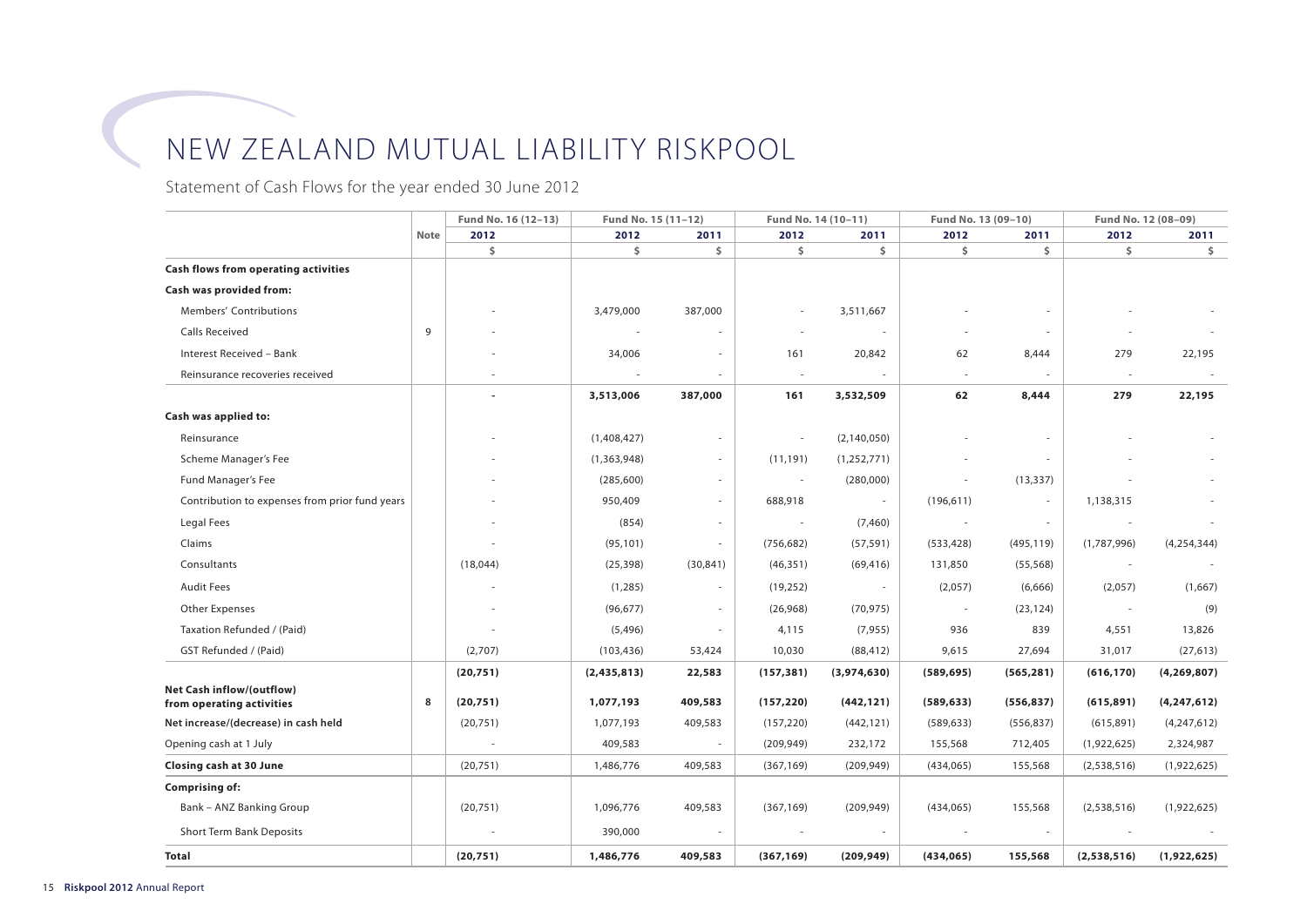# NEW ZEALAND MUTUAL LIABILITY RISKPOOL

Statement of Cash Flows for the year ended 30 June 2012

| | Note | Fund No. 16 (12–13) | Fund No. 15 (11–12) | | Fund No. 14 (10–11) | | Fund No. 13 (09–10) | | Fund No. 12 (08–09) | |
|---|---|---|---|---|---|---|---|---|---|---|
| | | 2012 | 2012 | 2011 | 2012 | 2011 | 2012 | 2011 | 2012 | 2011 |
| | | $ | $ | $ | $ | $ | $ | $ | $ | $ |
| **Cash flows from operating activities** | | | | | | | | | | |
| **Cash was provided from:** | | | | | | | | | | |
| Members' Contributions | | - | 3,479,000 | 387,000 | - | 3,511,667 | - | - | - | - |
| Calls Received | 9 | - | - | - | - | - | - | - | - | - |
| Interest Received – Bank | | - | 34,006 | - | 161 | 20,842 | 62 | 8,444 | 279 | 22,195 |
| Reinsurance recoveries received | | - | - | - | - | - | - | - | - | - |
| | | **-** | **3,513,006** | **387,000** | **161** | **3,532,509** | **62** | **8,444** | **279** | **22,195** |
| **Cash was applied to:** | | | | | | | | | | |
| Reinsurance | | - | (1,408,427) | - | - | (2,140,050) | - | - | - | - |
| Scheme Manager's Fee | | - | (1,363,948) | - | (11,191) | (1,252,771) | - | - | - | - |
| Fund Manager's Fee | | - | (285,600) | - | - | (280,000) | - | (13,337) | - | - |
| Contribution to expenses from prior fund years | | - | 950,409 | - | 688,918 | - | (196,611) | - | 1,138,315 | - |
| Legal Fees | | - | (854) | - | - | (7,460) | - | - | - | - |
| Claims | | - | (95,101) | - | (756,682) | (57,591) | (533,428) | (495,119) | (1,787,996) | (4,254,344) |
| Consultants | | (18,044) | (25,398) | (30,841) | (46,351) | (69,416) | 131,850 | (55,568) | - | - |
| Audit Fees | | - | (1,285) | - | (19,252) | - | (2,057) | (6,666) | (2,057) | (1,667) |
| Other Expenses | | - | (96,677) | - | (26,968) | (70,975) | - | (23,124) | - | (9) |
| Taxation Refunded / (Paid) | | - | (5,496) | - | 4,115 | (7,955) | 936 | 839 | 4,551 | 13,826 |
| GST Refunded / (Paid) | | (2,707) | (103,436) | 53,424 | 10,030 | (88,412) | 9,615 | 27,694 | 31,017 | (27,613) |
| | | **(20,751)** | **(2,435,813)** | **22,583** | **(157,381)** | **(3,974,630)** | **(589,695)** | **(565,281)** | **(616,170)** | **(4,269,807)** |
| **Net Cash inflow/(outflow) from operating activities** | **8** | **(20,751)** | **1,077,193** | **409,583** | **(157,220)** | **(442,121)** | **(589,633)** | **(556,837)** | **(615,891)** | **(4,247,612)** |
| **Net increase/(decrease) in cash held** | | (20,751) | 1,077,193 | 409,583 | (157,220) | (442,121) | (589,633) | (556,837) | (615,891) | (4,247,612) |
| Opening cash at 1 July | | - | 409,583 | - | (209,949) | 232,172 | 155,568 | 712,405 | (1,922,625) | 2,324,987 |
| **Closing cash at 30 June** | | (20,751) | 1,486,776 | 409,583 | (367,169) | (209,949) | (434,065) | 155,568 | (2,538,516) | (1,922,625) |
| **Comprising of:** | | | | | | | | | | |
| Bank – ANZ Banking Group | | (20,751) | 1,096,776 | 409,583 | (367,169) | (209,949) | (434,065) | 155,568 | (2,538,516) | (1,922,625) |
| Short Term Bank Deposits | | - | 390,000 | - | - | - | - | - | - | - |
| **Total** | | **(20,751)** | **1,486,776** | **409,583** | **(367,169)** | **(209,949)** | **(434,065)** | **155,568** | **(2,538,516)** | **(1,922,625)** |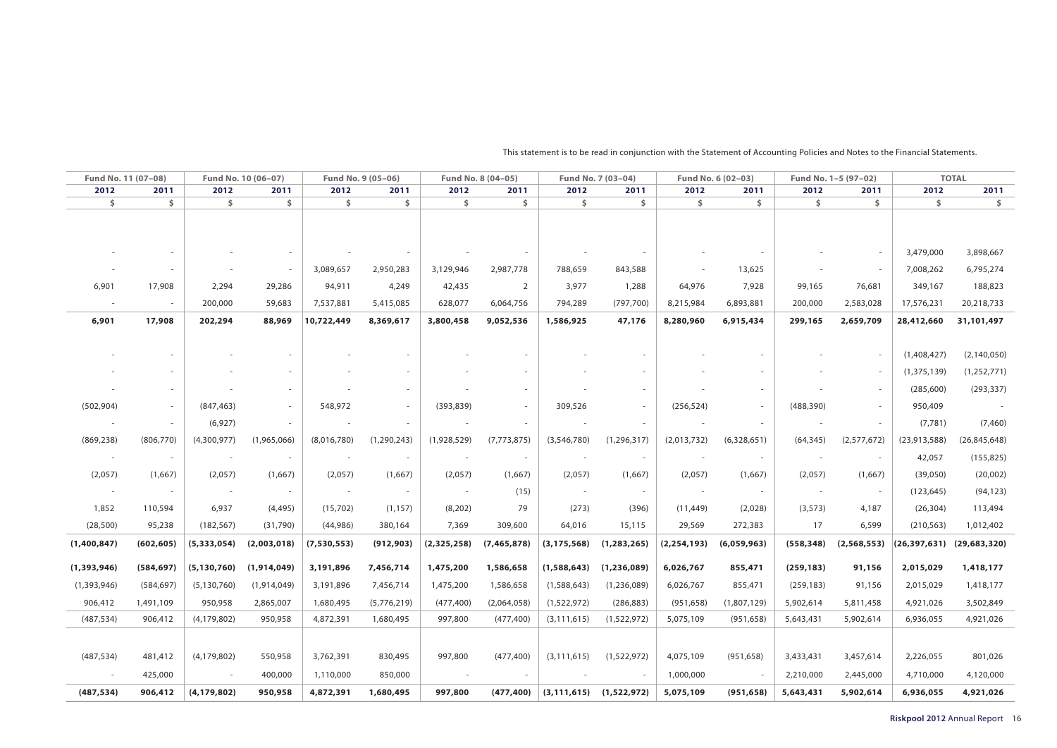This statement is to be read in conjunction with the Statement of Accounting Policies and Notes to the Financial Statements.

| Fund No. 11 (07–08) | | Fund No. 10 (06–07) | | Fund No. 9 (05–06) | | Fund No. 8 (04–05) | | Fund No. 7 (03–04) | | Fund No. 6 (02–03) | | Fund No. 1–5 (97–02) | | TOTAL | |
|---|---|---|---|---|---|---|---|---|---|---|---|---|---|---|---|
| 2012 | 2011 | 2012 | 2011 | 2012 | 2011 | 2012 | 2011 | 2012 | 2011 | 2012 | 2011 | 2012 | 2011 | 2012 | 2011 |
| $ | $ | $ | $ | $ | $ | $ | $ | $ | $ | $ | $ | $ | $ | $ | $ |
| - | - | - | - | - | - | - | - | - | - | - | - | - | - | 3,479,000 | 3,898,667 |
| - | - | - | - | 3,089,657 | 2,950,283 | 3,129,946 | 2,987,778 | 788,659 | 843,588 | - | 13,625 | - | - | 7,008,262 | 6,795,274 |
| 6,901 | 17,908 | 2,294 | 29,286 | 94,911 | 4,249 | 42,435 | 2 | 3,977 | 1,288 | 64,976 | 7,928 | 99,165 | 76,681 | 349,167 | 188,823 |
| - | - | 200,000 | 59,683 | 7,537,881 | 5,415,085 | 628,077 | 6,064,756 | 794,289 | (797,700) | 8,215,984 | 6,893,881 | 200,000 | 2,583,028 | 17,576,231 | 20,218,733 |
| **6,901** | **17,908** | **202,294** | **88,969** | **10,722,449** | **8,369,617** | **3,800,458** | **9,052,536** | **1,586,925** | **47,176** | **8,280,960** | **6,915,434** | **299,165** | **2,659,709** | **28,412,660** | **31,101,497** |
| - | - | - | - | - | - | - | - | - | - | - | - | - | - | (1,408,427) | (2,140,050) |
| - | - | - | - | - | - | - | - | - | - | - | - | - | - | (1,375,139) | (1,252,771) |
| - | - | - | - | - | - | - | - | - | - | - | - | - | - | (285,600) | (293,337) |
| (502,904) | - | (847,463) | - | 548,972 | - | (393,839) | - | 309,526 | - | (256,524) | - | (488,390) | - | 950,409 | - |
| - | - | (6,927) | - | - | - | - | - | - | - | - | - | - | - | (7,781) | (7,460) |
| (869,238) | (806,770) | (4,300,977) | (1,965,066) | (8,016,780) | (1,290,243) | (1,928,529) | (7,773,875) | (3,546,780) | (1,296,317) | (2,013,732) | (6,328,651) | (64,345) | (2,577,672) | (23,913,588) | (26,845,648) |
| - | - | - | - | - | - | - | - | - | - | - | - | - | - | 42,057 | (155,825) |
| (2,057) | (1,667) | (2,057) | (1,667) | (2,057) | (1,667) | (2,057) | (1,667) | (2,057) | (1,667) | (2,057) | (1,667) | (2,057) | (1,667) | (39,050) | (20,002) |
| - | - | - | - | - | - | - | (15) | - | - | - | - | - | - | (123,645) | (94,123) |
| 1,852 | 110,594 | 6,937 | (4,495) | (15,702) | (1,157) | (8,202) | 79 | (273) | (396) | (11,449) | (2,028) | (3,573) | 4,187 | (26,304) | 113,494 |
| (28,500) | 95,238 | (182,567) | (31,790) | (44,986) | 380,164 | 7,369 | 309,600 | 64,016 | 15,115 | 29,569 | 272,383 | 17 | 6,599 | (210,563) | 1,012,402 |
| **(1,400,847)** | **(602,605)** | **(5,333,054)** | **(2,003,018)** | **(7,530,553)** | **(912,903)** | **(2,325,258)** | **(7,465,878)** | **(3,175,568)** | **(1,283,265)** | **(2,254,193)** | **(6,059,963)** | **(558,348)** | **(2,568,553)** | **(26,397,631)** | **(29,683,320)** |
| **(1,393,946)** | **(584,697)** | **(5,130,760)** | **(1,914,049)** | **3,191,896** | **7,456,714** | **1,475,200** | **1,586,658** | **(1,588,643)** | **(1,236,089)** | **6,026,767** | **855,471** | **(259,183)** | **91,156** | **2,015,029** | **1,418,177** |
| (1,393,946) | (584,697) | (5,130,760) | (1,914,049) | 3,191,896 | 7,456,714 | 1,475,200 | 1,586,658 | (1,588,643) | (1,236,089) | 6,026,767 | 855,471 | (259,183) | 91,156 | 2,015,029 | 1,418,177 |
| 906,412 | 1,491,109 | 950,958 | 2,865,007 | 1,680,495 | (5,776,219) | (477,400) | (2,064,058) | (1,522,972) | (286,883) | (951,658) | (1,807,129) | 5,902,614 | 5,811,458 | 4,921,026 | 3,502,849 |
| (487,534) | 906,412 | (4,179,802) | 950,958 | 4,872,391 | 1,680,495 | 997,800 | (477,400) | (3,111,615) | (1,522,972) | 5,075,109 | (951,658) | 5,643,431 | 5,902,614 | 6,936,055 | 4,921,026 |
| (487,534) | 481,412 | (4,179,802) | 550,958 | 3,762,391 | 830,495 | 997,800 | (477,400) | (3,111,615) | (1,522,972) | 4,075,109 | (951,658) | 3,433,431 | 3,457,614 | 2,226,055 | 801,026 |
| - | 425,000 | - | 400,000 | 1,110,000 | 850,000 | - | - | - | - | 1,000,000 | - | 2,210,000 | 2,445,000 | 4,710,000 | 4,120,000 |
| **(487,534)** | **906,412** | **(4,179,802)** | **950,958** | **4,872,391** | **1,680,495** | **997,800** | **(477,400)** | **(3,111,615)** | **(1,522,972)** | **5,075,109** | **(951,658)** | **5,643,431** | **5,902,614** | **6,936,055** | **4,921,026** |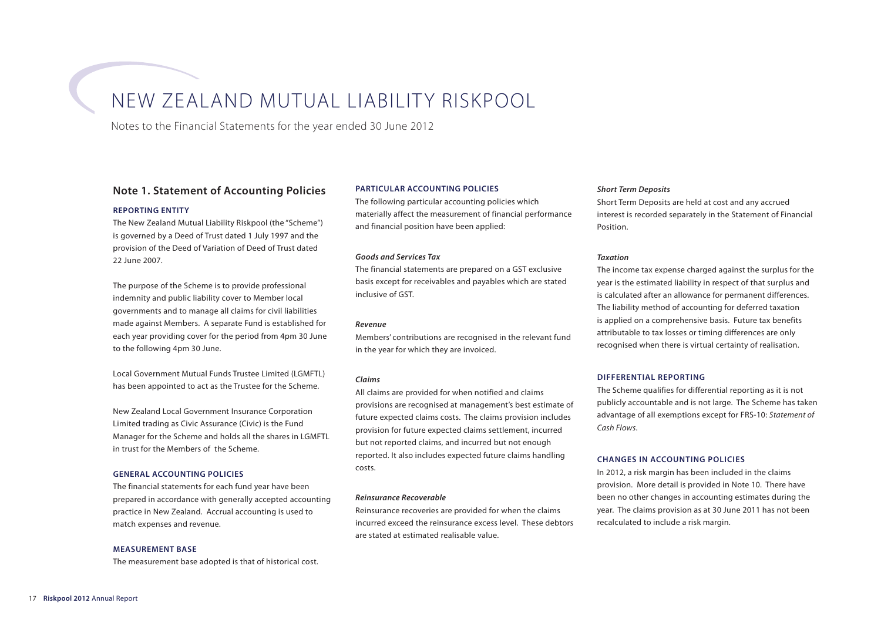# NEW ZEALAND MUTUAL LIABILITY RISKPOOL

Notes to the Financial Statements for the year ended 30 June 2012

## Note 1. Statement of Accounting Policies

### REPORTING ENTITY

The New Zealand Mutual Liability Riskpool (the "Scheme") is governed by a Deed of Trust dated 1 July 1997 and the provision of the Deed of Variation of Deed of Trust dated 22 June 2007.

The purpose of the Scheme is to provide professional indemnity and public liability cover to Member local governments and to manage all claims for civil liabilities made against Members. A separate Fund is established for each year providing cover for the period from 4pm 30 June to the following 4pm 30 June.

Local Government Mutual Funds Trustee Limited (LGMFTL) has been appointed to act as the Trustee for the Scheme.

New Zealand Local Government Insurance Corporation Limited trading as Civic Assurance (Civic) is the Fund Manager for the Scheme and holds all the shares in LGMFTL in trust for the Members of the Scheme.

### GENERAL ACCOUNTING POLICIES

The financial statements for each fund year have been prepared in accordance with generally accepted accounting practice in New Zealand. Accrual accounting is used to match expenses and revenue.

### MEASUREMENT BASE

The measurement base adopted is that of historical cost.

### PARTICULAR ACCOUNTING POLICIES

The following particular accounting policies which materially affect the measurement of financial performance and financial position have been applied:

***Goods and Services Tax***

The financial statements are prepared on a GST exclusive basis except for receivables and payables which are stated inclusive of GST.

***Revenue***

Members' contributions are recognised in the relevant fund in the year for which they are invoiced.

***Claims***

All claims are provided for when notified and claims provisions are recognised at management's best estimate of future expected claims costs. The claims provision includes provision for future expected claims settlement, incurred but not reported claims, and incurred but not enough reported. It also includes expected future claims handling costs.

***Reinsurance Recoverable***

Reinsurance recoveries are provided for when the claims incurred exceed the reinsurance excess level. These debtors are stated at estimated realisable value.

***Short Term Deposits***

Short Term Deposits are held at cost and any accrued interest is recorded separately in the Statement of Financial Position.

***Taxation***

The income tax expense charged against the surplus for the year is the estimated liability in respect of that surplus and is calculated after an allowance for permanent differences. The liability method of accounting for deferred taxation is applied on a comprehensive basis. Future tax benefits attributable to tax losses or timing differences are only recognised when there is virtual certainty of realisation.

### DIFFERENTIAL REPORTING

The Scheme qualifies for differential reporting as it is not publicly accountable and is not large. The Scheme has taken advantage of all exemptions except for FRS-10: *Statement of Cash Flows*.

### CHANGES IN ACCOUNTING POLICIES

In 2012, a risk margin has been included in the claims provision. More detail is provided in Note 10. There have been no other changes in accounting estimates during the year. The claims provision as at 30 June 2011 has not been recalculated to include a risk margin.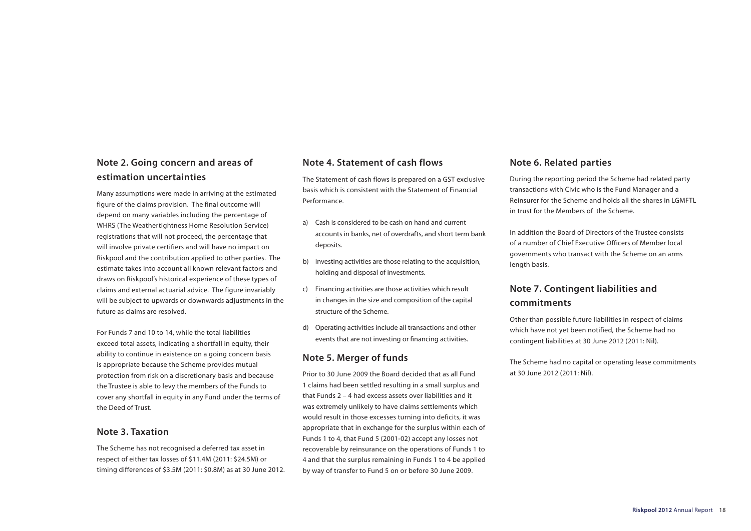## Note 2. Going concern and areas of estimation uncertainties

Many assumptions were made in arriving at the estimated figure of the claims provision. The final outcome will depend on many variables including the percentage of WHRS (The Weathertightness Home Resolution Service) registrations that will not proceed, the percentage that will involve private certifiers and will have no impact on Riskpool and the contribution applied to other parties. The estimate takes into account all known relevant factors and draws on Riskpool's historical experience of these types of claims and external actuarial advice. The figure invariably will be subject to upwards or downwards adjustments in the future as claims are resolved.

For Funds 7 and 10 to 14, while the total liabilities exceed total assets, indicating a shortfall in equity, their ability to continue in existence on a going concern basis is appropriate because the Scheme provides mutual protection from risk on a discretionary basis and because the Trustee is able to levy the members of the Funds to cover any shortfall in equity in any Fund under the terms of the Deed of Trust.

## Note 3. Taxation

The Scheme has not recognised a deferred tax asset in respect of either tax losses of $11.4M (2011: $24.5M) or timing differences of $3.5M (2011: $0.8M) as at 30 June 2012.

## Note 4. Statement of cash flows

The Statement of cash flows is prepared on a GST exclusive basis which is consistent with the Statement of Financial Performance.

a) Cash is considered to be cash on hand and current accounts in banks, net of overdrafts, and short term bank deposits.

b) Investing activities are those relating to the acquisition, holding and disposal of investments.

c) Financing activities are those activities which result in changes in the size and composition of the capital structure of the Scheme.

d) Operating activities include all transactions and other events that are not investing or financing activities.

## Note 5. Merger of funds

Prior to 30 June 2009 the Board decided that as all Fund 1 claims had been settled resulting in a small surplus and that Funds 2 – 4 had excess assets over liabilities and it was extremely unlikely to have claims settlements which would result in those excesses turning into deficits, it was appropriate that in exchange for the surplus within each of Funds 1 to 4, that Fund 5 (2001-02) accept any losses not recoverable by reinsurance on the operations of Funds 1 to 4 and that the surplus remaining in Funds 1 to 4 be applied by way of transfer to Fund 5 on or before 30 June 2009.

## Note 6. Related parties

During the reporting period the Scheme had related party transactions with Civic who is the Fund Manager and a Reinsurer for the Scheme and holds all the shares in LGMFTL in trust for the Members of the Scheme.

In addition the Board of Directors of the Trustee consists of a number of Chief Executive Officers of Member local governments who transact with the Scheme on an arms length basis.

## Note 7. Contingent liabilities and commitments

Other than possible future liabilities in respect of claims which have not yet been notified, the Scheme had no contingent liabilities at 30 June 2012 (2011: Nil).

The Scheme had no capital or operating lease commitments at 30 June 2012 (2011: Nil).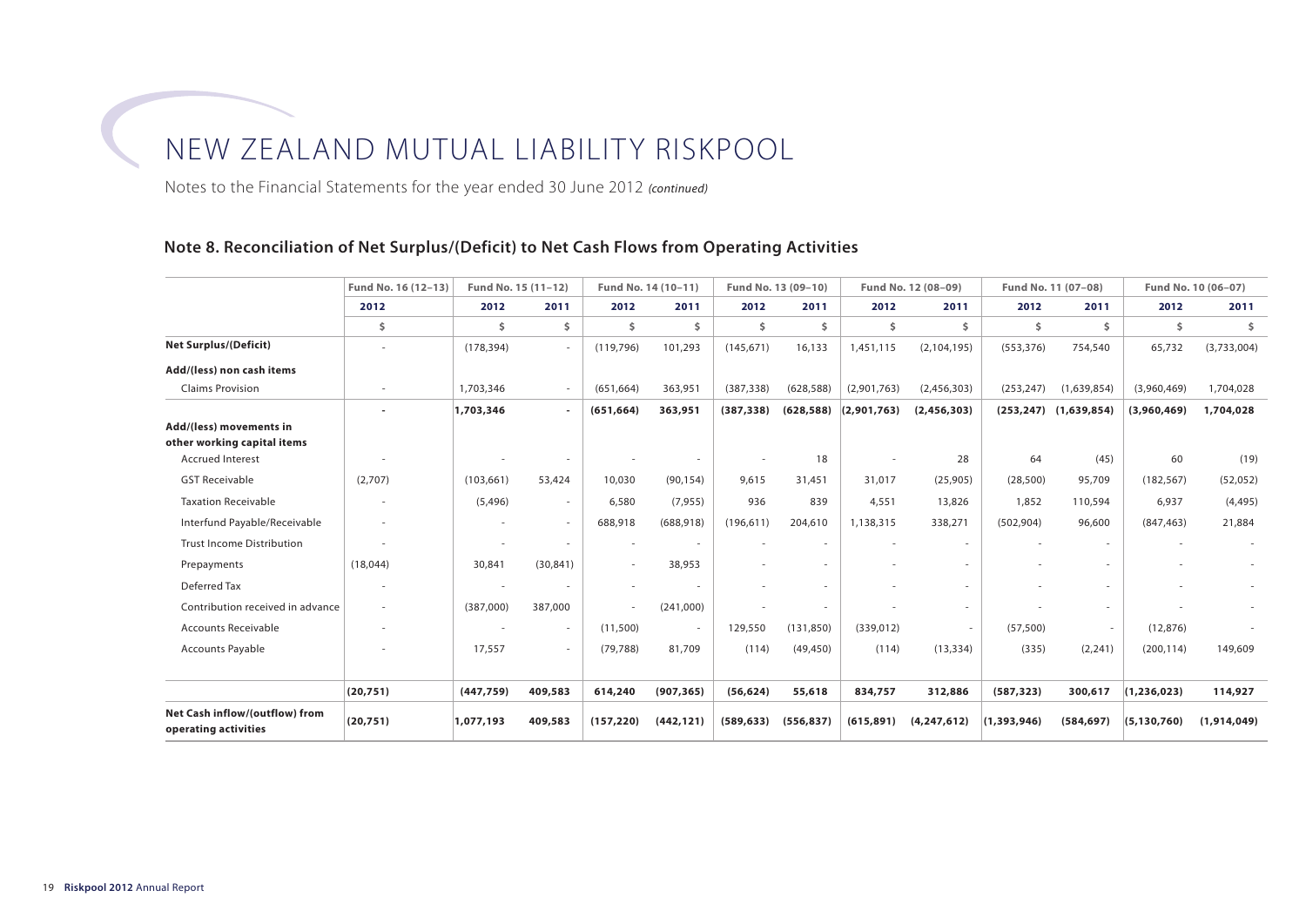# NEW ZEALAND MUTUAL LIABILITY RISKPOOL

Notes to the Financial Statements for the year ended 30 June 2012 *(continued)*

## Note 8. Reconciliation of Net Surplus/(Deficit) to Net Cash Flows from Operating Activities

| | Fund No. 16 (12–13) | Fund No. 15 (11–12) | | Fund No. 14 (10–11) | | Fund No. 13 (09–10) | | Fund No. 12 (08–09) | | Fund No. 11 (07–08) | | Fund No. 10 (06–07) | |
|---|---|---|---|---|---|---|---|---|---|---|---|---|---|
| | **2012** | **2012** | **2011** | **2012** | **2011** | **2012** | **2011** | **2012** | **2011** | **2012** | **2011** | **2012** | **2011** |
| | $ | $ | $ | $ | $ | $ | $ | $ | $ | $ | $ | $ | $ |
| **Net Surplus/(Deficit)** | - | (178,394) | - | (119,796) | 101,293 | (145,671) | 16,133 | 1,451,115 | (2,104,195) | (553,376) | 754,540 | 65,732 | (3,733,004) |
| **Add/(less) non cash items** | | | | | | | | | | | | | |
| Claims Provision | - | 1,703,346 | - | (651,664) | 363,951 | (387,338) | (628,588) | (2,901,763) | (2,456,303) | (253,247) | (1,639,854) | (3,960,469) | 1,704,028 |
| | **-** | **1,703,346** | **-** | **(651,664)** | **363,951** | **(387,338)** | **(628,588)** | **(2,901,763)** | **(2,456,303)** | **(253,247)** | **(1,639,854)** | **(3,960,469)** | **1,704,028** |
| **Add/(less) movements in other working capital items** | | | | | | | | | | | | | |
| Accrued Interest | - | - | - | - | - | - | 18 | - | 28 | 64 | (45) | 60 | (19) |
| GST Receivable | (2,707) | (103,661) | 53,424 | 10,030 | (90,154) | 9,615 | 31,451 | 31,017 | (25,905) | (28,500) | 95,709 | (182,567) | (52,052) |
| Taxation Receivable | - | (5,496) | - | 6,580 | (7,955) | 936 | 839 | 4,551 | 13,826 | 1,852 | 110,594 | 6,937 | (4,495) |
| Interfund Payable/Receivable | - | - | - | 688,918 | (688,918) | (196,611) | 204,610 | 1,138,315 | 338,271 | (502,904) | 96,600 | (847,463) | 21,884 |
| Trust Income Distribution | - | - | - | - | - | - | - | - | - | - | - | - | - |
| Prepayments | (18,044) | 30,841 | (30,841) | - | 38,953 | - | - | - | - | - | - | - | - |
| Deferred Tax | - | - | - | - | - | - | - | - | - | - | - | - | - |
| Contribution received in advance | - | (387,000) | 387,000 | - | (241,000) | - | - | - | - | - | - | - | - |
| Accounts Receivable | - | - | - | (11,500) | - | 129,550 | (131,850) | (339,012) | - | (57,500) | - | (12,876) | - |
| Accounts Payable | - | 17,557 | - | (79,788) | 81,709 | (114) | (49,450) | (114) | (13,334) | (335) | (2,241) | (200,114) | 149,609 |
| | **(20,751)** | **(447,759)** | **409,583** | **614,240** | **(907,365)** | **(56,624)** | **55,618** | **834,757** | **312,886** | **(587,323)** | **300,617** | **(1,236,023)** | **114,927** |
| **Net Cash inflow/(outflow) from operating activities** | **(20,751)** | **1,077,193** | **409,583** | **(157,220)** | **(442,121)** | **(589,633)** | **(556,837)** | **(615,891)** | **(4,247,612)** | **(1,393,946)** | **(584,697)** | **(5,130,760)** | **(1,914,049)** |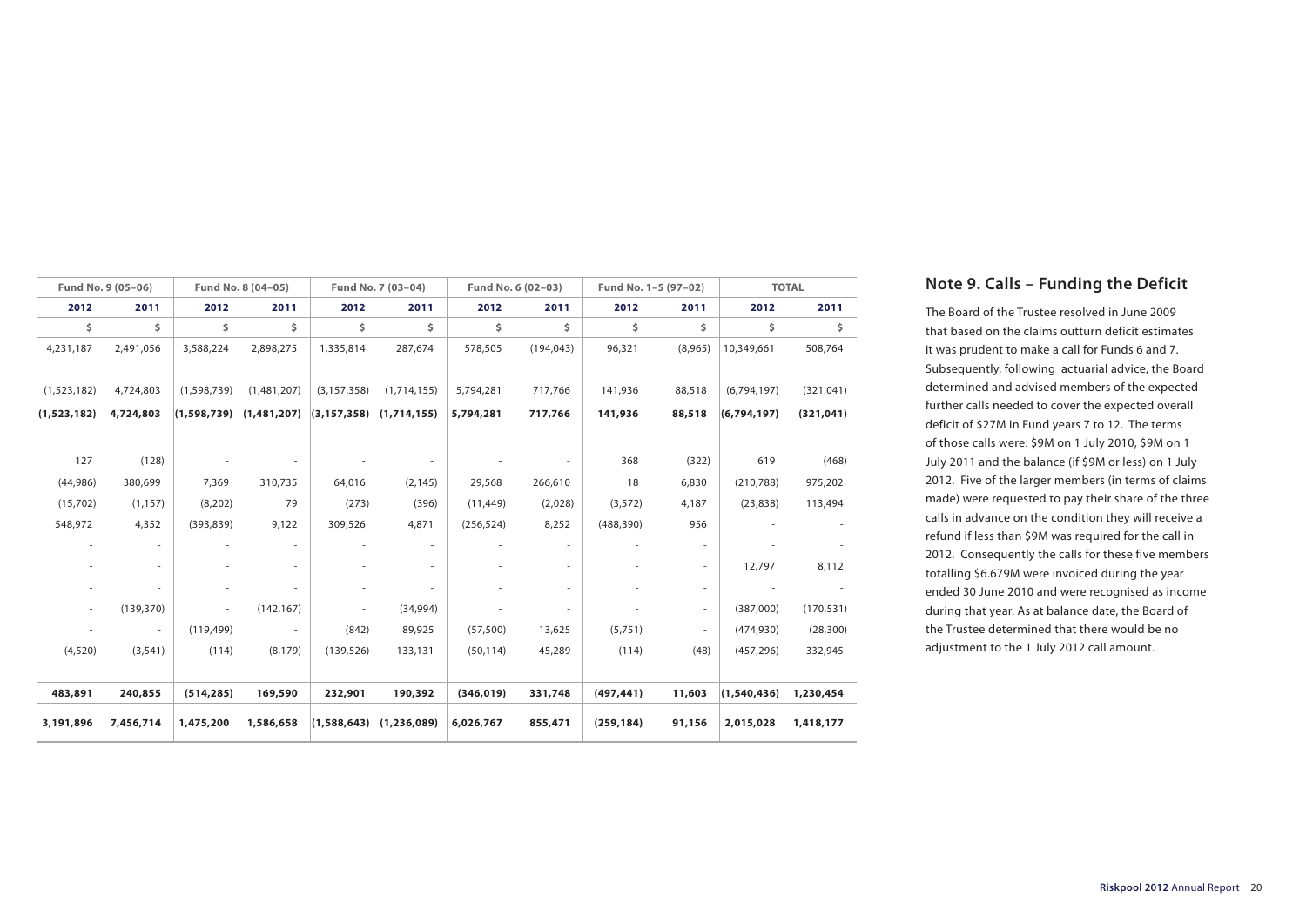| Fund No. 9 (05–06) | | Fund No. 8 (04–05) | | Fund No. 7 (03–04) | | Fund No. 6 (02–03) | | Fund No. 1–5 (97–02) | | TOTAL | |
|---|---|---|---|---|---|---|---|---|---|---|---|
| 2012 | 2011 | 2012 | 2011 | 2012 | 2011 | 2012 | 2011 | 2012 | 2011 | 2012 | 2011 |
| $ | $ | $ | $ | $ | $ | $ | $ | $ | $ | $ | $ |
| 4,231,187 | 2,491,056 | 3,588,224 | 2,898,275 | 1,335,814 | 287,674 | 578,505 | (194,043) | 96,321 | (8,965) | 10,349,661 | 508,764 |
| (1,523,182) | 4,724,803 | (1,598,739) | (1,481,207) | (3,157,358) | (1,714,155) | 5,794,281 | 717,766 | 141,936 | 88,518 | (6,794,197) | (321,041) |
| **(1,523,182)** | **4,724,803** | **(1,598,739)** | **(1,481,207)** | **(3,157,358)** | **(1,714,155)** | **5,794,281** | **717,766** | **141,936** | **88,518** | **(6,794,197)** | **(321,041)** |
| 127 | (128) | - | - | - | - | - | - | 368 | (322) | 619 | (468) |
| (44,986) | 380,699 | 7,369 | 310,735 | 64,016 | (2,145) | 29,568 | 266,610 | 18 | 6,830 | (210,788) | 975,202 |
| (15,702) | (1,157) | (8,202) | 79 | (273) | (396) | (11,449) | (2,028) | (3,572) | 4,187 | (23,838) | 113,494 |
| 548,972 | 4,352 | (393,839) | 9,122 | 309,526 | 4,871 | (256,524) | 8,252 | (488,390) | 956 | - | - |
| - | - | - | - | - | - | - | - | - | - | - | - |
| - | - | - | - | - | - | - | - | - | - | 12,797 | 8,112 |
| - | - | - | - | - | - | - | - | - | - | - | - |
| - | (139,370) | - | (142,167) | - | (34,994) | - | - | - | - | (387,000) | (170,531) |
| - | - | (119,499) | - | (842) | 89,925 | (57,500) | 13,625 | (5,751) | - | (474,930) | (28,300) |
| (4,520) | (3,541) | (114) | (8,179) | (139,526) | 133,131 | (50,114) | 45,289 | (114) | (48) | (457,296) | 332,945 |
| **483,891** | **240,855** | **(514,285)** | **169,590** | **232,901** | **190,392** | **(346,019)** | **331,748** | **(497,441)** | **11,603** | **(1,540,436)** | **1,230,454** |
| **3,191,896** | **7,456,714** | **1,475,200** | **1,586,658** | **(1,588,643)** | **(1,236,089)** | **6,026,767** | **855,471** | **(259,184)** | **91,156** | **2,015,028** | **1,418,177** |

## Note 9. Calls – Funding the Deficit

The Board of the Trustee resolved in June 2009 that based on the claims outturn deficit estimates it was prudent to make a call for Funds 6 and 7. Subsequently, following actuarial advice, the Board determined and advised members of the expected further calls needed to cover the expected overall deficit of $27M in Fund years 7 to 12. The terms of those calls were: $9M on 1 July 2010, $9M on 1 July 2011 and the balance (if $9M or less) on 1 July 2012. Five of the larger members (in terms of claims made) were requested to pay their share of the three calls in advance on the condition they will receive a refund if less than $9M was required for the call in 2012. Consequently the calls for these five members totalling $6.679M were invoiced during the year ended 30 June 2010 and were recognised as income during that year. As at balance date, the Board of the Trustee determined that there would be no adjustment to the 1 July 2012 call amount.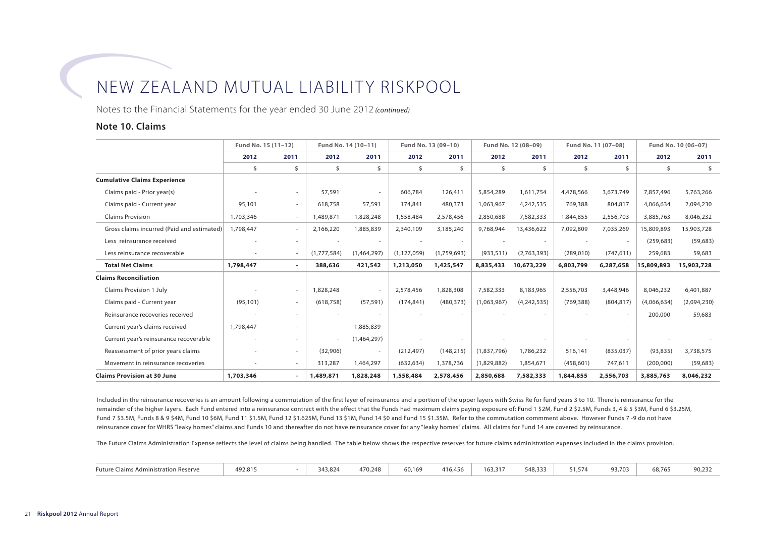# NEW ZEALAND MUTUAL LIABILITY RISKPOOL

Notes to the Financial Statements for the year ended 30 June 2012 *(continued)*

## Note 10. Claims

| | Fund No. 15 (11–12) | | Fund No. 14 (10–11) | | Fund No. 13 (09–10) | | Fund No. 12 (08–09) | | Fund No. 11 (07–08) | | Fund No. 10 (06–07) | |
|---|---|---|---|---|---|---|---|---|---|---|---|---|
| | **2012** | **2011** | **2012** | **2011** | **2012** | **2011** | **2012** | **2011** | **2012** | **2011** | **2012** | **2011** |
| | $ | $ | $ | $ | $ | $ | $ | $ | $ | $ | $ | $ |
| **Cumulative Claims Experience** | | | | | | | | | | | | |
| Claims paid - Prior year(s) | - | - | 57,591 | - | 606,784 | 126,411 | 5,854,289 | 1,611,754 | 4,478,566 | 3,673,749 | 7,857,496 | 5,763,266 |
| Claims paid - Current year | 95,101 | - | 618,758 | 57,591 | 174,841 | 480,373 | 1,063,967 | 4,242,535 | 769,388 | 804,817 | 4,066,634 | 2,094,230 |
| Claims Provision | 1,703,346 | - | 1,489,871 | 1,828,248 | 1,558,484 | 2,578,456 | 2,850,688 | 7,582,333 | 1,844,855 | 2,556,703 | 3,885,763 | 8,046,232 |
| Gross claims incurred (Paid and estimated) | 1,798,447 | - | 2,166,220 | 1,885,839 | 2,340,109 | 3,185,240 | 9,768,944 | 13,436,622 | 7,092,809 | 7,035,269 | 15,809,893 | 15,903,728 |
| Less reinsurance received | - | - | - | - | - | - | - | - | - | - | (259,683) | (59,683) |
| Less reinsurance recoverable | - | - | (1,777,584) | (1,464,297) | (1,127,059) | (1,759,693) | (933,511) | (2,763,393) | (289,010) | (747,611) | 259,683 | 59,683 |
| **Total Net Claims** | **1,798,447** | **-** | **388,636** | **421,542** | **1,213,050** | **1,425,547** | **8,835,433** | **10,673,229** | **6,803,799** | **6,287,658** | **15,809,893** | **15,903,728** |
| **Claims Reconciliation** | | | | | | | | | | | | |
| Claims Provision 1 July | - | - | 1,828,248 | - | 2,578,456 | 1,828,308 | 7,582,333 | 8,183,965 | 2,556,703 | 3,448,946 | 8,046,232 | 6,401,887 |
| Claims paid - Current year | (95,101) | - | (618,758) | (57,591) | (174,841) | (480,373) | (1,063,967) | (4,242,535) | (769,388) | (804,817) | (4,066,634) | (2,094,230) |
| Reinsurance recoveries received | - | - | - | - | - | - | - | - | - | - | 200,000 | 59,683 |
| Current year's claims received | 1,798,447 | - | - | 1,885,839 | - | - | - | - | - | - | - | - |
| Current year's reinsurance recoverable | - | - | - | (1,464,297) | - | - | - | - | - | - | - | - |
| Reassessment of prior years claims | - | - | (32,906) | - | (212,497) | (148,215) | (1,837,796) | 1,786,232 | 516,141 | (835,037) | (93,835) | 3,738,575 |
| Movement in reinsurance recoveries | - | - | 313,287 | 1,464,297 | (632,634) | 1,378,736 | (1,829,882) | 1,854,671 | (458,601) | 747,611 | (200,000) | (59,683) |
| **Claims Provision at 30 June** | **1,703,346** | **-** | **1,489,871** | **1,828,248** | **1,558,484** | **2,578,456** | **2,850,688** | **7,582,333** | **1,844,855** | **2,556,703** | **3,885,763** | **8,046,232** |

Included in the reinsurance recoveries is an amount following a commutation of the first layer of reinsurance and a portion of the upper layers with Swiss Re for fund years 3 to 10. There is reinsurance for the remainder of the higher layers. Each Fund entered into a reinsurance contract with the effect that the Funds had maximum claims paying exposure of: Fund 1 $2M, Fund 2 $2.5M, Funds 3, 4 & 5 $3M, Fund 6 $3.25M, Fund 7 $3.5M, Funds 8 & 9 $4M, Fund 10 $6M, Fund 11 $1.5M, Fund 12 $1.625M, Fund 13 $1M, Fund 14 $0 and Fund 15 $1.35M. Refer to the commutation commment above. However Funds 7 -9 do not have reinsurance cover for WHRS "leaky homes" claims and Funds 10 and thereafter do not have reinsurance cover for any "leaky homes" claims. All claims for Fund 14 are covered by reinsurance.

The Future Claims Administration Expense reflects the level of claims being handled. The table below shows the respective reserves for future claims administration expenses included in the claims provision.

| | Fund No. 15 2012 | Fund No. 15 2011 | Fund No. 14 2012 | Fund No. 14 2011 | Fund No. 13 2012 | Fund No. 13 2011 | Fund No. 12 2012 | Fund No. 12 2011 | Fund No. 11 2012 | Fund No. 11 2011 | Fund No. 10 2012 | Fund No. 10 2011 |
|---|---|---|---|---|---|---|---|---|---|---|---|---|
| Future Claims Administration Reserve | 492,815 | - | 343,824 | 470,248 | 60,169 | 416,456 | 163,317 | 548,333 | 51,574 | 93,703 | 68,765 | 90,232 |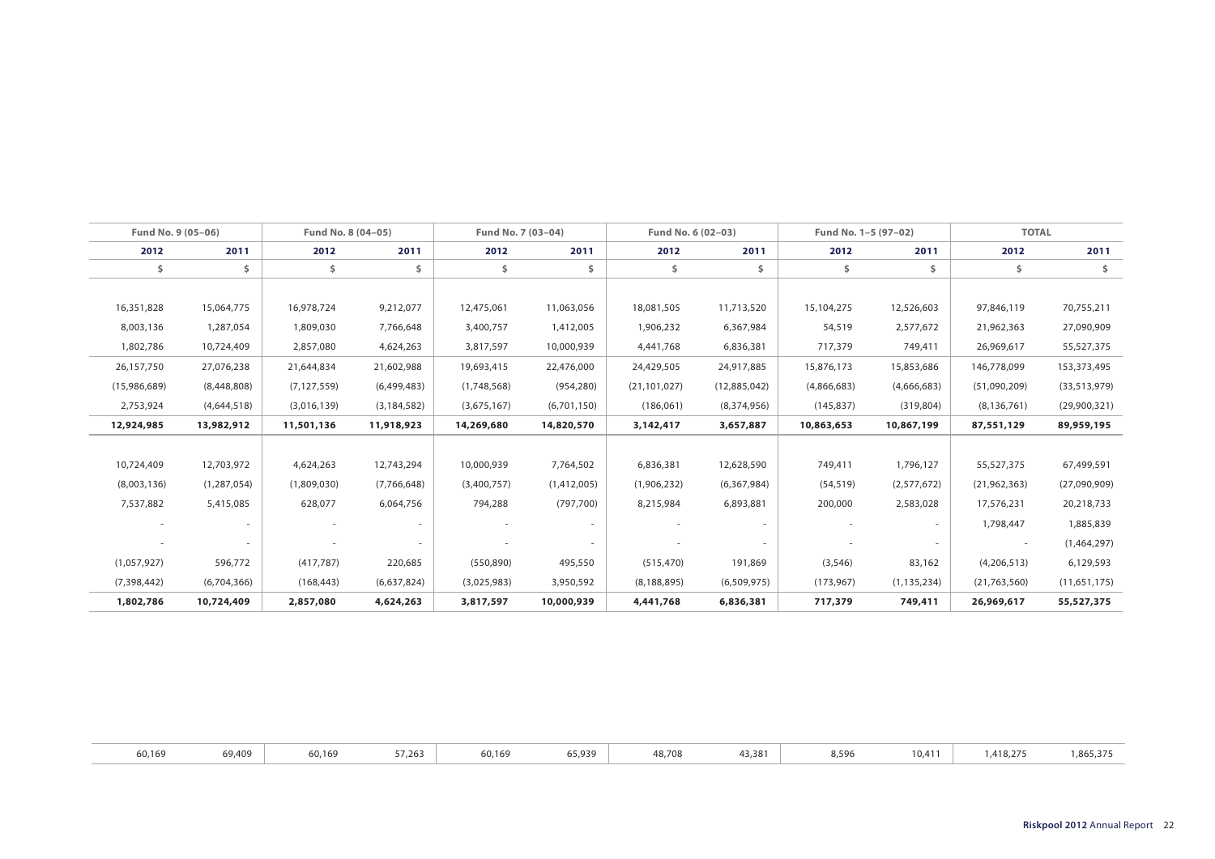| Fund No. 9 (05–06) | | Fund No. 8 (04–05) | | Fund No. 7 (03–04) | | Fund No. 6 (02–03) | | Fund No. 1–5 (97–02) | | TOTAL | |
|---|---|---|---|---|---|---|---|---|---|---|---|
| 2012 | 2011 | 2012 | 2011 | 2012 | 2011 | 2012 | 2011 | 2012 | 2011 | 2012 | 2011 |
| $ | $ | $ | $ | $ | $ | $ | $ | $ | $ | $ | $ |
| 16,351,828 | 15,064,775 | 16,978,724 | 9,212,077 | 12,475,061 | 11,063,056 | 18,081,505 | 11,713,520 | 15,104,275 | 12,526,603 | 97,846,119 | 70,755,211 |
| 8,003,136 | 1,287,054 | 1,809,030 | 7,766,648 | 3,400,757 | 1,412,005 | 1,906,232 | 6,367,984 | 54,519 | 2,577,672 | 21,962,363 | 27,090,909 |
| 1,802,786 | 10,724,409 | 2,857,080 | 4,624,263 | 3,817,597 | 10,000,939 | 4,441,768 | 6,836,381 | 717,379 | 749,411 | 26,969,617 | 55,527,375 |
| 26,157,750 | 27,076,238 | 21,644,834 | 21,602,988 | 19,693,415 | 22,476,000 | 24,429,505 | 24,917,885 | 15,876,173 | 15,853,686 | 146,778,099 | 153,373,495 |
| (15,986,689) | (8,448,808) | (7,127,559) | (6,499,483) | (1,748,568) | (954,280) | (21,101,027) | (12,885,042) | (4,866,683) | (4,666,683) | (51,090,209) | (33,513,979) |
| 2,753,924 | (4,644,518) | (3,016,139) | (3,184,582) | (3,675,167) | (6,701,150) | (186,061) | (8,374,956) | (145,837) | (319,804) | (8,136,761) | (29,900,321) |
| **12,924,985** | **13,982,912** | **11,501,136** | **11,918,923** | **14,269,680** | **14,820,570** | **3,142,417** | **3,657,887** | **10,863,653** | **10,867,199** | **87,551,129** | **89,959,195** |
| 10,724,409 | 12,703,972 | 4,624,263 | 12,743,294 | 10,000,939 | 7,764,502 | 6,836,381 | 12,628,590 | 749,411 | 1,796,127 | 55,527,375 | 67,499,591 |
| (8,003,136) | (1,287,054) | (1,809,030) | (7,766,648) | (3,400,757) | (1,412,005) | (1,906,232) | (6,367,984) | (54,519) | (2,577,672) | (21,962,363) | (27,090,909) |
| 7,537,882 | 5,415,085 | 628,077 | 6,064,756 | 794,288 | (797,700) | 8,215,984 | 6,893,881 | 200,000 | 2,583,028 | 17,576,231 | 20,218,733 |
| - | - | - | - | - | - | - | - | - | - | 1,798,447 | 1,885,839 |
| - | - | - | - | - | - | - | - | - | - | - | (1,464,297) |
| (1,057,927) | 596,772 | (417,787) | 220,685 | (550,890) | 495,550 | (515,470) | 191,869 | (3,546) | 83,162 | (4,206,513) | 6,129,593 |
| (7,398,442) | (6,704,366) | (168,443) | (6,637,824) | (3,025,983) | 3,950,592 | (8,188,895) | (6,509,975) | (173,967) | (1,135,234) | (21,763,560) | (11,651,175) |
| **1,802,786** | **10,724,409** | **2,857,080** | **4,624,263** | **3,817,597** | **10,000,939** | **4,441,768** | **6,836,381** | **717,379** | **749,411** | **26,969,617** | **55,527,375** |

| | | | | | | | | | | | |
|---|---|---|---|---|---|---|---|---|---|---|---|
| 60,169 | 69,409 | 60,169 | 57,263 | 60,169 | 65,939 | 48,708 | 43,381 | 8,596 | 10,411 | 1,418,275 | 1,865,375 |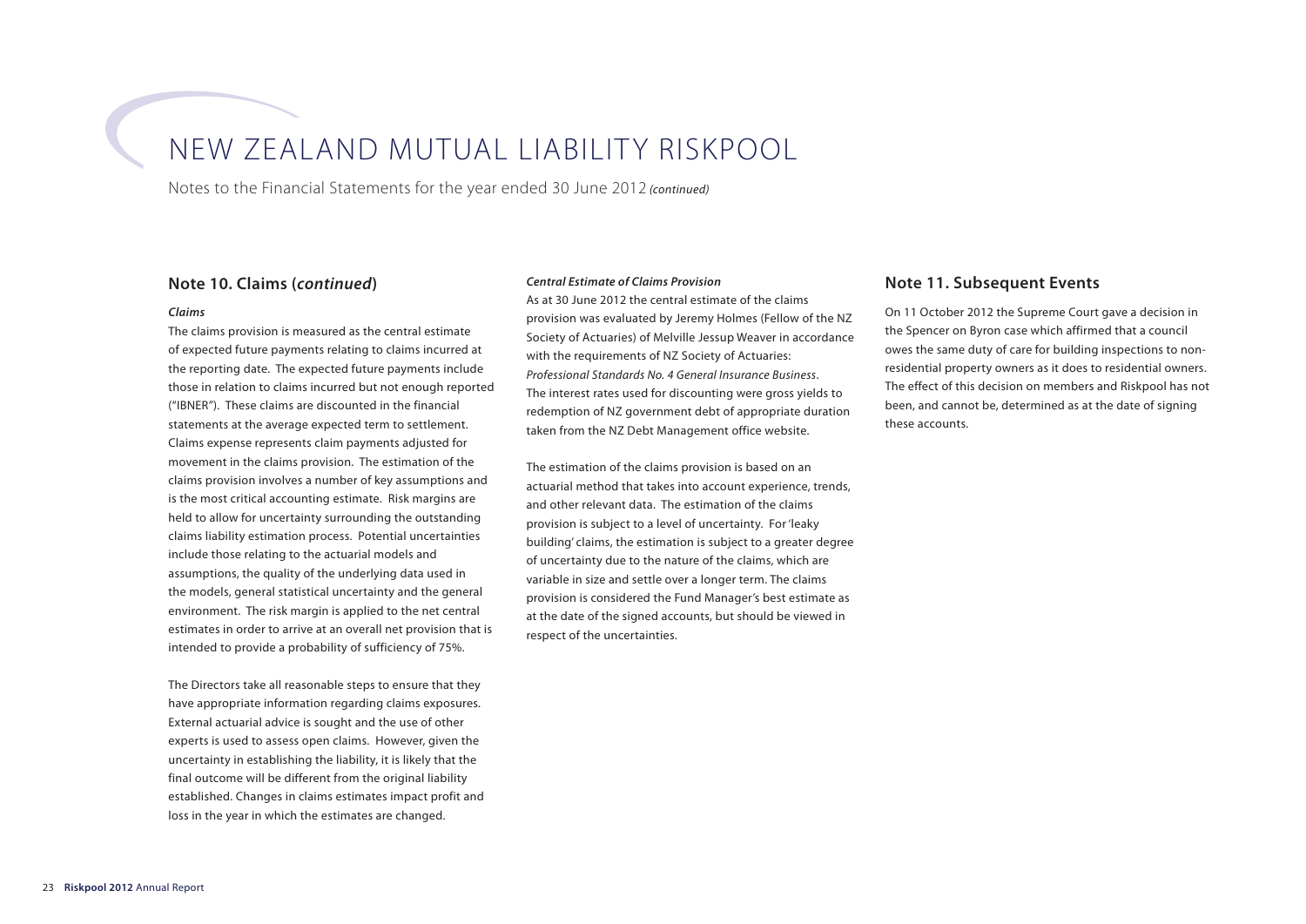# NEW ZEALAND MUTUAL LIABILITY RISKPOOL

Notes to the Financial Statements for the year ended 30 June 2012 *(continued)*

## Note 10. Claims (*continued*)

***Claims***

The claims provision is measured as the central estimate of expected future payments relating to claims incurred at the reporting date. The expected future payments include those in relation to claims incurred but not enough reported ("IBNER"). These claims are discounted in the financial statements at the average expected term to settlement. Claims expense represents claim payments adjusted for movement in the claims provision. The estimation of the claims provision involves a number of key assumptions and is the most critical accounting estimate. Risk margins are held to allow for uncertainty surrounding the outstanding claims liability estimation process. Potential uncertainties include those relating to the actuarial models and assumptions, the quality of the underlying data used in the models, general statistical uncertainty and the general environment. The risk margin is applied to the net central estimates in order to arrive at an overall net provision that is intended to provide a probability of sufficiency of 75%.

The Directors take all reasonable steps to ensure that they have appropriate information regarding claims exposures. External actuarial advice is sought and the use of other experts is used to assess open claims. However, given the uncertainty in establishing the liability, it is likely that the final outcome will be different from the original liability established. Changes in claims estimates impact profit and loss in the year in which the estimates are changed.

***Central Estimate of Claims Provision***

As at 30 June 2012 the central estimate of the claims provision was evaluated by Jeremy Holmes (Fellow of the NZ Society of Actuaries) of Melville Jessup Weaver in accordance with the requirements of NZ Society of Actuaries: *Professional Standards No. 4 General Insurance Business*. The interest rates used for discounting were gross yields to redemption of NZ government debt of appropriate duration taken from the NZ Debt Management office website.

The estimation of the claims provision is based on an actuarial method that takes into account experience, trends, and other relevant data. The estimation of the claims provision is subject to a level of uncertainty. For 'leaky building' claims, the estimation is subject to a greater degree of uncertainty due to the nature of the claims, which are variable in size and settle over a longer term. The claims provision is considered the Fund Manager's best estimate as at the date of the signed accounts, but should be viewed in respect of the uncertainties.

## Note 11. Subsequent Events

On 11 October 2012 the Supreme Court gave a decision in the Spencer on Byron case which affirmed that a council owes the same duty of care for building inspections to non-residential property owners as it does to residential owners. The effect of this decision on members and Riskpool has not been, and cannot be, determined as at the date of signing these accounts.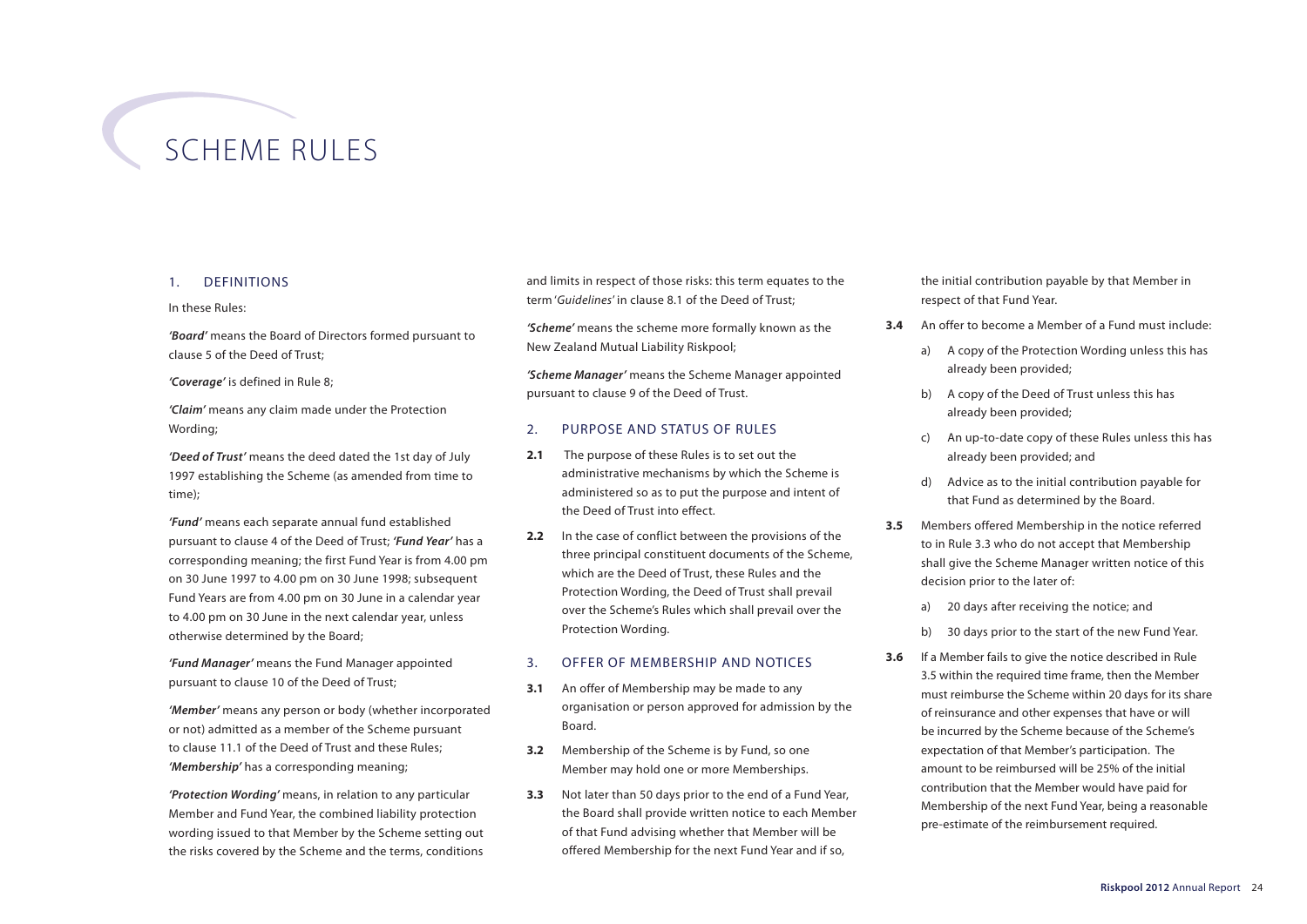# SCHEME RULES

## 1. DEFINITIONS

In these Rules:

***'Board'*** means the Board of Directors formed pursuant to clause 5 of the Deed of Trust;

***'Coverage'*** is defined in Rule 8;

***'Claim'*** means any claim made under the Protection Wording;

***'Deed of Trust'*** means the deed dated the 1st day of July 1997 establishing the Scheme (as amended from time to time);

***'Fund'*** means each separate annual fund established pursuant to clause 4 of the Deed of Trust; ***'Fund Year'*** has a corresponding meaning; the first Fund Year is from 4.00 pm on 30 June 1997 to 4.00 pm on 30 June 1998; subsequent Fund Years are from 4.00 pm on 30 June in a calendar year to 4.00 pm on 30 June in the next calendar year, unless otherwise determined by the Board;

***'Fund Manager'*** means the Fund Manager appointed pursuant to clause 10 of the Deed of Trust;

***'Member'*** means any person or body (whether incorporated or not) admitted as a member of the Scheme pursuant to clause 11.1 of the Deed of Trust and these Rules; ***'Membership'*** has a corresponding meaning;

***'Protection Wording'*** means, in relation to any particular Member and Fund Year, the combined liability protection wording issued to that Member by the Scheme setting out the risks covered by the Scheme and the terms, conditions and limits in respect of those risks: this term equates to the term '*Guidelines*' in clause 8.1 of the Deed of Trust;

***'Scheme'*** means the scheme more formally known as the New Zealand Mutual Liability Riskpool;

***'Scheme Manager'*** means the Scheme Manager appointed pursuant to clause 9 of the Deed of Trust.

## 2. PURPOSE AND STATUS OF RULES

**2.1** The purpose of these Rules is to set out the administrative mechanisms by which the Scheme is administered so as to put the purpose and intent of the Deed of Trust into effect.

**2.2** In the case of conflict between the provisions of the three principal constituent documents of the Scheme, which are the Deed of Trust, these Rules and the Protection Wording, the Deed of Trust shall prevail over the Scheme's Rules which shall prevail over the Protection Wording.

## 3. OFFER OF MEMBERSHIP AND NOTICES

**3.1** An offer of Membership may be made to any organisation or person approved for admission by the Board.

**3.2** Membership of the Scheme is by Fund, so one Member may hold one or more Memberships.

**3.3** Not later than 50 days prior to the end of a Fund Year, the Board shall provide written notice to each Member of that Fund advising whether that Member will be offered Membership for the next Fund Year and if so, the initial contribution payable by that Member in respect of that Fund Year.

**3.4** An offer to become a Member of a Fund must include:

a) A copy of the Protection Wording unless this has already been provided;

b) A copy of the Deed of Trust unless this has already been provided;

c) An up-to-date copy of these Rules unless this has already been provided; and

d) Advice as to the initial contribution payable for that Fund as determined by the Board.

**3.5** Members offered Membership in the notice referred to in Rule 3.3 who do not accept that Membership shall give the Scheme Manager written notice of this decision prior to the later of:

a) 20 days after receiving the notice; and

b) 30 days prior to the start of the new Fund Year.

**3.6** If a Member fails to give the notice described in Rule 3.5 within the required time frame, then the Member must reimburse the Scheme within 20 days for its share of reinsurance and other expenses that have or will be incurred by the Scheme because of the Scheme's expectation of that Member's participation. The amount to be reimbursed will be 25% of the initial contribution that the Member would have paid for Membership of the next Fund Year, being a reasonable pre-estimate of the reimbursement required.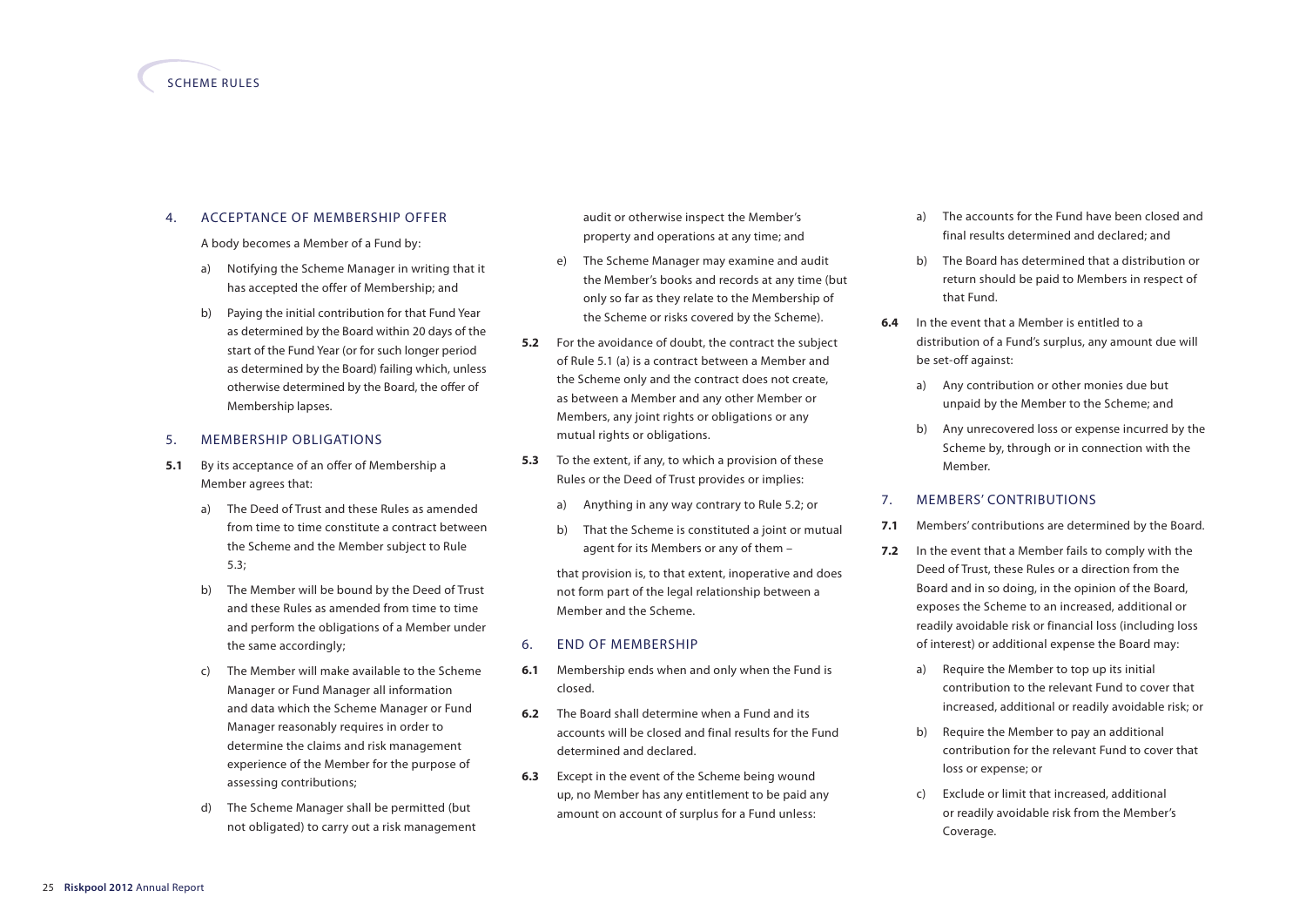## 4. ACCEPTANCE OF MEMBERSHIP OFFER

A body becomes a Member of a Fund by:

a) Notifying the Scheme Manager in writing that it has accepted the offer of Membership; and

b) Paying the initial contribution for that Fund Year as determined by the Board within 20 days of the start of the Fund Year (or for such longer period as determined by the Board) failing which, unless otherwise determined by the Board, the offer of Membership lapses.

## 5. MEMBERSHIP OBLIGATIONS

**5.1** By its acceptance of an offer of Membership a Member agrees that:

a) The Deed of Trust and these Rules as amended from time to time constitute a contract between the Scheme and the Member subject to Rule 5.3;

b) The Member will be bound by the Deed of Trust and these Rules as amended from time to time and perform the obligations of a Member under the same accordingly;

c) The Member will make available to the Scheme Manager or Fund Manager all information and data which the Scheme Manager or Fund Manager reasonably requires in order to determine the claims and risk management experience of the Member for the purpose of assessing contributions;

d) The Scheme Manager shall be permitted (but not obligated) to carry out a risk management audit or otherwise inspect the Member's property and operations at any time; and

e) The Scheme Manager may examine and audit the Member's books and records at any time (but only so far as they relate to the Membership of the Scheme or risks covered by the Scheme).

**5.2** For the avoidance of doubt, the contract the subject of Rule 5.1 (a) is a contract between a Member and the Scheme only and the contract does not create, as between a Member and any other Member or Members, any joint rights or obligations or any mutual rights or obligations.

**5.3** To the extent, if any, to which a provision of these Rules or the Deed of Trust provides or implies:

a) Anything in any way contrary to Rule 5.2; or

b) That the Scheme is constituted a joint or mutual agent for its Members or any of them –

that provision is, to that extent, inoperative and does not form part of the legal relationship between a Member and the Scheme.

## 6. END OF MEMBERSHIP

**6.1** Membership ends when and only when the Fund is closed.

**6.2** The Board shall determine when a Fund and its accounts will be closed and final results for the Fund determined and declared.

**6.3** Except in the event of the Scheme being wound up, no Member has any entitlement to be paid any amount on account of surplus for a Fund unless:

a) The accounts for the Fund have been closed and final results determined and declared; and

b) The Board has determined that a distribution or return should be paid to Members in respect of that Fund.

**6.4** In the event that a Member is entitled to a distribution of a Fund's surplus, any amount due will be set-off against:

a) Any contribution or other monies due but unpaid by the Member to the Scheme; and

b) Any unrecovered loss or expense incurred by the Scheme by, through or in connection with the Member.

## 7. MEMBERS' CONTRIBUTIONS

**7.1** Members' contributions are determined by the Board.

**7.2** In the event that a Member fails to comply with the Deed of Trust, these Rules or a direction from the Board and in so doing, in the opinion of the Board, exposes the Scheme to an increased, additional or readily avoidable risk or financial loss (including loss of interest) or additional expense the Board may:

a) Require the Member to top up its initial contribution to the relevant Fund to cover that increased, additional or readily avoidable risk; or

b) Require the Member to pay an additional contribution for the relevant Fund to cover that loss or expense; or

c) Exclude or limit that increased, additional or readily avoidable risk from the Member's Coverage.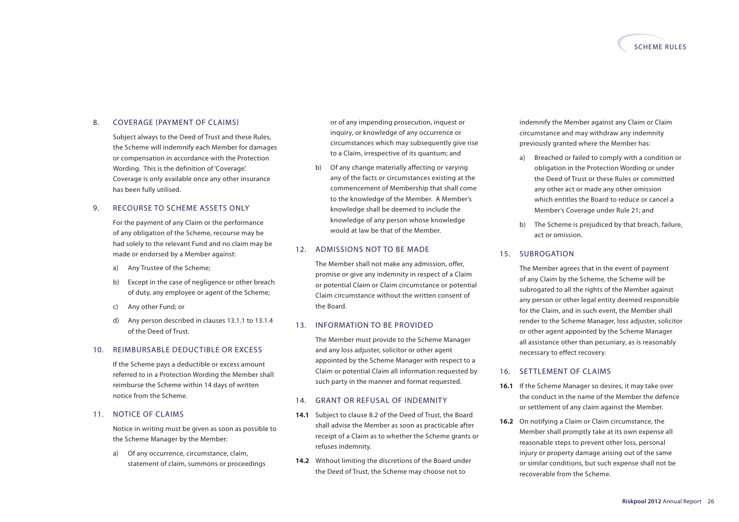## 8. COVERAGE (PAYMENT OF CLAIMS)

Subject always to the Deed of Trust and these Rules, the Scheme will indemnify each Member for damages or compensation in accordance with the Protection Wording. This is the definition of 'Coverage'. Coverage is only available once any other insurance has been fully utilised.

## 9. RECOURSE TO SCHEME ASSETS ONLY

For the payment of any Claim or the performance of any obligation of the Scheme, recourse may be had solely to the relevant Fund and no claim may be made or endorsed by a Member against:

a) Any Trustee of the Scheme;

b) Except in the case of negligence or other breach of duty, any employee or agent of the Scheme;

c) Any other Fund; or

d) Any person described in clauses 13.1.1 to 13.1.4 of the Deed of Trust.

## 10. REIMBURSABLE DEDUCTIBLE OR EXCESS

If the Scheme pays a deductible or excess amount referred to in a Protection Wording the Member shall reimburse the Scheme within 14 days of written notice from the Scheme.

## 11. NOTICE OF CLAIMS

Notice in writing must be given as soon as possible to the Scheme Manager by the Member:

a) Of any occurrence, circumstance, claim, statement of claim, summons or proceedings or of any impending prosecution, inquest or inquiry, or knowledge of any occurrence or circumstances which may subsequently give rise to a Claim, irrespective of its quantum; and

b) Of any change materially affecting or varying any of the facts or circumstances existing at the commencement of Membership that shall come to the knowledge of the Member. A Member's knowledge shall be deemed to include the knowledge of any person whose knowledge would at law be that of the Member.

## 12. ADMISSIONS NOT TO BE MADE

The Member shall not make any admission, offer, promise or give any indemnity in respect of a Claim or potential Claim or Claim circumstance or potential Claim circumstance without the written consent of the Board.

## 13. INFORMATION TO BE PROVIDED

The Member must provide to the Scheme Manager and any loss adjuster, solicitor or other agent appointed by the Scheme Manager with respect to a Claim or potential Claim all information requested by such party in the manner and format requested.

## 14. GRANT OR REFUSAL OF INDEMNITY

**14.1** Subject to clause 8.2 of the Deed of Trust, the Board shall advise the Member as soon as practicable after receipt of a Claim as to whether the Scheme grants or refuses indemnity.

**14.2** Without limiting the discretions of the Board under the Deed of Trust, the Scheme may choose not to indemnify the Member against any Claim or Claim circumstance and may withdraw any indemnity previously granted where the Member has:

a) Breached or failed to comply with a condition or obligation in the Protection Wording or under the Deed of Trust or these Rules or committed any other act or made any other omission which entitles the Board to reduce or cancel a Member's Coverage under Rule 21; and

b) The Scheme is prejudiced by that breach, failure, act or omission.

## 15. SUBROGATION

The Member agrees that in the event of payment of any Claim by the Scheme, the Scheme will be subrogated to all the rights of the Member against any person or other legal entity deemed responsible for the Claim, and in such event, the Member shall render to the Scheme Manager, loss adjuster, solicitor or other agent appointed by the Scheme Manager all assistance other than pecuniary, as is reasonably necessary to effect recovery.

## 16. SETTLEMENT OF CLAIMS

**16.1** If the Scheme Manager so desires, it may take over the conduct in the name of the Member the defence or settlement of any claim against the Member.

**16.2** On notifying a Claim or Claim circumstance, the Member shall promptly take at its own expense all reasonable steps to prevent other loss, personal injury or property damage arising out of the same or similar conditions, but such expense shall not be recoverable from the Scheme.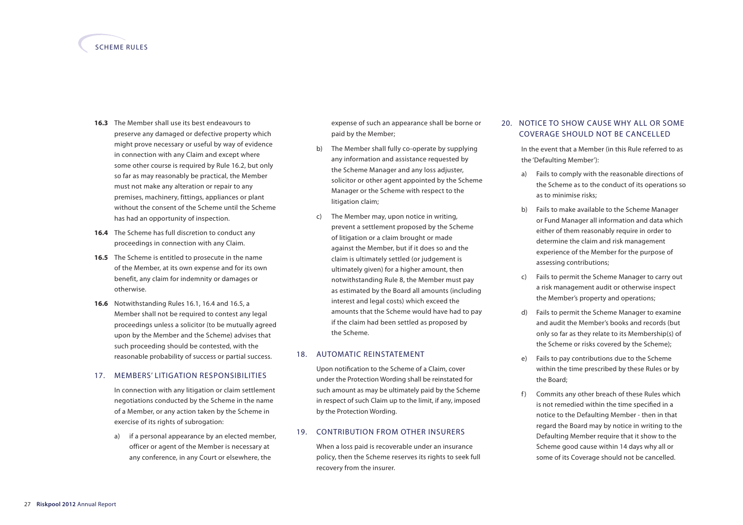**16.3** The Member shall use its best endeavours to preserve any damaged or defective property which might prove necessary or useful by way of evidence in connection with any Claim and except where some other course is required by Rule 16.2, but only so far as may reasonably be practical, the Member must not make any alteration or repair to any premises, machinery, fittings, appliances or plant without the consent of the Scheme until the Scheme has had an opportunity of inspection.

**16.4** The Scheme has full discretion to conduct any proceedings in connection with any Claim.

**16.5** The Scheme is entitled to prosecute in the name of the Member, at its own expense and for its own benefit, any claim for indemnity or damages or otherwise.

**16.6** Notwithstanding Rules 16.1, 16.4 and 16.5, a Member shall not be required to contest any legal proceedings unless a solicitor (to be mutually agreed upon by the Member and the Scheme) advises that such proceeding should be contested, with the reasonable probability of success or partial success.

## 17. MEMBERS' LITIGATION RESPONSIBILITIES

In connection with any litigation or claim settlement negotiations conducted by the Scheme in the name of a Member, or any action taken by the Scheme in exercise of its rights of subrogation:

a) if a personal appearance by an elected member, officer or agent of the Member is necessary at any conference, in any Court or elsewhere, the expense of such an appearance shall be borne or paid by the Member;

b) The Member shall fully co-operate by supplying any information and assistance requested by the Scheme Manager and any loss adjuster, solicitor or other agent appointed by the Scheme Manager or the Scheme with respect to the litigation claim;

c) The Member may, upon notice in writing, prevent a settlement proposed by the Scheme of litigation or a claim brought or made against the Member, but if it does so and the claim is ultimately settled (or judgement is ultimately given) for a higher amount, then notwithstanding Rule 8, the Member must pay as estimated by the Board all amounts (including interest and legal costs) which exceed the amounts that the Scheme would have had to pay if the claim had been settled as proposed by the Scheme.

## 18. AUTOMATIC REINSTATEMENT

Upon notification to the Scheme of a Claim, cover under the Protection Wording shall be reinstated for such amount as may be ultimately paid by the Scheme in respect of such Claim up to the limit, if any, imposed by the Protection Wording.

## 19. CONTRIBUTION FROM OTHER INSURERS

When a loss paid is recoverable under an insurance policy, then the Scheme reserves its rights to seek full recovery from the insurer.

## 20. NOTICE TO SHOW CAUSE WHY ALL OR SOME COVERAGE SHOULD NOT BE CANCELLED

In the event that a Member (in this Rule referred to as the 'Defaulting Member'):

a) Fails to comply with the reasonable directions of the Scheme as to the conduct of its operations so as to minimise risks;

b) Fails to make available to the Scheme Manager or Fund Manager all information and data which either of them reasonably require in order to determine the claim and risk management experience of the Member for the purpose of assessing contributions;

c) Fails to permit the Scheme Manager to carry out a risk management audit or otherwise inspect the Member's property and operations;

d) Fails to permit the Scheme Manager to examine and audit the Member's books and records (but only so far as they relate to its Membership(s) of the Scheme or risks covered by the Scheme);

e) Fails to pay contributions due to the Scheme within the time prescribed by these Rules or by the Board;

f) Commits any other breach of these Rules which is not remedied within the time specified in a notice to the Defaulting Member - then in that regard the Board may by notice in writing to the Defaulting Member require that it show to the Scheme good cause within 14 days why all or some of its Coverage should not be cancelled.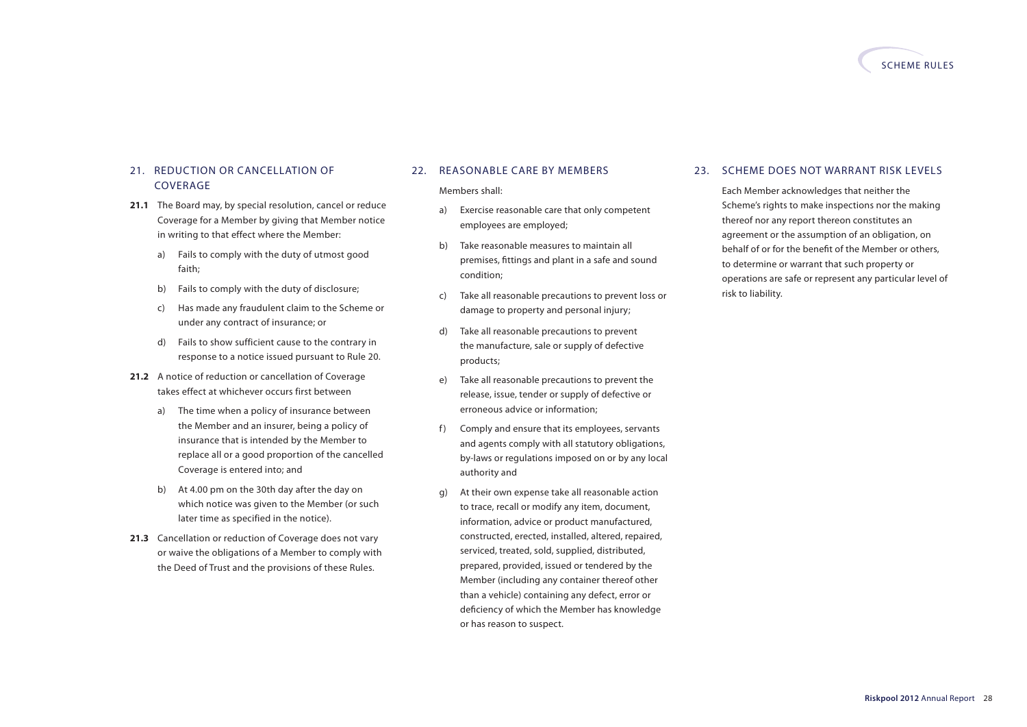## 21. REDUCTION OR CANCELLATION OF COVERAGE

**21.1** The Board may, by special resolution, cancel or reduce Coverage for a Member by giving that Member notice in writing to that effect where the Member:

a) Fails to comply with the duty of utmost good faith;

b) Fails to comply with the duty of disclosure;

c) Has made any fraudulent claim to the Scheme or under any contract of insurance; or

d) Fails to show sufficient cause to the contrary in response to a notice issued pursuant to Rule 20.

**21.2** A notice of reduction or cancellation of Coverage takes effect at whichever occurs first between

a) The time when a policy of insurance between the Member and an insurer, being a policy of insurance that is intended by the Member to replace all or a good proportion of the cancelled Coverage is entered into; and

b) At 4.00 pm on the 30th day after the day on which notice was given to the Member (or such later time as specified in the notice).

**21.3** Cancellation or reduction of Coverage does not vary or waive the obligations of a Member to comply with the Deed of Trust and the provisions of these Rules.

## 22. REASONABLE CARE BY MEMBERS

Members shall:

a) Exercise reasonable care that only competent employees are employed;

b) Take reasonable measures to maintain all premises, fittings and plant in a safe and sound condition;

c) Take all reasonable precautions to prevent loss or damage to property and personal injury;

d) Take all reasonable precautions to prevent the manufacture, sale or supply of defective products;

e) Take all reasonable precautions to prevent the release, issue, tender or supply of defective or erroneous advice or information;

f) Comply and ensure that its employees, servants and agents comply with all statutory obligations, by-laws or regulations imposed on or by any local authority and

g) At their own expense take all reasonable action to trace, recall or modify any item, document, information, advice or product manufactured, constructed, erected, installed, altered, repaired, serviced, treated, sold, supplied, distributed, prepared, provided, issued or tendered by the Member (including any container thereof other than a vehicle) containing any defect, error or deficiency of which the Member has knowledge or has reason to suspect.

## 23. SCHEME DOES NOT WARRANT RISK LEVELS

Each Member acknowledges that neither the Scheme's rights to make inspections nor the making thereof nor any report thereon constitutes an agreement or the assumption of an obligation, on behalf of or for the benefit of the Member or others, to determine or warrant that such property or operations are safe or represent any particular level of risk to liability.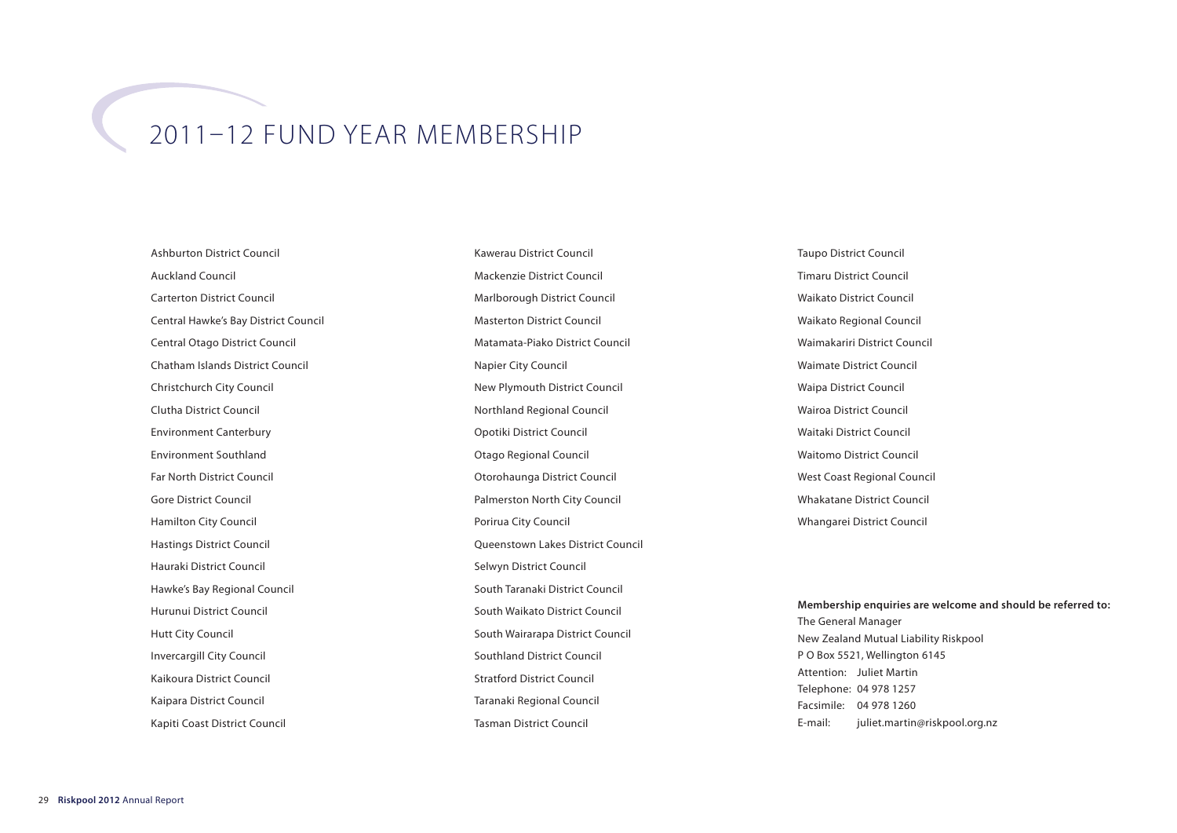# 2011–12 FUND YEAR MEMBERSHIP

Ashburton District Council

Auckland Council

Carterton District Council

Central Hawke's Bay District Council

Central Otago District Council

Chatham Islands District Council

Christchurch City Council

Clutha District Council

Environment Canterbury

Environment Southland

Far North District Council

Gore District Council

Hamilton City Council

Hastings District Council

Hauraki District Council

Hawke's Bay Regional Council

Hurunui District Council

Hutt City Council

Invercargill City Council

Kaikoura District Council

Kaipara District Council

Kapiti Coast District Council

Kawerau District Council

Mackenzie District Council

Marlborough District Council

Masterton District Council

Matamata-Piako District Council

Napier City Council

New Plymouth District Council

Northland Regional Council

Opotiki District Council

Otago Regional Council

Otorohaunga District Council

Palmerston North City Council

Porirua City Council

Queenstown Lakes District Council

Selwyn District Council

South Taranaki District Council

South Waikato District Council

South Wairarapa District Council

Southland District Council

Stratford District Council

Taranaki Regional Council

Tasman District Council

Taupo District Council

Timaru District Council

Waikato District Council

Waikato Regional Council

Waimakariri District Council

Waimate District Council

Waipa District Council

Wairoa District Council

Waitaki District Council

Waitomo District Council

West Coast Regional Council

Whakatane District Council

Whangarei District Council

**Membership enquiries are welcome and should be referred to:**

The General Manager
New Zealand Mutual Liability Riskpool
P O Box 5521, Wellington 6145
Attention: Juliet Martin
Telephone: 04 978 1257
Facsimile: 04 978 1260
E-mail: juliet.martin@riskpool.org.nz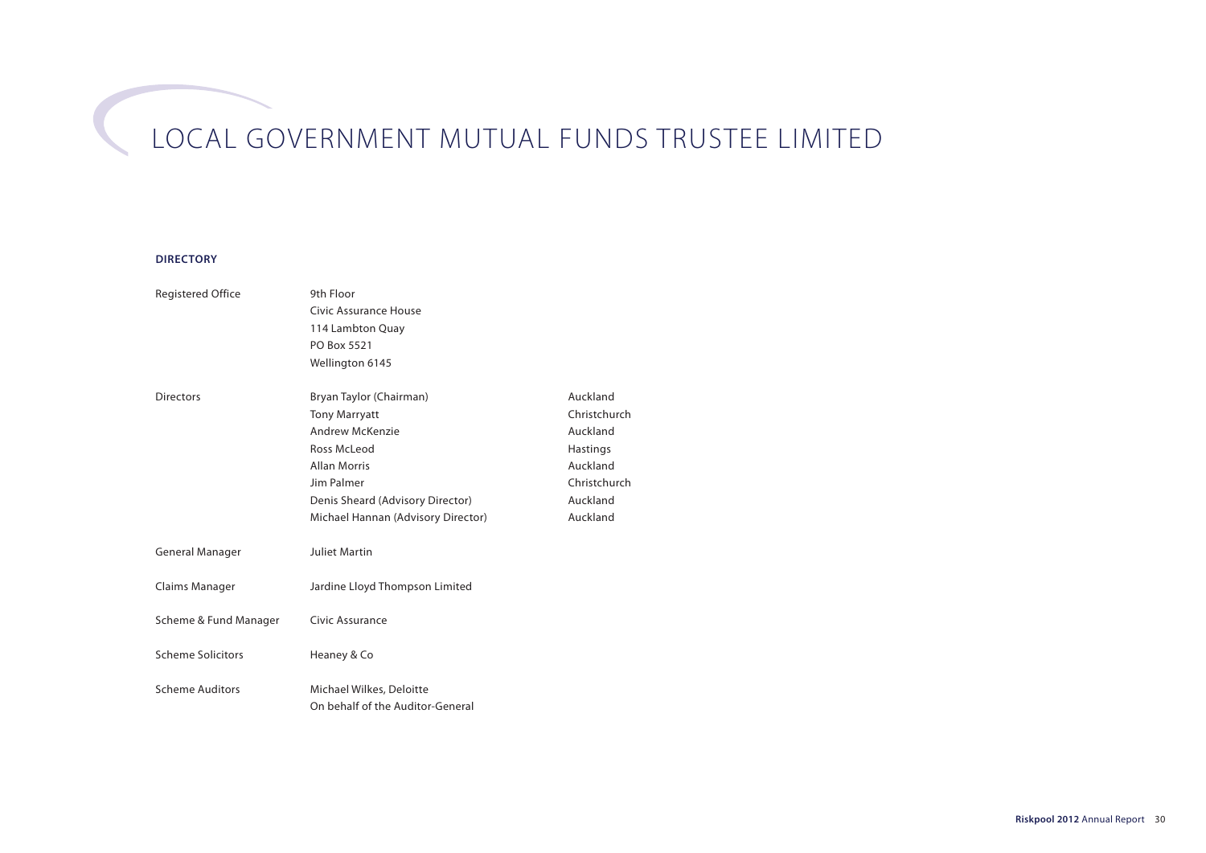# LOCAL GOVERNMENT MUTUAL FUNDS TRUSTEE LIMITED

## DIRECTORY

| | | |
|---|---|---|
| Registered Office | 9th Floor<br>Civic Assurance House<br>114 Lambton Quay<br>PO Box 5521<br>Wellington 6145 | |
| Directors | Bryan Taylor (Chairman) | Auckland |
| | Tony Marryatt | Christchurch |
| | Andrew McKenzie | Auckland |
| | Ross McLeod | Hastings |
| | Allan Morris | Auckland |
| | Jim Palmer | Christchurch |
| | Denis Sheard (Advisory Director) | Auckland |
| | Michael Hannan (Advisory Director) | Auckland |
| General Manager | Juliet Martin | |
| Claims Manager | Jardine Lloyd Thompson Limited | |
| Scheme & Fund Manager | Civic Assurance | |
| Scheme Solicitors | Heaney & Co | |
| Scheme Auditors | Michael Wilkes, Deloitte<br>On behalf of the Auditor-General | |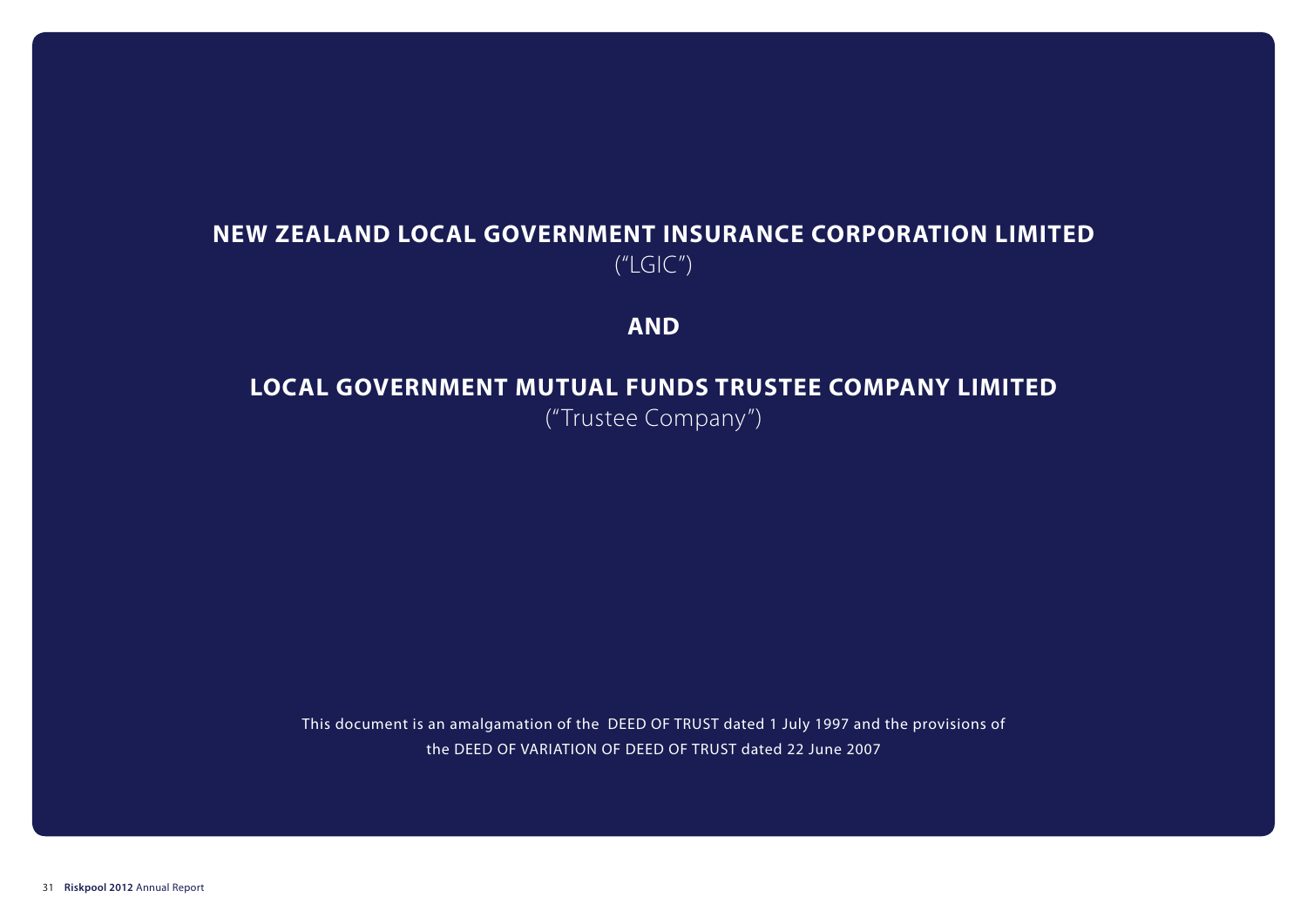# NEW ZEALAND LOCAL GOVERNMENT INSURANCE CORPORATION LIMITED

("LGIC")

## AND

# LOCAL GOVERNMENT MUTUAL FUNDS TRUSTEE COMPANY LIMITED

("Trustee Company")

This document is an amalgamation of the DEED OF TRUST dated 1 July 1997 and the provisions of the DEED OF VARIATION OF DEED OF TRUST dated 22 June 2007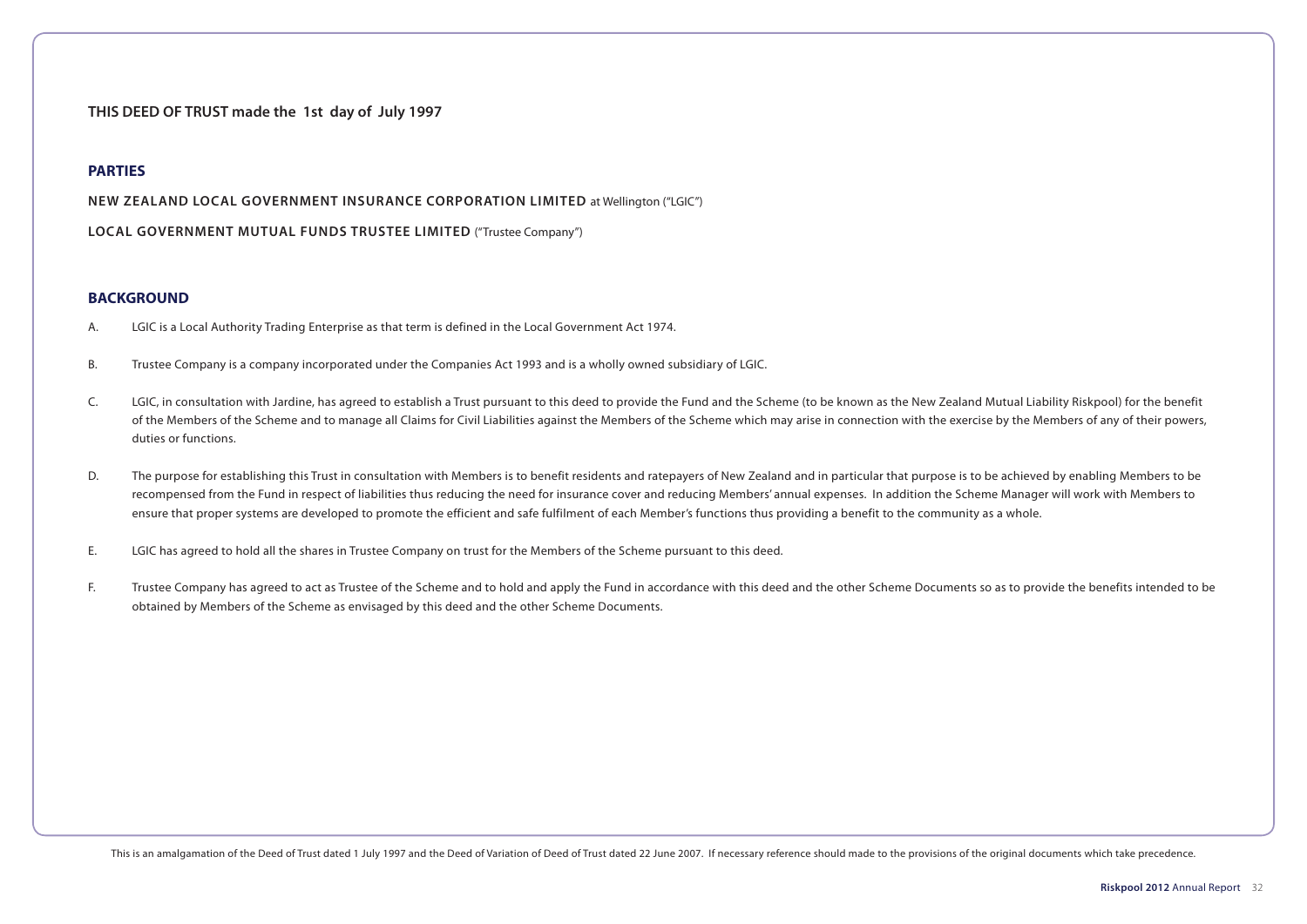**THIS DEED OF TRUST made the 1st day of July 1997**

## PARTIES

**NEW ZEALAND LOCAL GOVERNMENT INSURANCE CORPORATION LIMITED** at Wellington ("LGIC")

**LOCAL GOVERNMENT MUTUAL FUNDS TRUSTEE LIMITED** ("Trustee Company")

## BACKGROUND

A. LGIC is a Local Authority Trading Enterprise as that term is defined in the Local Government Act 1974.

B. Trustee Company is a company incorporated under the Companies Act 1993 and is a wholly owned subsidiary of LGIC.

C. LGIC, in consultation with Jardine, has agreed to establish a Trust pursuant to this deed to provide the Fund and the Scheme (to be known as the New Zealand Mutual Liability Riskpool) for the benefit of the Members of the Scheme and to manage all Claims for Civil Liabilities against the Members of the Scheme which may arise in connection with the exercise by the Members of any of their powers, duties or functions.

D. The purpose for establishing this Trust in consultation with Members is to benefit residents and ratepayers of New Zealand and in particular that purpose is to be achieved by enabling Members to be recompensed from the Fund in respect of liabilities thus reducing the need for insurance cover and reducing Members' annual expenses. In addition the Scheme Manager will work with Members to ensure that proper systems are developed to promote the efficient and safe fulfilment of each Member's functions thus providing a benefit to the community as a whole.

E. LGIC has agreed to hold all the shares in Trustee Company on trust for the Members of the Scheme pursuant to this deed.

F. Trustee Company has agreed to act as Trustee of the Scheme and to hold and apply the Fund in accordance with this deed and the other Scheme Documents so as to provide the benefits intended to be obtained by Members of the Scheme as envisaged by this deed and the other Scheme Documents.

This is an amalgamation of the Deed of Trust dated 1 July 1997 and the Deed of Variation of Deed of Trust dated 22 June 2007. If necessary reference should made to the provisions of the original documents which take precedence.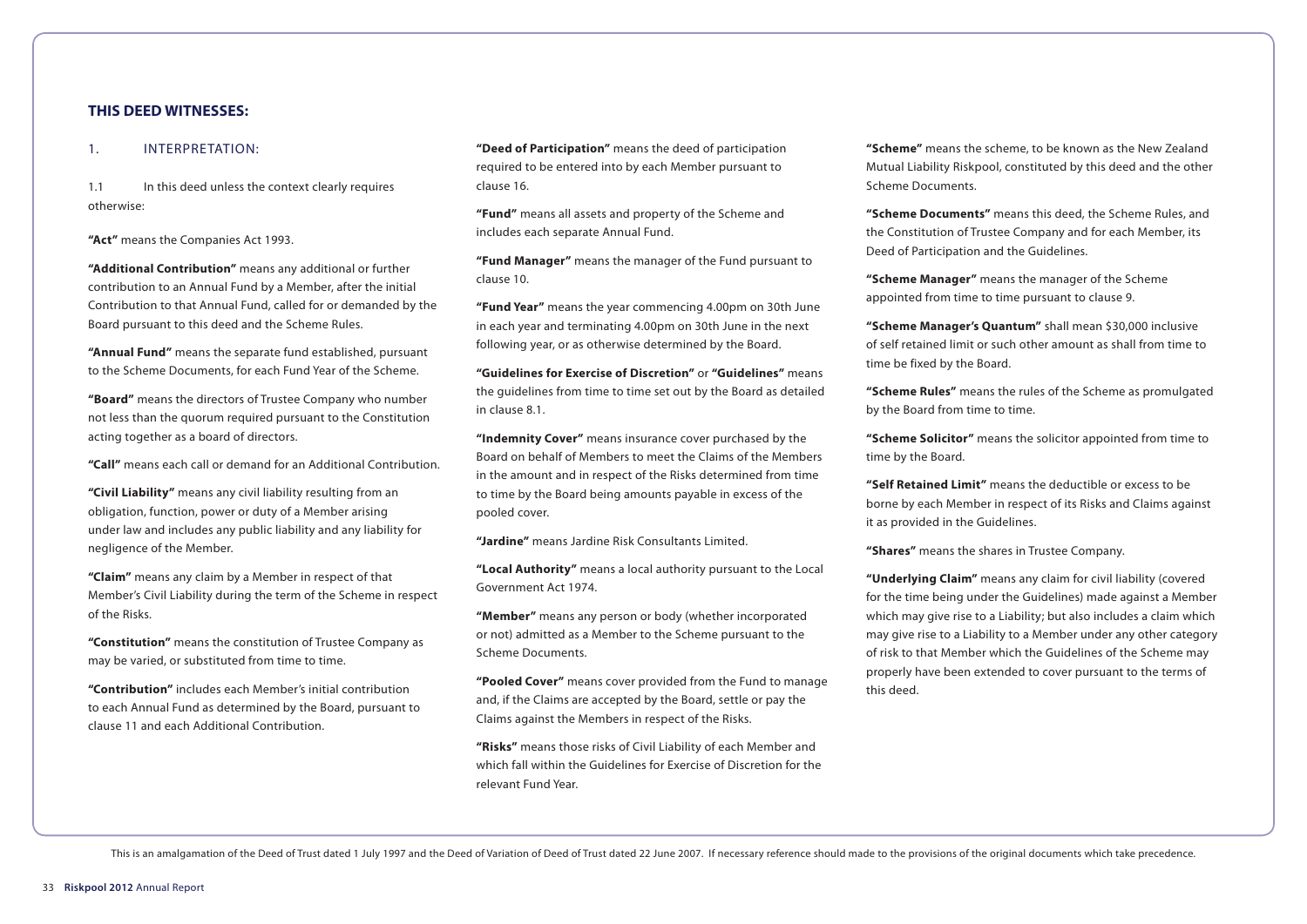## THIS DEED WITNESSES:

1. INTERPRETATION:

1.1 In this deed unless the context clearly requires otherwise:

**"Act"** means the Companies Act 1993.

**"Additional Contribution"** means any additional or further contribution to an Annual Fund by a Member, after the initial Contribution to that Annual Fund, called for or demanded by the Board pursuant to this deed and the Scheme Rules.

**"Annual Fund"** means the separate fund established, pursuant to the Scheme Documents, for each Fund Year of the Scheme.

**"Board"** means the directors of Trustee Company who number not less than the quorum required pursuant to the Constitution acting together as a board of directors.

**"Call"** means each call or demand for an Additional Contribution.

**"Civil Liability"** means any civil liability resulting from an obligation, function, power or duty of a Member arising under law and includes any public liability and any liability for negligence of the Member.

**"Claim"** means any claim by a Member in respect of that Member's Civil Liability during the term of the Scheme in respect of the Risks.

**"Constitution"** means the constitution of Trustee Company as may be varied, or substituted from time to time.

**"Contribution"** includes each Member's initial contribution to each Annual Fund as determined by the Board, pursuant to clause 11 and each Additional Contribution.

**"Deed of Participation"** means the deed of participation required to be entered into by each Member pursuant to clause 16.

**"Fund"** means all assets and property of the Scheme and includes each separate Annual Fund.

**"Fund Manager"** means the manager of the Fund pursuant to clause 10.

**"Fund Year"** means the year commencing 4.00pm on 30th June in each year and terminating 4.00pm on 30th June in the next following year, or as otherwise determined by the Board.

**"Guidelines for Exercise of Discretion"** or **"Guidelines"** means the guidelines from time to time set out by the Board as detailed in clause 8.1.

**"Indemnity Cover"** means insurance cover purchased by the Board on behalf of Members to meet the Claims of the Members in the amount and in respect of the Risks determined from time to time by the Board being amounts payable in excess of the pooled cover.

**"Jardine"** means Jardine Risk Consultants Limited.

**"Local Authority"** means a local authority pursuant to the Local Government Act 1974.

**"Member"** means any person or body (whether incorporated or not) admitted as a Member to the Scheme pursuant to the Scheme Documents.

**"Pooled Cover"** means cover provided from the Fund to manage and, if the Claims are accepted by the Board, settle or pay the Claims against the Members in respect of the Risks.

**"Risks"** means those risks of Civil Liability of each Member and which fall within the Guidelines for Exercise of Discretion for the relevant Fund Year.

**"Scheme"** means the scheme, to be known as the New Zealand Mutual Liability Riskpool, constituted by this deed and the other Scheme Documents.

**"Scheme Documents"** means this deed, the Scheme Rules, and the Constitution of Trustee Company and for each Member, its Deed of Participation and the Guidelines.

**"Scheme Manager"** means the manager of the Scheme appointed from time to time pursuant to clause 9.

**"Scheme Manager's Quantum"** shall mean $30,000 inclusive of self retained limit or such other amount as shall from time to time be fixed by the Board.

**"Scheme Rules"** means the rules of the Scheme as promulgated by the Board from time to time.

**"Scheme Solicitor"** means the solicitor appointed from time to time by the Board.

**"Self Retained Limit"** means the deductible or excess to be borne by each Member in respect of its Risks and Claims against it as provided in the Guidelines.

**"Shares"** means the shares in Trustee Company.

**"Underlying Claim"** means any claim for civil liability (covered for the time being under the Guidelines) made against a Member which may give rise to a Liability; but also includes a claim which may give rise to a Liability to a Member under any other category of risk to that Member which the Guidelines of the Scheme may properly have been extended to cover pursuant to the terms of this deed.

This is an amalgamation of the Deed of Trust dated 1 July 1997 and the Deed of Variation of Deed of Trust dated 22 June 2007. If necessary reference should made to the provisions of the original documents which take precedence.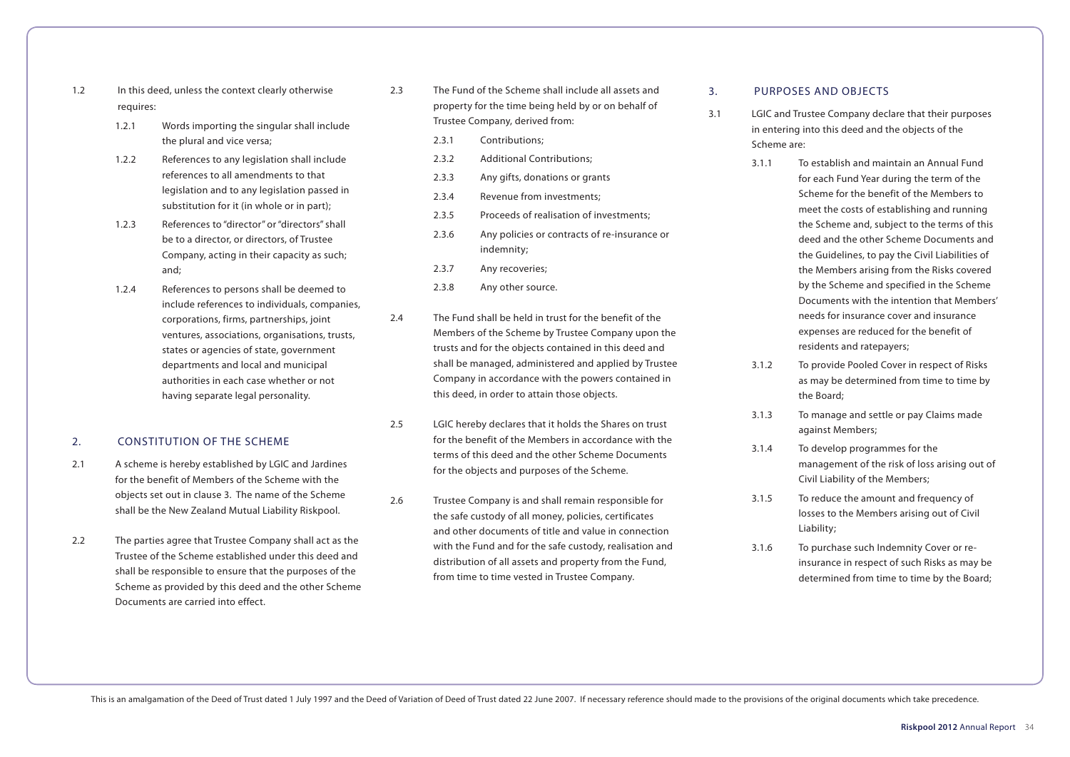1.2 In this deed, unless the context clearly otherwise requires:

1.2.1 Words importing the singular shall include the plural and vice versa;

1.2.2 References to any legislation shall include references to all amendments to that legislation and to any legislation passed in substitution for it (in whole or in part);

1.2.3 References to "director" or "directors" shall be to a director, or directors, of Trustee Company, acting in their capacity as such; and;

1.2.4 References to persons shall be deemed to include references to individuals, companies, corporations, firms, partnerships, joint ventures, associations, organisations, trusts, states or agencies of state, government departments and local and municipal authorities in each case whether or not having separate legal personality.

## 2. CONSTITUTION OF THE SCHEME

2.1 A scheme is hereby established by LGIC and Jardines for the benefit of Members of the Scheme with the objects set out in clause 3. The name of the Scheme shall be the New Zealand Mutual Liability Riskpool.

2.2 The parties agree that Trustee Company shall act as the Trustee of the Scheme established under this deed and shall be responsible to ensure that the purposes of the Scheme as provided by this deed and the other Scheme Documents are carried into effect.

2.3 The Fund of the Scheme shall include all assets and property for the time being held by or on behalf of Trustee Company, derived from:

2.3.1 Contributions;

2.3.2 Additional Contributions;

2.3.3 Any gifts, donations or grants

2.3.4 Revenue from investments;

2.3.5 Proceeds of realisation of investments;

2.3.6 Any policies or contracts of re-insurance or indemnity;

2.3.7 Any recoveries;

2.3.8 Any other source.

2.4 The Fund shall be held in trust for the benefit of the Members of the Scheme by Trustee Company upon the trusts and for the objects contained in this deed and shall be managed, administered and applied by Trustee Company in accordance with the powers contained in this deed, in order to attain those objects.

2.5 LGIC hereby declares that it holds the Shares on trust for the benefit of the Members in accordance with the terms of this deed and the other Scheme Documents for the objects and purposes of the Scheme.

2.6 Trustee Company is and shall remain responsible for the safe custody of all money, policies, certificates and other documents of title and value in connection with the Fund and for the safe custody, realisation and distribution of all assets and property from the Fund, from time to time vested in Trustee Company.

## 3. PURPOSES AND OBJECTS

3.1 LGIC and Trustee Company declare that their purposes in entering into this deed and the objects of the Scheme are:

3.1.1 To establish and maintain an Annual Fund for each Fund Year during the term of the Scheme for the benefit of the Members to meet the costs of establishing and running the Scheme and, subject to the terms of this deed and the other Scheme Documents and the Guidelines, to pay the Civil Liabilities of the Members arising from the Risks covered by the Scheme and specified in the Scheme Documents with the intention that Members' needs for insurance cover and insurance expenses are reduced for the benefit of residents and ratepayers;

3.1.2 To provide Pooled Cover in respect of Risks as may be determined from time to time by the Board;

3.1.3 To manage and settle or pay Claims made against Members;

3.1.4 To develop programmes for the management of the risk of loss arising out of Civil Liability of the Members;

3.1.5 To reduce the amount and frequency of losses to the Members arising out of Civil Liability;

3.1.6 To purchase such Indemnity Cover or re-insurance in respect of such Risks as may be determined from time to time by the Board;

This is an amalgamation of the Deed of Trust dated 1 July 1997 and the Deed of Variation of Deed of Trust dated 22 June 2007. If necessary reference should made to the provisions of the original documents which take precedence.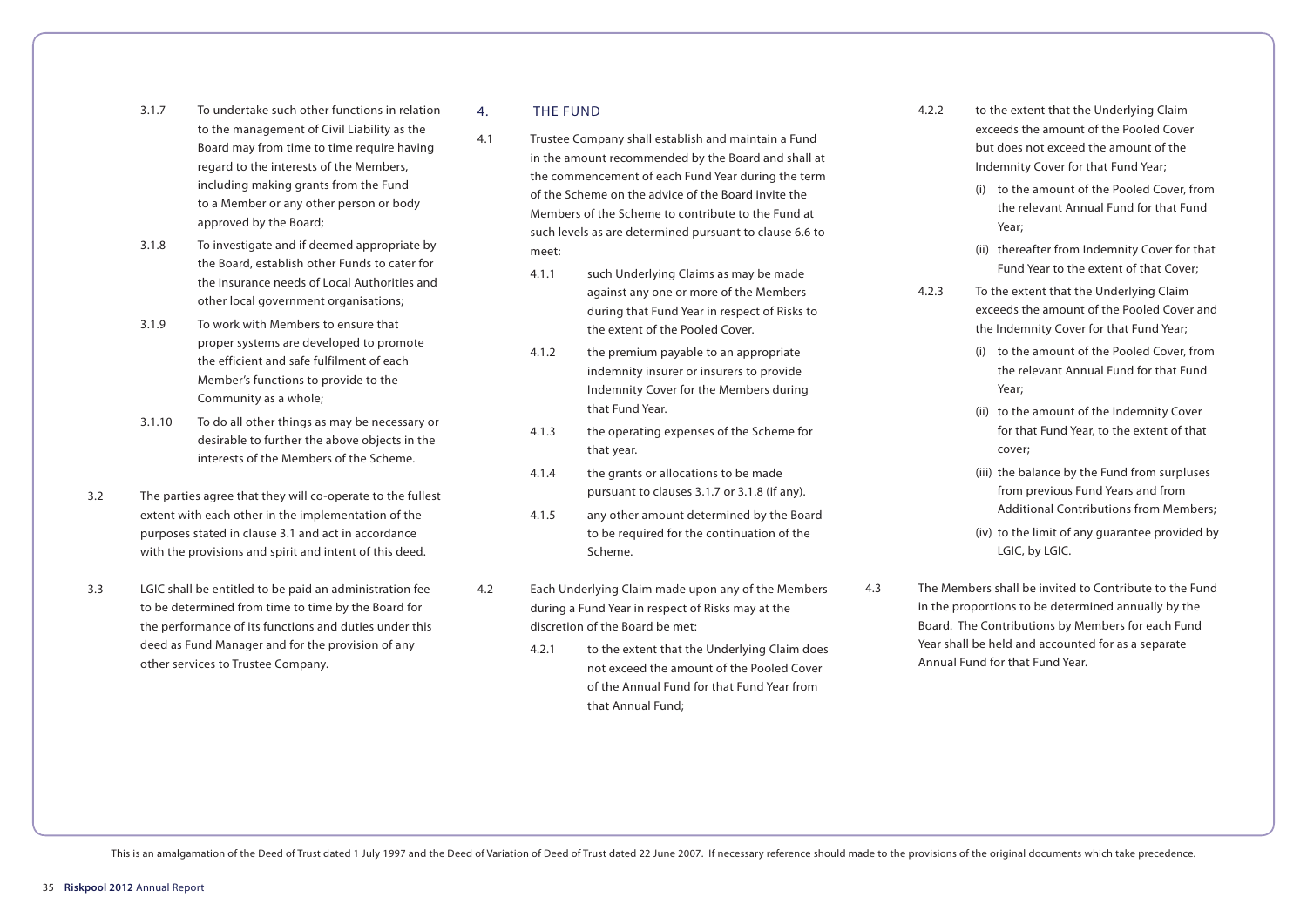3.1.7 To undertake such other functions in relation to the management of Civil Liability as the Board may from time to time require having regard to the interests of the Members, including making grants from the Fund to a Member or any other person or body approved by the Board;

3.1.8 To investigate and if deemed appropriate by the Board, establish other Funds to cater for the insurance needs of Local Authorities and other local government organisations;

3.1.9 To work with Members to ensure that proper systems are developed to promote the efficient and safe fulfilment of each Member's functions to provide to the Community as a whole;

3.1.10 To do all other things as may be necessary or desirable to further the above objects in the interests of the Members of the Scheme.

3.2 The parties agree that they will co-operate to the fullest extent with each other in the implementation of the purposes stated in clause 3.1 and act in accordance with the provisions and spirit and intent of this deed.

3.3 LGIC shall be entitled to be paid an administration fee to be determined from time to time by the Board for the performance of its functions and duties under this deed as Fund Manager and for the provision of any other services to Trustee Company.

## 4. THE FUND

4.1 Trustee Company shall establish and maintain a Fund in the amount recommended by the Board and shall at the commencement of each Fund Year during the term of the Scheme on the advice of the Board invite the Members of the Scheme to contribute to the Fund at such levels as are determined pursuant to clause 6.6 to meet:

4.1.1 such Underlying Claims as may be made against any one or more of the Members during that Fund Year in respect of Risks to the extent of the Pooled Cover.

4.1.2 the premium payable to an appropriate indemnity insurer or insurers to provide Indemnity Cover for the Members during that Fund Year.

4.1.3 the operating expenses of the Scheme for that year.

4.1.4 the grants or allocations to be made pursuant to clauses 3.1.7 or 3.1.8 (if any).

4.1.5 any other amount determined by the Board to be required for the continuation of the Scheme.

4.2 Each Underlying Claim made upon any of the Members during a Fund Year in respect of Risks may at the discretion of the Board be met:

4.2.1 to the extent that the Underlying Claim does not exceed the amount of the Pooled Cover of the Annual Fund for that Fund Year from that Annual Fund;

4.2.2 to the extent that the Underlying Claim exceeds the amount of the Pooled Cover but does not exceed the amount of the Indemnity Cover for that Fund Year;

(i) to the amount of the Pooled Cover, from the relevant Annual Fund for that Fund Year;

(ii) thereafter from Indemnity Cover for that Fund Year to the extent of that Cover;

4.2.3 To the extent that the Underlying Claim exceeds the amount of the Pooled Cover and the Indemnity Cover for that Fund Year;

(i) to the amount of the Pooled Cover, from the relevant Annual Fund for that Fund Year;

(ii) to the amount of the Indemnity Cover for that Fund Year, to the extent of that cover;

(iii) the balance by the Fund from surpluses from previous Fund Years and from Additional Contributions from Members;

(iv) to the limit of any guarantee provided by LGIC, by LGIC.

4.3 The Members shall be invited to Contribute to the Fund in the proportions to be determined annually by the Board. The Contributions by Members for each Fund Year shall be held and accounted for as a separate Annual Fund for that Fund Year.

This is an amalgamation of the Deed of Trust dated 1 July 1997 and the Deed of Variation of Deed of Trust dated 22 June 2007. If necessary reference should made to the provisions of the original documents which take precedence.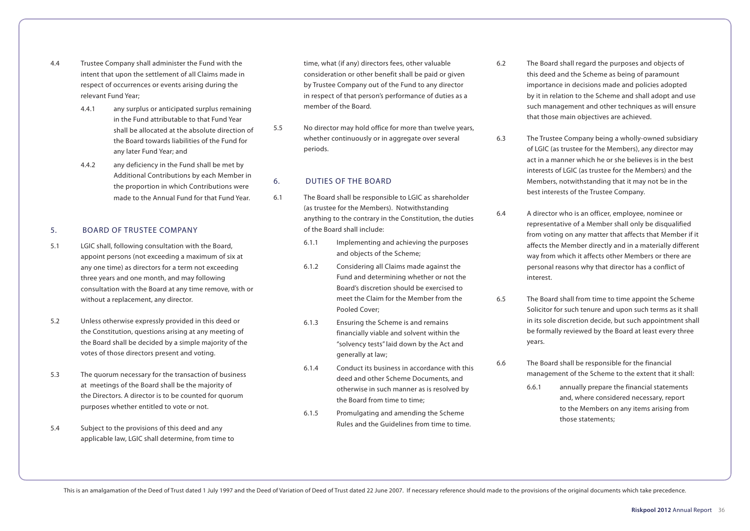4.4 Trustee Company shall administer the Fund with the intent that upon the settlement of all Claims made in respect of occurrences or events arising during the relevant Fund Year;

4.4.1 any surplus or anticipated surplus remaining in the Fund attributable to that Fund Year shall be allocated at the absolute direction of the Board towards liabilities of the Fund for any later Fund Year; and

4.4.2 any deficiency in the Fund shall be met by Additional Contributions by each Member in the proportion in which Contributions were made to the Annual Fund for that Fund Year.

## 5. BOARD OF TRUSTEE COMPANY

5.1 LGIC shall, following consultation with the Board, appoint persons (not exceeding a maximum of six at any one time) as directors for a term not exceeding three years and one month, and may following consultation with the Board at any time remove, with or without a replacement, any director.

5.2 Unless otherwise expressly provided in this deed or the Constitution, questions arising at any meeting of the Board shall be decided by a simple majority of the votes of those directors present and voting.

5.3 The quorum necessary for the transaction of business at meetings of the Board shall be the majority of the Directors. A director is to be counted for quorum purposes whether entitled to vote or not.

5.4 Subject to the provisions of this deed and any applicable law, LGIC shall determine, from time to time, what (if any) directors fees, other valuable consideration or other benefit shall be paid or given by Trustee Company out of the Fund to any director in respect of that person's performance of duties as a member of the Board.

5.5 No director may hold office for more than twelve years, whether continuously or in aggregate over several periods.

## 6. DUTIES OF THE BOARD

6.1 The Board shall be responsible to LGIC as shareholder (as trustee for the Members). Notwithstanding anything to the contrary in the Constitution, the duties of the Board shall include:

6.1.1 Implementing and achieving the purposes and objects of the Scheme;

6.1.2 Considering all Claims made against the Fund and determining whether or not the Board's discretion should be exercised to meet the Claim for the Member from the Pooled Cover;

6.1.3 Ensuring the Scheme is and remains financially viable and solvent within the "solvency tests" laid down by the Act and generally at law;

6.1.4 Conduct its business in accordance with this deed and other Scheme Documents, and otherwise in such manner as is resolved by the Board from time to time;

6.1.5 Promulgating and amending the Scheme Rules and the Guidelines from time to time.

6.2 The Board shall regard the purposes and objects of this deed and the Scheme as being of paramount importance in decisions made and policies adopted by it in relation to the Scheme and shall adopt and use such management and other techniques as will ensure that those main objectives are achieved.

6.3 The Trustee Company being a wholly-owned subsidiary of LGIC (as trustee for the Members), any director may act in a manner which he or she believes is in the best interests of LGIC (as trustee for the Members) and the Members, notwithstanding that it may not be in the best interests of the Trustee Company.

6.4 A director who is an officer, employee, nominee or representative of a Member shall only be disqualified from voting on any matter that affects that Member if it affects the Member directly and in a materially different way from which it affects other Members or there are personal reasons why that director has a conflict of interest.

6.5 The Board shall from time to time appoint the Scheme Solicitor for such tenure and upon such terms as it shall in its sole discretion decide, but such appointment shall be formally reviewed by the Board at least every three years.

6.6 The Board shall be responsible for the financial management of the Scheme to the extent that it shall:

6.6.1 annually prepare the financial statements and, where considered necessary, report to the Members on any items arising from those statements;

This is an amalgamation of the Deed of Trust dated 1 July 1997 and the Deed of Variation of Deed of Trust dated 22 June 2007. If necessary reference should made to the provisions of the original documents which take precedence.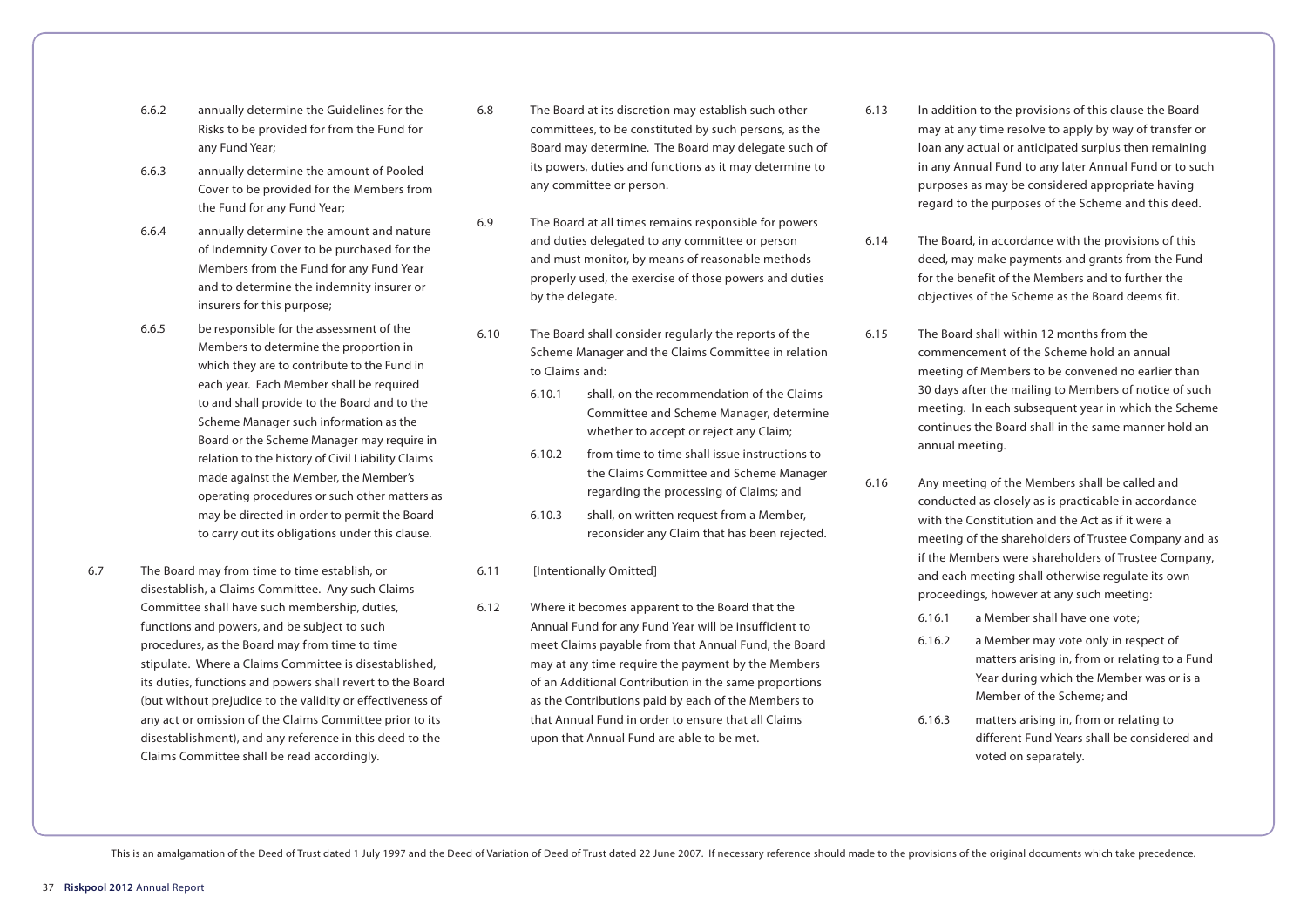6.6.2 annually determine the Guidelines for the Risks to be provided for from the Fund for any Fund Year;

6.6.3 annually determine the amount of Pooled Cover to be provided for the Members from the Fund for any Fund Year;

6.6.4 annually determine the amount and nature of Indemnity Cover to be purchased for the Members from the Fund for any Fund Year and to determine the indemnity insurer or insurers for this purpose;

6.6.5 be responsible for the assessment of the Members to determine the proportion in which they are to contribute to the Fund in each year. Each Member shall be required to and shall provide to the Board and to the Scheme Manager such information as the Board or the Scheme Manager may require in relation to the history of Civil Liability Claims made against the Member, the Member's operating procedures or such other matters as may be directed in order to permit the Board to carry out its obligations under this clause.

6.7 The Board may from time to time establish, or disestablish, a Claims Committee. Any such Claims Committee shall have such membership, duties, functions and powers, and be subject to such procedures, as the Board may from time to time stipulate. Where a Claims Committee is disestablished, its duties, functions and powers shall revert to the Board (but without prejudice to the validity or effectiveness of any act or omission of the Claims Committee prior to its disestablishment), and any reference in this deed to the Claims Committee shall be read accordingly.

6.8 The Board at its discretion may establish such other committees, to be constituted by such persons, as the Board may determine. The Board may delegate such of its powers, duties and functions as it may determine to any committee or person.

6.9 The Board at all times remains responsible for powers and duties delegated to any committee or person and must monitor, by means of reasonable methods properly used, the exercise of those powers and duties by the delegate.

6.10 The Board shall consider regularly the reports of the Scheme Manager and the Claims Committee in relation to Claims and:

6.10.1 shall, on the recommendation of the Claims Committee and Scheme Manager, determine whether to accept or reject any Claim;

6.10.2 from time to time shall issue instructions to the Claims Committee and Scheme Manager regarding the processing of Claims; and

6.10.3 shall, on written request from a Member, reconsider any Claim that has been rejected.

6.11 [Intentionally Omitted]

6.12 Where it becomes apparent to the Board that the Annual Fund for any Fund Year will be insufficient to meet Claims payable from that Annual Fund, the Board may at any time require the payment by the Members of an Additional Contribution in the same proportions as the Contributions paid by each of the Members to that Annual Fund in order to ensure that all Claims upon that Annual Fund are able to be met.

6.13 In addition to the provisions of this clause the Board may at any time resolve to apply by way of transfer or loan any actual or anticipated surplus then remaining in any Annual Fund to any later Annual Fund or to such purposes as may be considered appropriate having regard to the purposes of the Scheme and this deed.

6.14 The Board, in accordance with the provisions of this deed, may make payments and grants from the Fund for the benefit of the Members and to further the objectives of the Scheme as the Board deems fit.

6.15 The Board shall within 12 months from the commencement of the Scheme hold an annual meeting of Members to be convened no earlier than 30 days after the mailing to Members of notice of such meeting. In each subsequent year in which the Scheme continues the Board shall in the same manner hold an annual meeting.

6.16 Any meeting of the Members shall be called and conducted as closely as is practicable in accordance with the Constitution and the Act as if it were a meeting of the shareholders of Trustee Company and as if the Members were shareholders of Trustee Company, and each meeting shall otherwise regulate its own proceedings, however at any such meeting:

6.16.1 a Member shall have one vote;

6.16.2 a Member may vote only in respect of matters arising in, from or relating to a Fund Year during which the Member was or is a Member of the Scheme; and

6.16.3 matters arising in, from or relating to different Fund Years shall be considered and voted on separately.

This is an amalgamation of the Deed of Trust dated 1 July 1997 and the Deed of Variation of Deed of Trust dated 22 June 2007. If necessary reference should made to the provisions of the original documents which take precedence.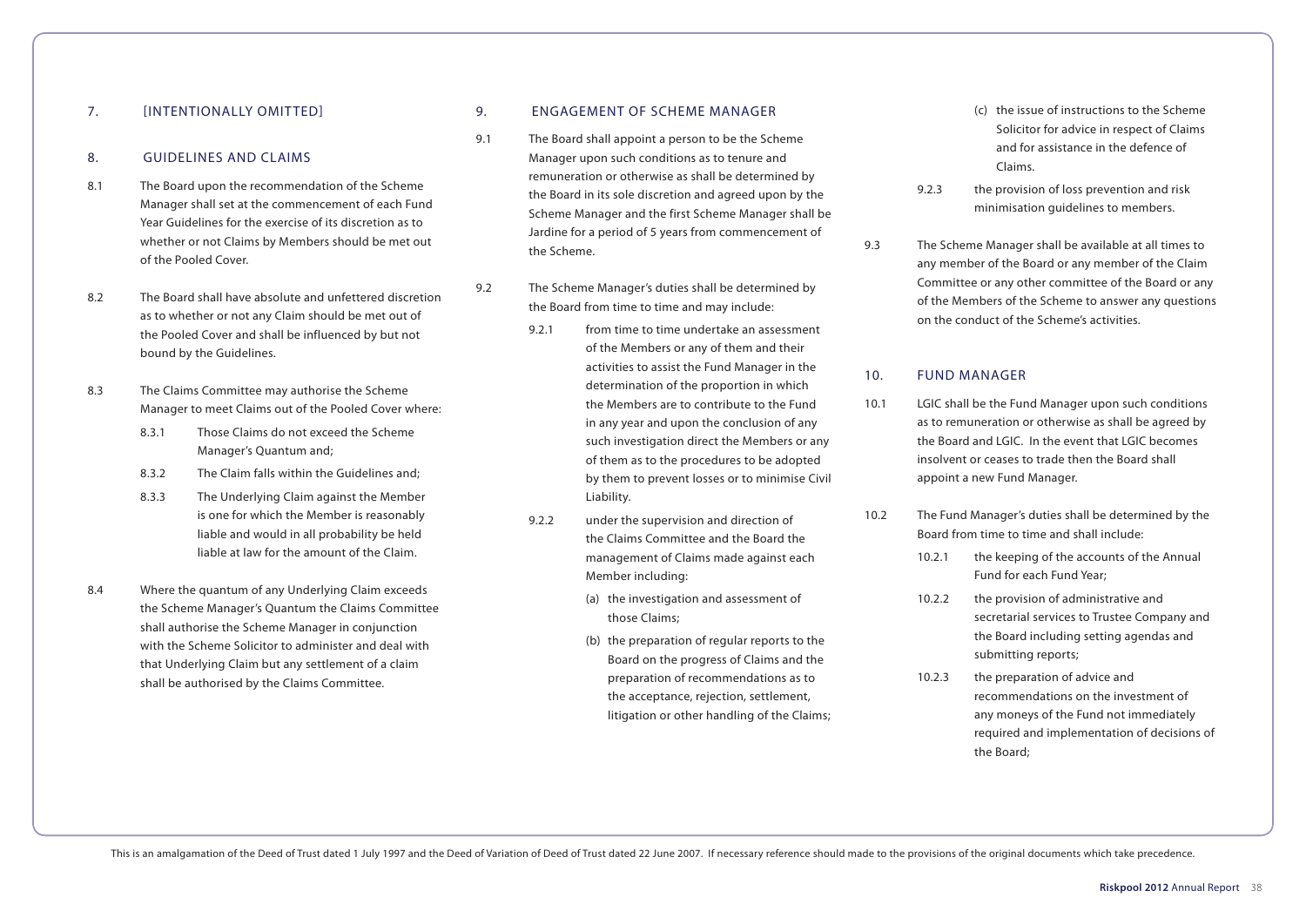## 7. [INTENTIONALLY OMITTED]

## 8. GUIDELINES AND CLAIMS

8.1 The Board upon the recommendation of the Scheme Manager shall set at the commencement of each Fund Year Guidelines for the exercise of its discretion as to whether or not Claims by Members should be met out of the Pooled Cover.

8.2 The Board shall have absolute and unfettered discretion as to whether or not any Claim should be met out of the Pooled Cover and shall be influenced by but not bound by the Guidelines.

8.3 The Claims Committee may authorise the Scheme Manager to meet Claims out of the Pooled Cover where:

8.3.1 Those Claims do not exceed the Scheme Manager's Quantum and;

8.3.2 The Claim falls within the Guidelines and;

8.3.3 The Underlying Claim against the Member is one for which the Member is reasonably liable and would in all probability be held liable at law for the amount of the Claim.

8.4 Where the quantum of any Underlying Claim exceeds the Scheme Manager's Quantum the Claims Committee shall authorise the Scheme Manager in conjunction with the Scheme Solicitor to administer and deal with that Underlying Claim but any settlement of a claim shall be authorised by the Claims Committee.

## 9. ENGAGEMENT OF SCHEME MANAGER

9.1 The Board shall appoint a person to be the Scheme Manager upon such conditions as to tenure and remuneration or otherwise as shall be determined by the Board in its sole discretion and agreed upon by the Scheme Manager and the first Scheme Manager shall be Jardine for a period of 5 years from commencement of the Scheme.

9.2 The Scheme Manager's duties shall be determined by the Board from time to time and may include:

9.2.1 from time to time undertake an assessment of the Members or any of them and their activities to assist the Fund Manager in the determination of the proportion in which the Members are to contribute to the Fund in any year and upon the conclusion of any such investigation direct the Members or any of them as to the procedures to be adopted by them to prevent losses or to minimise Civil Liability.

9.2.2 under the supervision and direction of the Claims Committee and the Board the management of Claims made against each Member including:

(a) the investigation and assessment of those Claims;

(b) the preparation of regular reports to the Board on the progress of Claims and the preparation of recommendations as to the acceptance, rejection, settlement, litigation or other handling of the Claims;

(c) the issue of instructions to the Scheme Solicitor for advice in respect of Claims and for assistance in the defence of Claims.

9.2.3 the provision of loss prevention and risk minimisation guidelines to members.

9.3 The Scheme Manager shall be available at all times to any member of the Board or any member of the Claim Committee or any other committee of the Board or any of the Members of the Scheme to answer any questions on the conduct of the Scheme's activities.

## 10. FUND MANAGER

10.1 LGIC shall be the Fund Manager upon such conditions as to remuneration or otherwise as shall be agreed by the Board and LGIC. In the event that LGIC becomes insolvent or ceases to trade then the Board shall appoint a new Fund Manager.

10.2 The Fund Manager's duties shall be determined by the Board from time to time and shall include:

10.2.1 the keeping of the accounts of the Annual Fund for each Fund Year;

10.2.2 the provision of administrative and secretarial services to Trustee Company and the Board including setting agendas and submitting reports;

10.2.3 the preparation of advice and recommendations on the investment of any moneys of the Fund not immediately required and implementation of decisions of the Board;

This is an amalgamation of the Deed of Trust dated 1 July 1997 and the Deed of Variation of Deed of Trust dated 22 June 2007. If necessary reference should made to the provisions of the original documents which take precedence.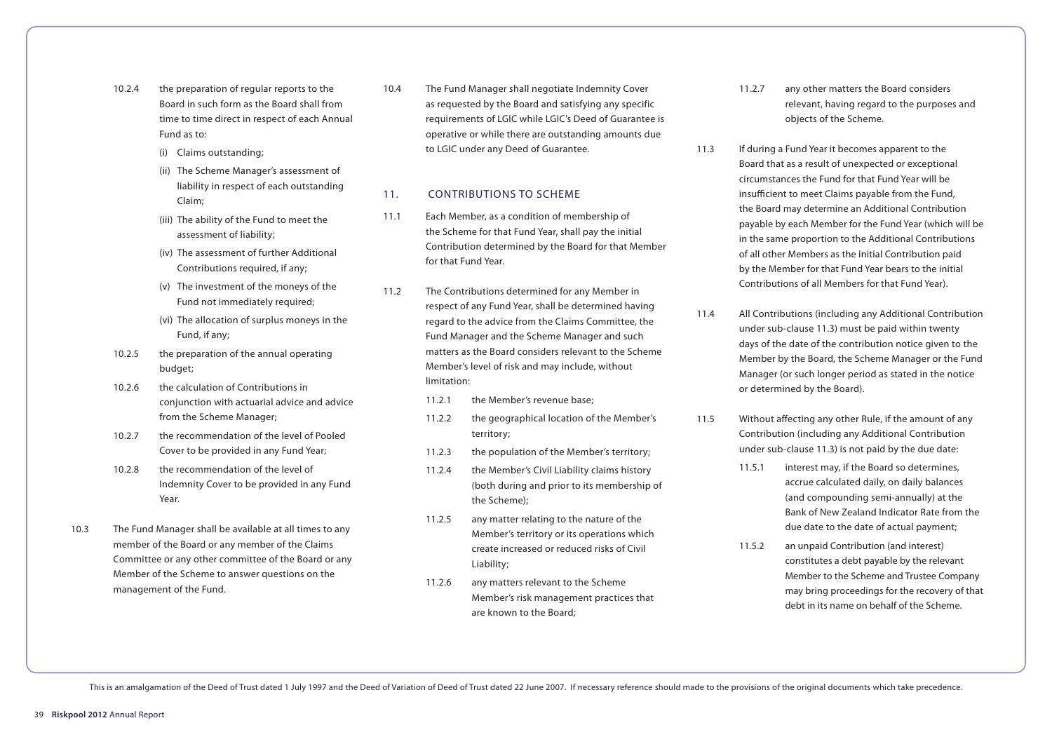10.2.4 the preparation of regular reports to the Board in such form as the Board shall from time to time direct in respect of each Annual Fund as to:

(i) Claims outstanding;

(ii) The Scheme Manager's assessment of liability in respect of each outstanding Claim;

(iii) The ability of the Fund to meet the assessment of liability;

(iv) The assessment of further Additional Contributions required, if any;

(v) The investment of the moneys of the Fund not immediately required;

(vi) The allocation of surplus moneys in the Fund, if any;

10.2.5 the preparation of the annual operating budget;

10.2.6 the calculation of Contributions in conjunction with actuarial advice and advice from the Scheme Manager;

10.2.7 the recommendation of the level of Pooled Cover to be provided in any Fund Year;

10.2.8 the recommendation of the level of Indemnity Cover to be provided in any Fund Year.

10.3 The Fund Manager shall be available at all times to any member of the Board or any member of the Claims Committee or any other committee of the Board or any Member of the Scheme to answer questions on the management of the Fund.

10.4 The Fund Manager shall negotiate Indemnity Cover as requested by the Board and satisfying any specific requirements of LGIC while LGIC's Deed of Guarantee is operative or while there are outstanding amounts due to LGIC under any Deed of Guarantee.

## 11. CONTRIBUTIONS TO SCHEME

11.1 Each Member, as a condition of membership of the Scheme for that Fund Year, shall pay the initial Contribution determined by the Board for that Member for that Fund Year.

11.2 The Contributions determined for any Member in respect of any Fund Year, shall be determined having regard to the advice from the Claims Committee, the Fund Manager and the Scheme Manager and such matters as the Board considers relevant to the Scheme Member's level of risk and may include, without limitation:

11.2.1 the Member's revenue base;

11.2.2 the geographical location of the Member's territory;

11.2.3 the population of the Member's territory;

11.2.4 the Member's Civil Liability claims history (both during and prior to its membership of the Scheme);

11.2.5 any matter relating to the nature of the Member's territory or its operations which create increased or reduced risks of Civil Liability;

11.2.6 any matters relevant to the Scheme Member's risk management practices that are known to the Board;

11.2.7 any other matters the Board considers relevant, having regard to the purposes and objects of the Scheme.

11.3 If during a Fund Year it becomes apparent to the Board that as a result of unexpected or exceptional circumstances the Fund for that Fund Year will be insufficient to meet Claims payable from the Fund, the Board may determine an Additional Contribution payable by each Member for the Fund Year (which will be in the same proportion to the Additional Contributions of all other Members as the initial Contribution paid by the Member for that Fund Year bears to the initial Contributions of all Members for that Fund Year).

11.4 All Contributions (including any Additional Contribution under sub-clause 11.3) must be paid within twenty days of the date of the contribution notice given to the Member by the Board, the Scheme Manager or the Fund Manager (or such longer period as stated in the notice or determined by the Board).

11.5 Without affecting any other Rule, if the amount of any Contribution (including any Additional Contribution under sub-clause 11.3) is not paid by the due date:

11.5.1 interest may, if the Board so determines, accrue calculated daily, on daily balances (and compounding semi-annually) at the Bank of New Zealand Indicator Rate from the due date to the date of actual payment;

11.5.2 an unpaid Contribution (and interest) constitutes a debt payable by the relevant Member to the Scheme and Trustee Company may bring proceedings for the recovery of that debt in its name on behalf of the Scheme.

This is an amalgamation of the Deed of Trust dated 1 July 1997 and the Deed of Variation of Deed of Trust dated 22 June 2007. If necessary reference should made to the provisions of the original documents which take precedence.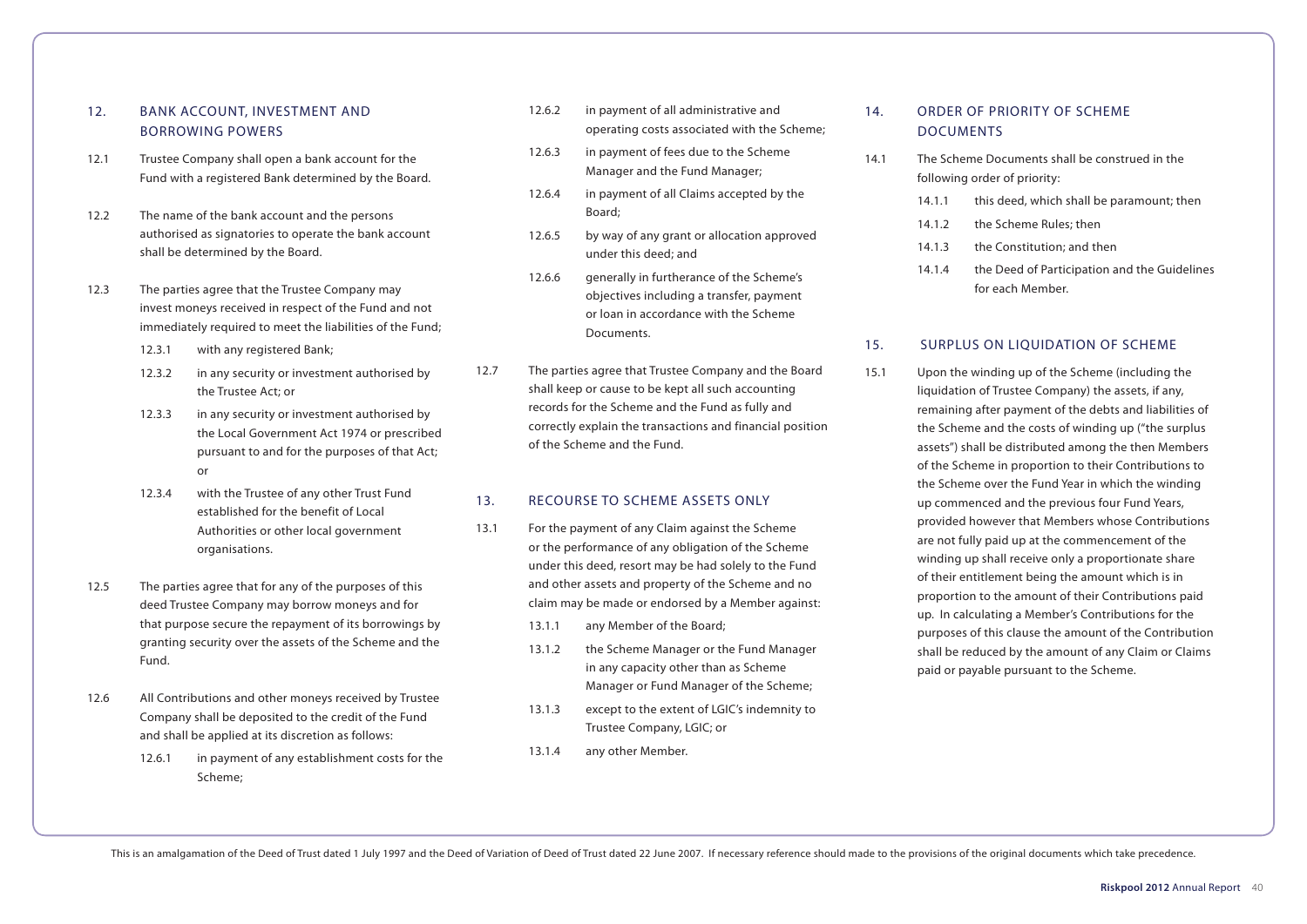## 12. BANK ACCOUNT, INVESTMENT AND BORROWING POWERS

12.1 Trustee Company shall open a bank account for the Fund with a registered Bank determined by the Board.

12.2 The name of the bank account and the persons authorised as signatories to operate the bank account shall be determined by the Board.

12.3 The parties agree that the Trustee Company may invest moneys received in respect of the Fund and not immediately required to meet the liabilities of the Fund;

- 12.3.1 with any registered Bank;
- 12.3.2 in any security or investment authorised by the Trustee Act; or
- 12.3.3 in any security or investment authorised by the Local Government Act 1974 or prescribed pursuant to and for the purposes of that Act; or
- 12.3.4 with the Trustee of any other Trust Fund established for the benefit of Local Authorities or other local government organisations.

12.5 The parties agree that for any of the purposes of this deed Trustee Company may borrow moneys and for that purpose secure the repayment of its borrowings by granting security over the assets of the Scheme and the Fund.

12.6 All Contributions and other moneys received by Trustee Company shall be deposited to the credit of the Fund and shall be applied at its discretion as follows:

- 12.6.1 in payment of any establishment costs for the Scheme;
- 12.6.2 in payment of all administrative and operating costs associated with the Scheme;
- 12.6.3 in payment of fees due to the Scheme Manager and the Fund Manager;
- 12.6.4 in payment of all Claims accepted by the Board;
- 12.6.5 by way of any grant or allocation approved under this deed; and
- 12.6.6 generally in furtherance of the Scheme's objectives including a transfer, payment or loan in accordance with the Scheme Documents.

12.7 The parties agree that Trustee Company and the Board shall keep or cause to be kept all such accounting records for the Scheme and the Fund as fully and correctly explain the transactions and financial position of the Scheme and the Fund.

## 13. RECOURSE TO SCHEME ASSETS ONLY

13.1 For the payment of any Claim against the Scheme or the performance of any obligation of the Scheme under this deed, resort may be had solely to the Fund and other assets and property of the Scheme and no claim may be made or endorsed by a Member against:

- 13.1.1 any Member of the Board;
- 13.1.2 the Scheme Manager or the Fund Manager in any capacity other than as Scheme Manager or Fund Manager of the Scheme;
- 13.1.3 except to the extent of LGIC's indemnity to Trustee Company, LGIC; or
- 13.1.4 any other Member.

## 14. ORDER OF PRIORITY OF SCHEME DOCUMENTS

14.1 The Scheme Documents shall be construed in the following order of priority:

- 14.1.1 this deed, which shall be paramount; then
- 14.1.2 the Scheme Rules; then
- 14.1.3 the Constitution; and then
- 14.1.4 the Deed of Participation and the Guidelines for each Member.

## 15. SURPLUS ON LIQUIDATION OF SCHEME

15.1 Upon the winding up of the Scheme (including the liquidation of Trustee Company) the assets, if any, remaining after payment of the debts and liabilities of the Scheme and the costs of winding up ("the surplus assets") shall be distributed among the then Members of the Scheme in proportion to their Contributions to the Scheme over the Fund Year in which the winding up commenced and the previous four Fund Years, provided however that Members whose Contributions are not fully paid up at the commencement of the winding up shall receive only a proportionate share of their entitlement being the amount which is in proportion to the amount of their Contributions paid up. In calculating a Member's Contributions for the purposes of this clause the amount of the Contribution shall be reduced by the amount of any Claim or Claims paid or payable pursuant to the Scheme.

This is an amalgamation of the Deed of Trust dated 1 July 1997 and the Deed of Variation of Deed of Trust dated 22 June 2007. If necessary reference should made to the provisions of the original documents which take precedence.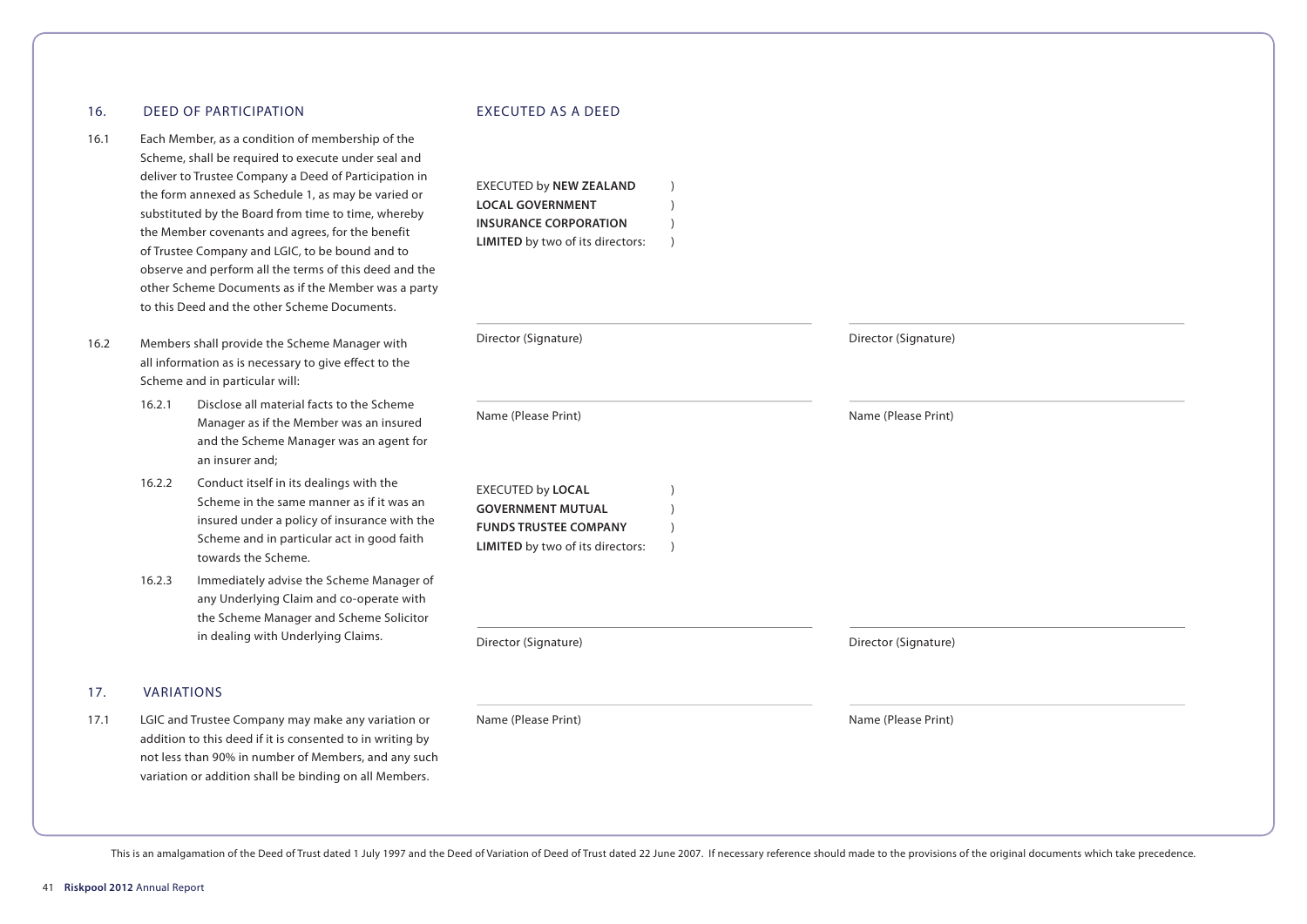## 16. DEED OF PARTICIPATION

16.1 Each Member, as a condition of membership of the Scheme, shall be required to execute under seal and deliver to Trustee Company a Deed of Participation in the form annexed as Schedule 1, as may be varied or substituted by the Board from time to time, whereby the Member covenants and agrees, for the benefit of Trustee Company and LGIC, to be bound and to observe and perform all the terms of this deed and the other Scheme Documents as if the Member was a party to this Deed and the other Scheme Documents.

16.2 Members shall provide the Scheme Manager with all information as is necessary to give effect to the Scheme and in particular will:

- 16.2.1 Disclose all material facts to the Scheme Manager as if the Member was an insured and the Scheme Manager was an agent for an insurer and;
- 16.2.2 Conduct itself in its dealings with the Scheme in the same manner as if it was an insured under a policy of insurance with the Scheme and in particular act in good faith towards the Scheme.
- 16.2.3 Immediately advise the Scheme Manager of any Underlying Claim and co-operate with the Scheme Manager and Scheme Solicitor in dealing with Underlying Claims.

## 17. VARIATIONS

17.1 LGIC and Trustee Company may make any variation or addition to this deed if it is consented to in writing by not less than 90% in number of Members, and any such variation or addition shall be binding on all Members.

## EXECUTED AS A DEED

EXECUTED by **NEW ZEALAND LOCAL GOVERNMENT INSURANCE CORPORATION LIMITED** by two of its directors: )

Director (Signature) Director (Signature)

Name (Please Print) Name (Please Print)

EXECUTED by **LOCAL GOVERNMENT MUTUAL FUNDS TRUSTEE COMPANY LIMITED** by two of its directors: )

Director (Signature) Director (Signature)

Name (Please Print) Name (Please Print)

This is an amalgamation of the Deed of Trust dated 1 July 1997 and the Deed of Variation of Deed of Trust dated 22 June 2007. If necessary reference should made to the provisions of the original documents which take precedence.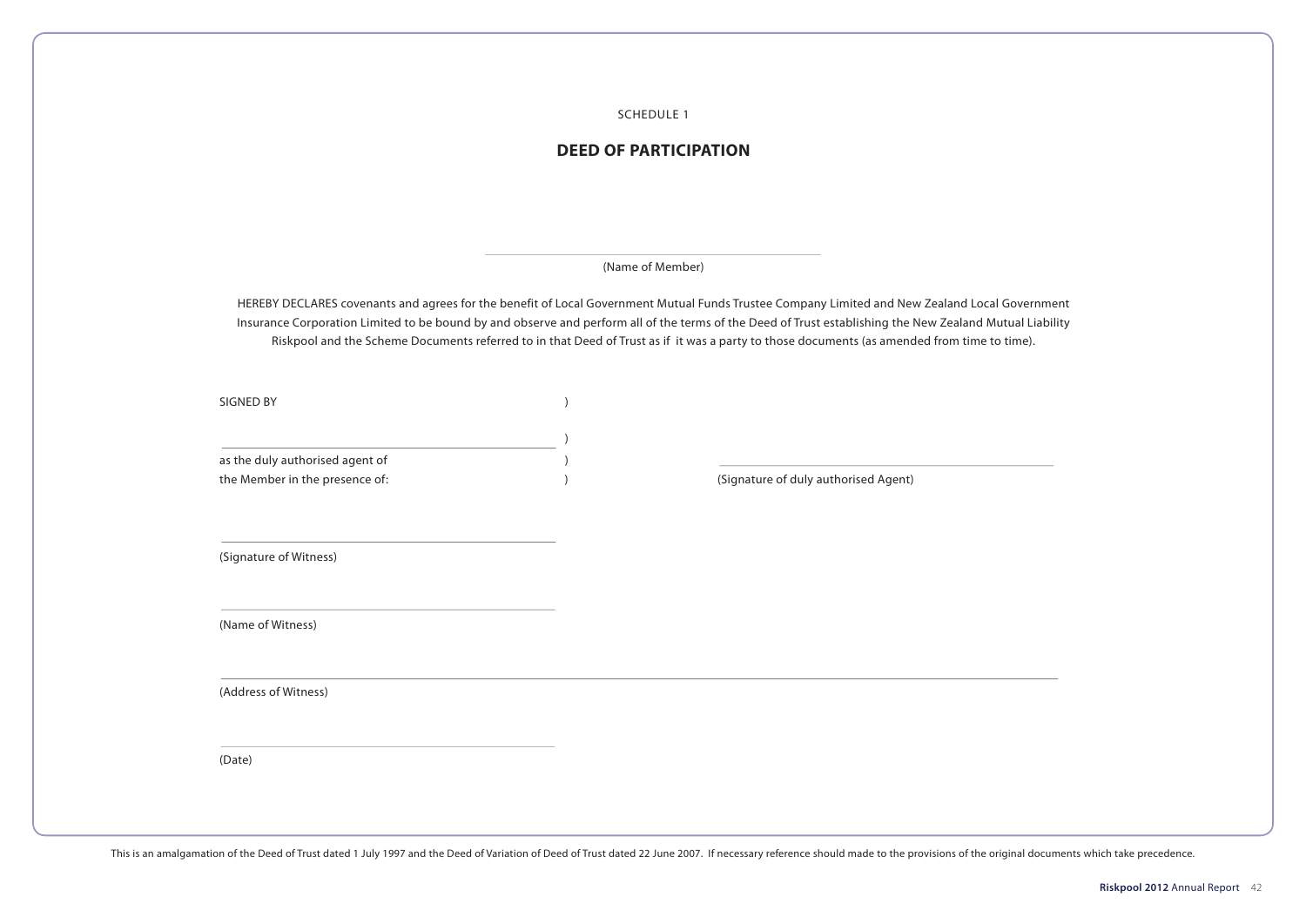SCHEDULE 1

## DEED OF PARTICIPATION

_______________________________________

(Name of Member)

HEREBY DECLARES covenants and agrees for the benefit of Local Government Mutual Funds Trustee Company Limited and New Zealand Local Government Insurance Corporation Limited to be bound by and observe and perform all of the terms of the Deed of Trust establishing the New Zealand Mutual Liability Riskpool and the Scheme Documents referred to in that Deed of Trust as if it was a party to those documents (as amended from time to time).

SIGNED BY )

_______________________________________ )

as the duly authorised agent of )

the Member in the presence of: )

_______________________________________

(Signature of duly authorised Agent)

_______________________________________

(Signature of Witness)

_______________________________________

(Name of Witness)

_______________________________________

(Address of Witness)

_______________________________________

(Date)

This is an amalgamation of the Deed of Trust dated 1 July 1997 and the Deed of Variation of Deed of Trust dated 22 June 2007. If necessary reference should made to the provisions of the original documents which take precedence.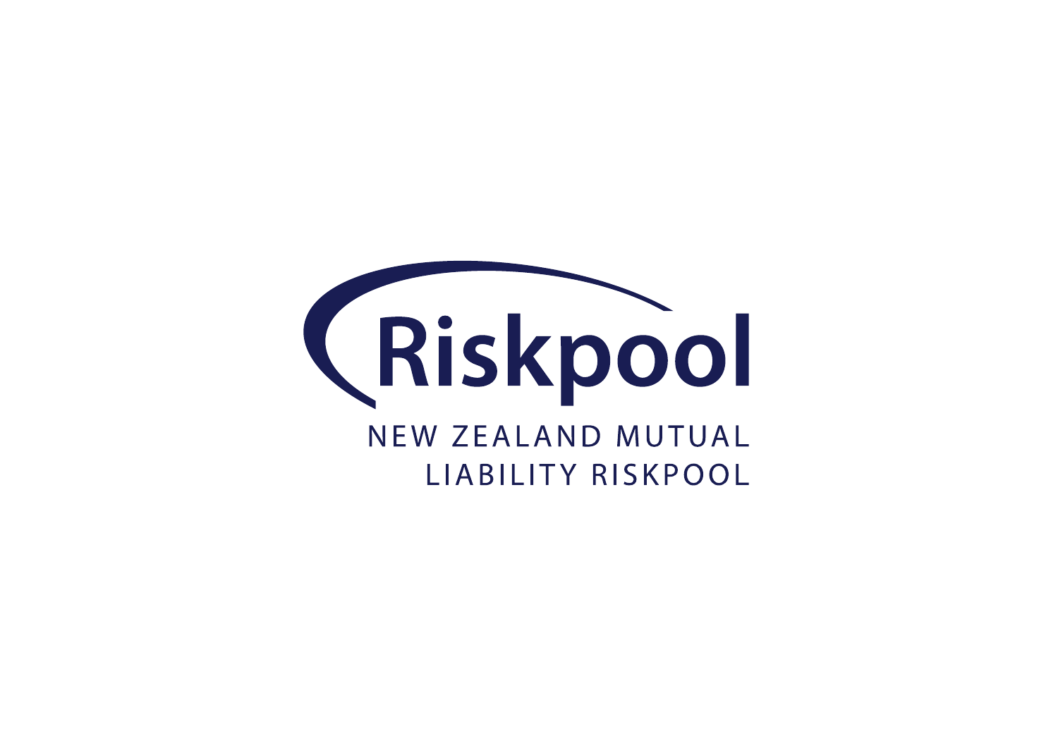Riskpool

NEW ZEALAND MUTUAL LIABILITY RISKPOOL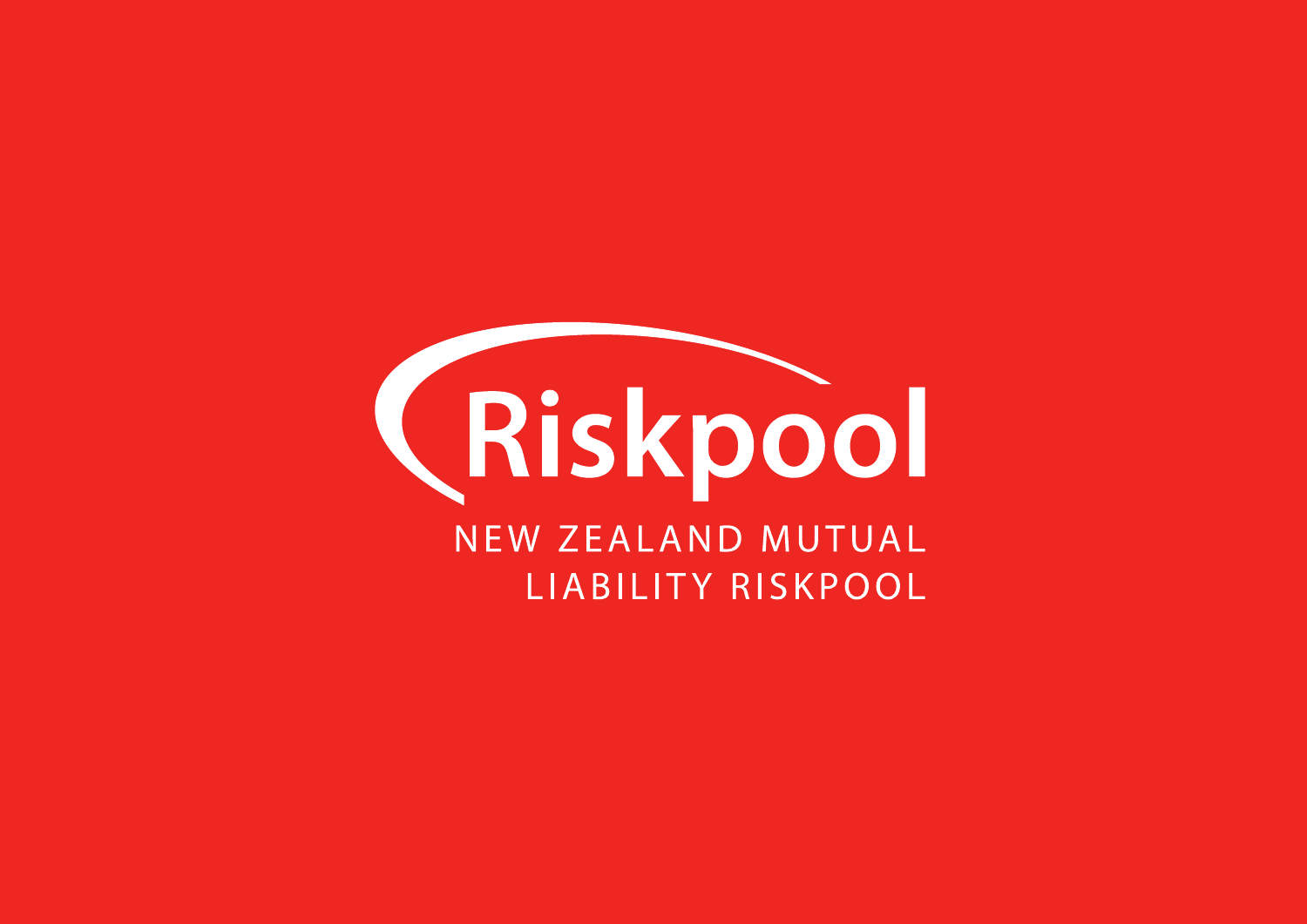Riskpool

NEW ZEALAND MUTUAL
LIABILITY RISKPOOL